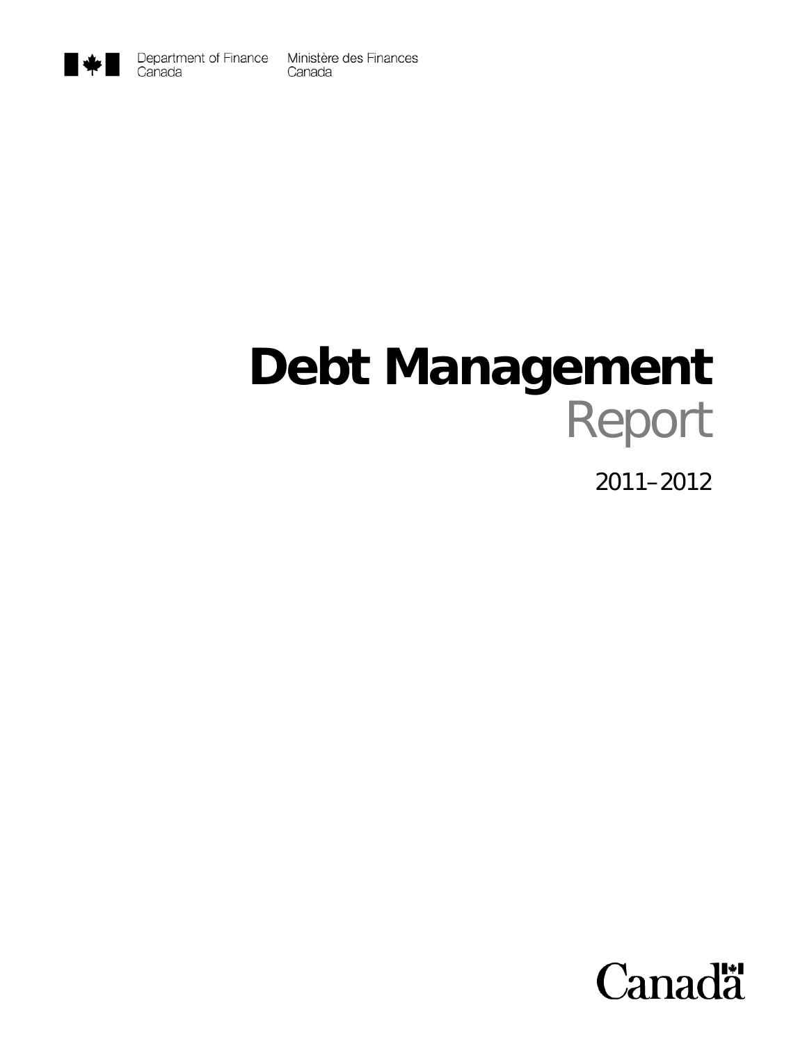Department of Finance Canada — Ministère des Finances Canada

# Debt Management Report

## 2011–2012

Canada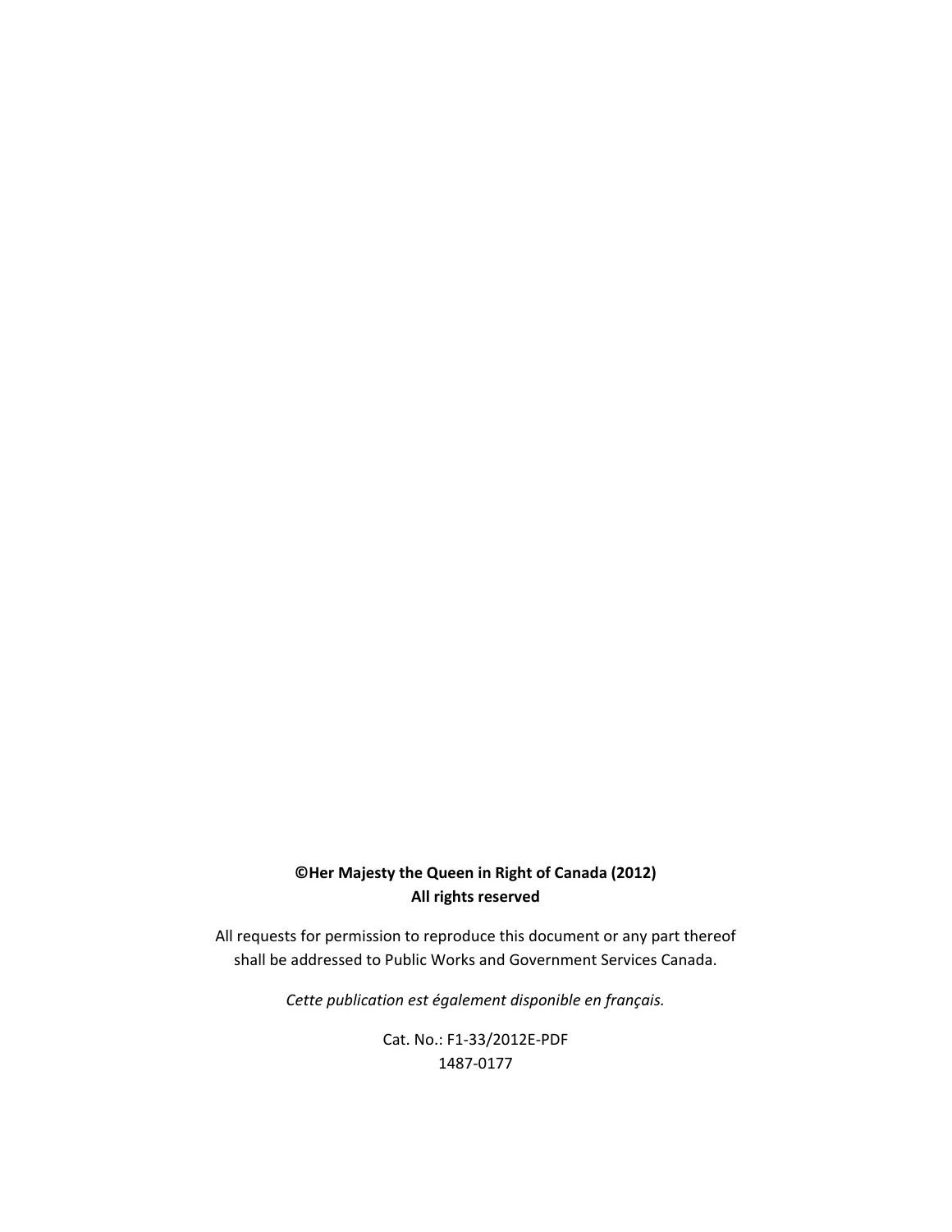**©Her Majesty the Queen in Right of Canada (2012)**
**All rights reserved**

All requests for permission to reproduce this document or any part thereof shall be addressed to Public Works and Government Services Canada.

*Cette publication est également disponible en français.*

Cat. No.: F1-33/2012E-PDF
1487-0177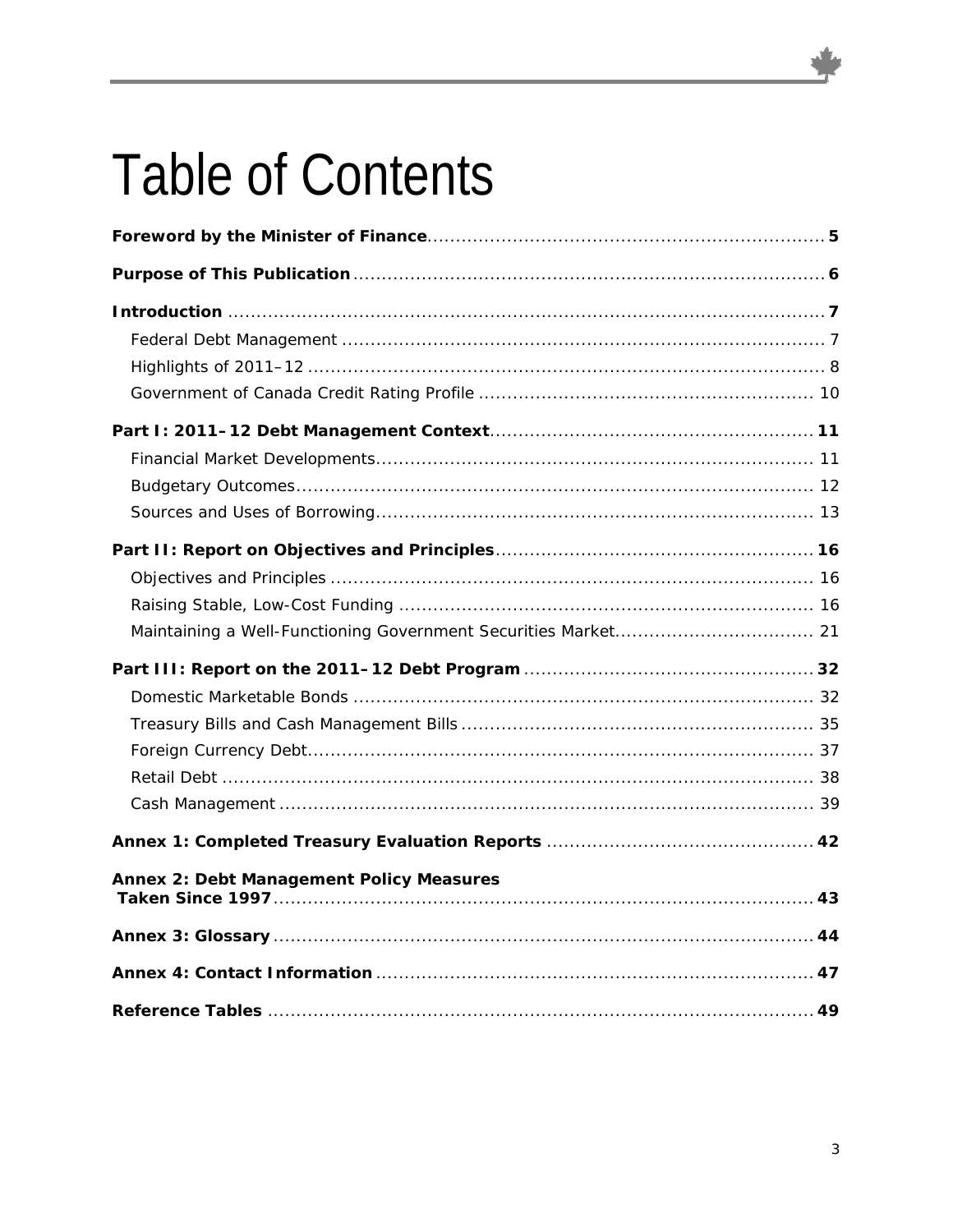# Table of Contents

**Foreword by the Minister of Finance** .......... **5**

**Purpose of This Publication** .......... **6**

**Introduction** .......... **7**

- Federal Debt Management .......... 7
- Highlights of 2011–12 .......... 8
- Government of Canada Credit Rating Profile .......... 10

**Part I: 2011–12 Debt Management Context** .......... **11**

- Financial Market Developments .......... 11
- Budgetary Outcomes .......... 12
- Sources and Uses of Borrowing .......... 13

**Part II: Report on Objectives and Principles** .......... **16**

- Objectives and Principles .......... 16
- Raising Stable, Low-Cost Funding .......... 16
- Maintaining a Well-Functioning Government Securities Market .......... 21

**Part III: Report on the 2011–12 Debt Program** .......... **32**

- Domestic Marketable Bonds .......... 32
- Treasury Bills and Cash Management Bills .......... 35
- Foreign Currency Debt .......... 37
- Retail Debt .......... 38
- Cash Management .......... 39

**Annex 1: Completed Treasury Evaluation Reports** .......... **42**

**Annex 2: Debt Management Policy Measures Taken Since 1997** .......... **43**

**Annex 3: Glossary** .......... **44**

**Annex 4: Contact Information** .......... **47**

**Reference Tables** .......... **49**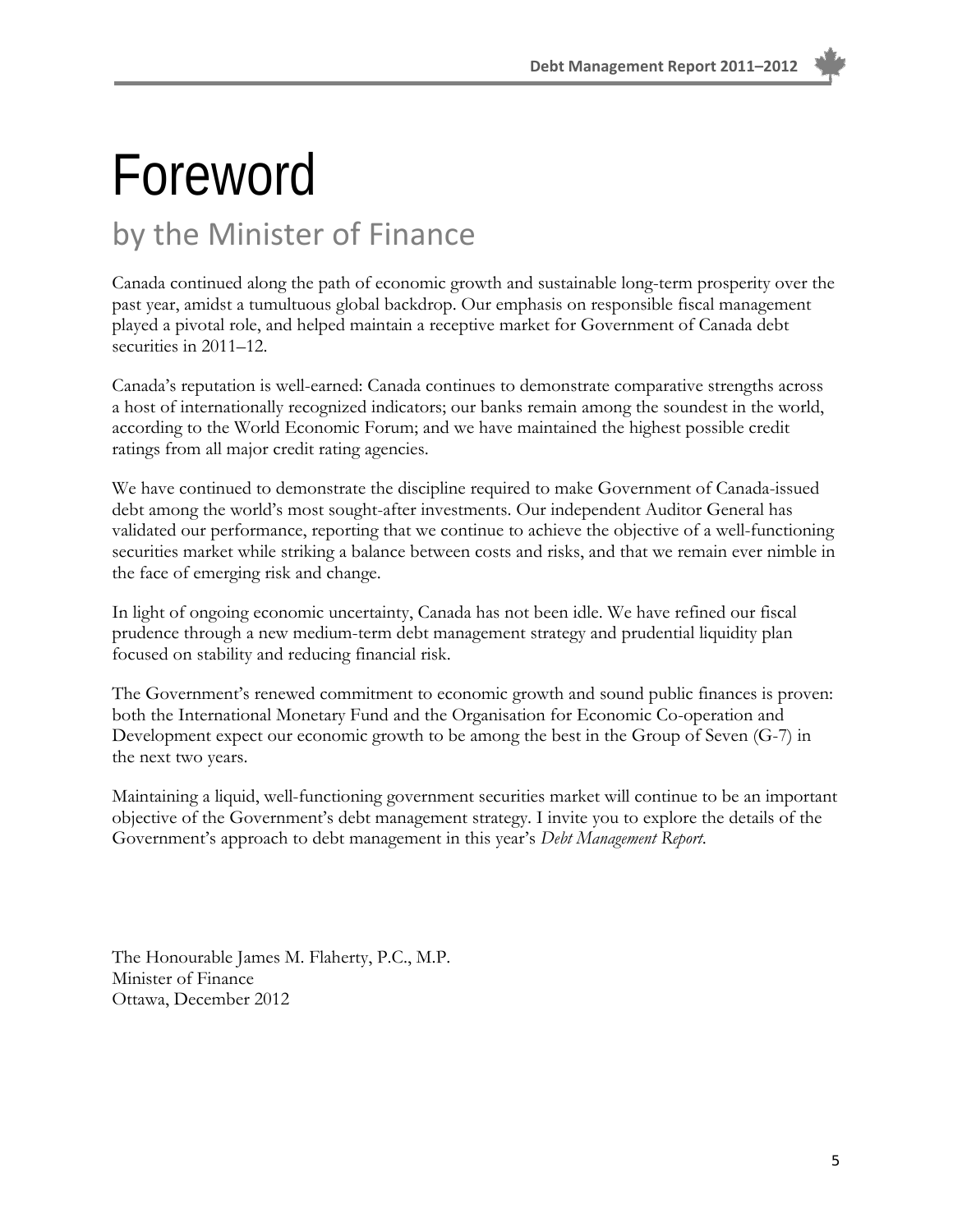# Foreword

## by the Minister of Finance

Canada continued along the path of economic growth and sustainable long-term prosperity over the past year, amidst a tumultuous global backdrop. Our emphasis on responsible fiscal management played a pivotal role, and helped maintain a receptive market for Government of Canada debt securities in 2011–12.

Canada's reputation is well-earned: Canada continues to demonstrate comparative strengths across a host of internationally recognized indicators; our banks remain among the soundest in the world, according to the World Economic Forum; and we have maintained the highest possible credit ratings from all major credit rating agencies.

We have continued to demonstrate the discipline required to make Government of Canada-issued debt among the world's most sought-after investments. Our independent Auditor General has validated our performance, reporting that we continue to achieve the objective of a well-functioning securities market while striking a balance between costs and risks, and that we remain ever nimble in the face of emerging risk and change.

In light of ongoing economic uncertainty, Canada has not been idle. We have refined our fiscal prudence through a new medium-term debt management strategy and prudential liquidity plan focused on stability and reducing financial risk.

The Government's renewed commitment to economic growth and sound public finances is proven: both the International Monetary Fund and the Organisation for Economic Co-operation and Development expect our economic growth to be among the best in the Group of Seven (G-7) in the next two years.

Maintaining a liquid, well-functioning government securities market will continue to be an important objective of the Government's debt management strategy. I invite you to explore the details of the Government's approach to debt management in this year's *Debt Management Report*.

The Honourable James M. Flaherty, P.C., M.P.
Minister of Finance
Ottawa, December 2012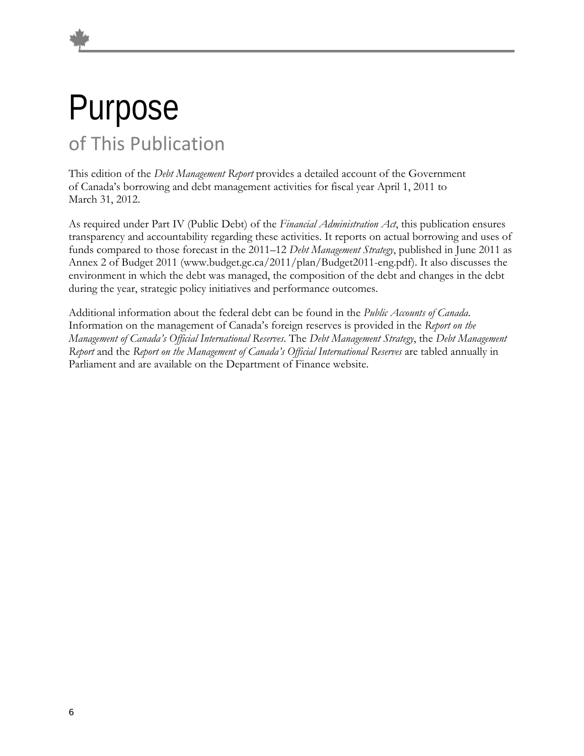# Purpose

## of This Publication

This edition of the *Debt Management Report* provides a detailed account of the Government of Canada's borrowing and debt management activities for fiscal year April 1, 2011 to March 31, 2012.

As required under Part IV (Public Debt) of the *Financial Administration Act*, this publication ensures transparency and accountability regarding these activities. It reports on actual borrowing and uses of funds compared to those forecast in the 2011–12 *Debt Management Strategy*, published in June 2011 as Annex 2 of Budget 2011 (www.budget.gc.ca/2011/plan/Budget2011-eng.pdf). It also discusses the environment in which the debt was managed, the composition of the debt and changes in the debt during the year, strategic policy initiatives and performance outcomes.

Additional information about the federal debt can be found in the *Public Accounts of Canada*. Information on the management of Canada's foreign reserves is provided in the *Report on the Management of Canada's Official International Reserves*. The *Debt Management Strategy*, the *Debt Management Report* and the *Report on the Management of Canada's Official International Reserves* are tabled annually in Parliament and are available on the Department of Finance website.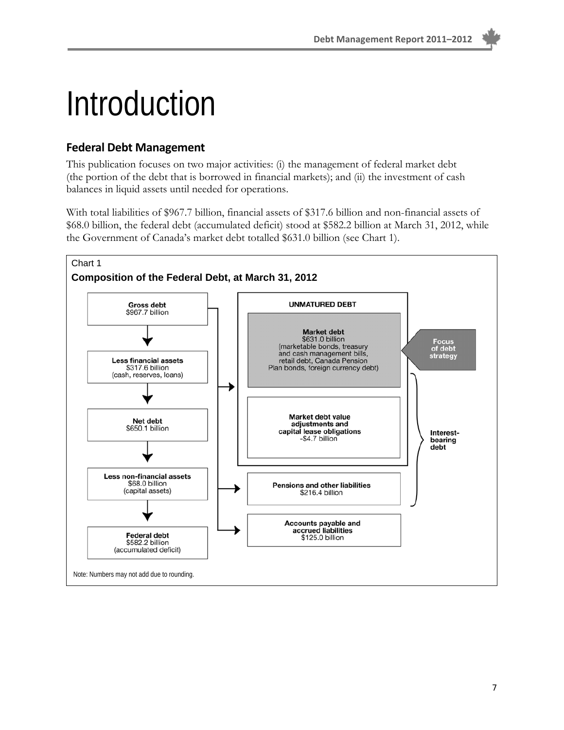# Introduction

## Federal Debt Management

This publication focuses on two major activities: (i) the management of federal market debt (the portion of the debt that is borrowed in financial markets); and (ii) the investment of cash balances in liquid assets until needed for operations.

With total liabilities of $967.7 billion, financial assets of $317.6 billion and non-financial assets of $68.0 billion, the federal debt (accumulated deficit) stood at $582.2 billion at March 31, 2012, while the Government of Canada's market debt totalled $631.0 billion (see Chart 1).

Chart 1

**Composition of the Federal Debt, at March 31, 2012**

**Gross debt**
$967.7 billion

**Less financial assets**
$317.6 billion
(cash, reserves, loans)

**Net debt**
$650.1 billion

**Less non-financial assets**
$68.0 billion
(capital assets)

**Federal debt**
$582.2 billion
(accumulated deficit)

**UNMATURED DEBT**

**Market debt**
$631.0 billion
(marketable bonds, treasury and cash management bills, retail debt, Canada Pension Plan bonds, foreign currency debt)

**Focus of debt strategy**

**Market debt value adjustments and capital lease obligations**
-$4.7 billion

**Pensions and other liabilities**
$216.4 billion

**Interest-bearing debt**

**Accounts payable and accrued liabilities**
$125.0 billion

Note: Numbers may not add due to rounding.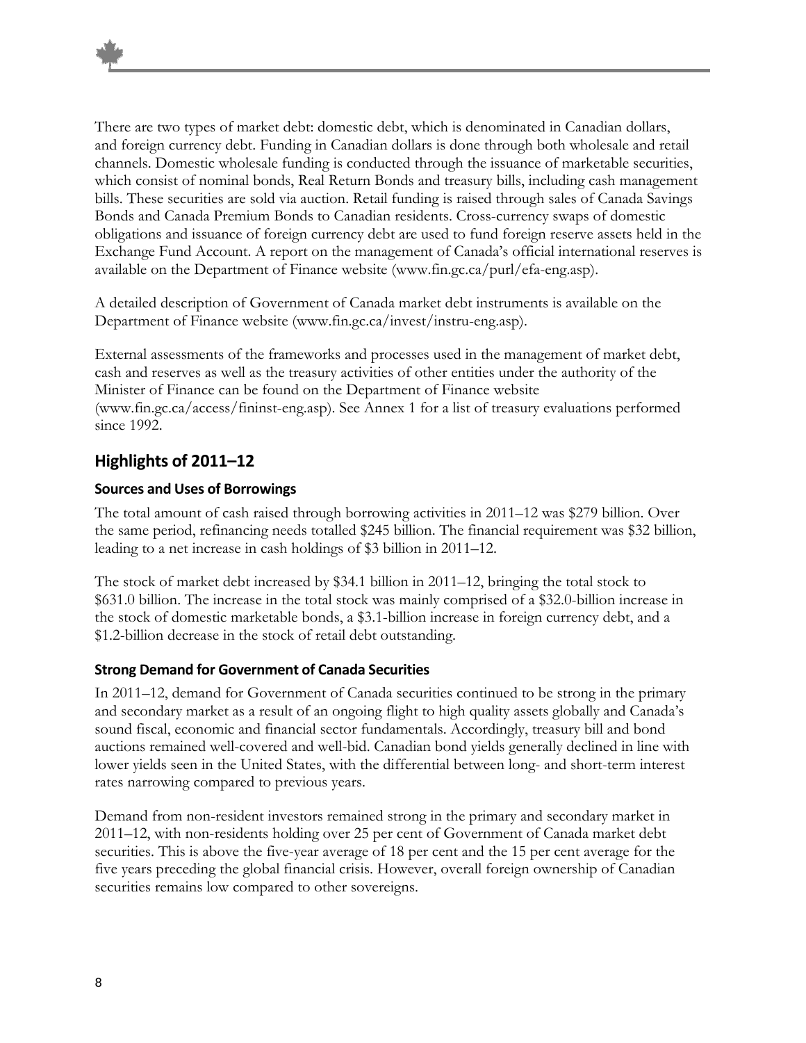There are two types of market debt: domestic debt, which is denominated in Canadian dollars, and foreign currency debt. Funding in Canadian dollars is done through both wholesale and retail channels. Domestic wholesale funding is conducted through the issuance of marketable securities, which consist of nominal bonds, Real Return Bonds and treasury bills, including cash management bills. These securities are sold via auction. Retail funding is raised through sales of Canada Savings Bonds and Canada Premium Bonds to Canadian residents. Cross-currency swaps of domestic obligations and issuance of foreign currency debt are used to fund foreign reserve assets held in the Exchange Fund Account. A report on the management of Canada's official international reserves is available on the Department of Finance website (www.fin.gc.ca/purl/efa-eng.asp).

A detailed description of Government of Canada market debt instruments is available on the Department of Finance website (www.fin.gc.ca/invest/instru-eng.asp).

External assessments of the frameworks and processes used in the management of market debt, cash and reserves as well as the treasury activities of other entities under the authority of the Minister of Finance can be found on the Department of Finance website (www.fin.gc.ca/access/fininst-eng.asp). See Annex 1 for a list of treasury evaluations performed since 1992.

## Highlights of 2011–12

### Sources and Uses of Borrowings

The total amount of cash raised through borrowing activities in 2011–12 was $279 billion. Over the same period, refinancing needs totalled $245 billion. The financial requirement was $32 billion, leading to a net increase in cash holdings of $3 billion in 2011–12.

The stock of market debt increased by $34.1 billion in 2011–12, bringing the total stock to $631.0 billion. The increase in the total stock was mainly comprised of a $32.0-billion increase in the stock of domestic marketable bonds, a $3.1-billion increase in foreign currency debt, and a $1.2-billion decrease in the stock of retail debt outstanding.

### Strong Demand for Government of Canada Securities

In 2011–12, demand for Government of Canada securities continued to be strong in the primary and secondary market as a result of an ongoing flight to high quality assets globally and Canada's sound fiscal, economic and financial sector fundamentals. Accordingly, treasury bill and bond auctions remained well-covered and well-bid. Canadian bond yields generally declined in line with lower yields seen in the United States, with the differential between long- and short-term interest rates narrowing compared to previous years.

Demand from non-resident investors remained strong in the primary and secondary market in 2011–12, with non-residents holding over 25 per cent of Government of Canada market debt securities. This is above the five-year average of 18 per cent and the 15 per cent average for the five years preceding the global financial crisis. However, overall foreign ownership of Canadian securities remains low compared to other sovereigns.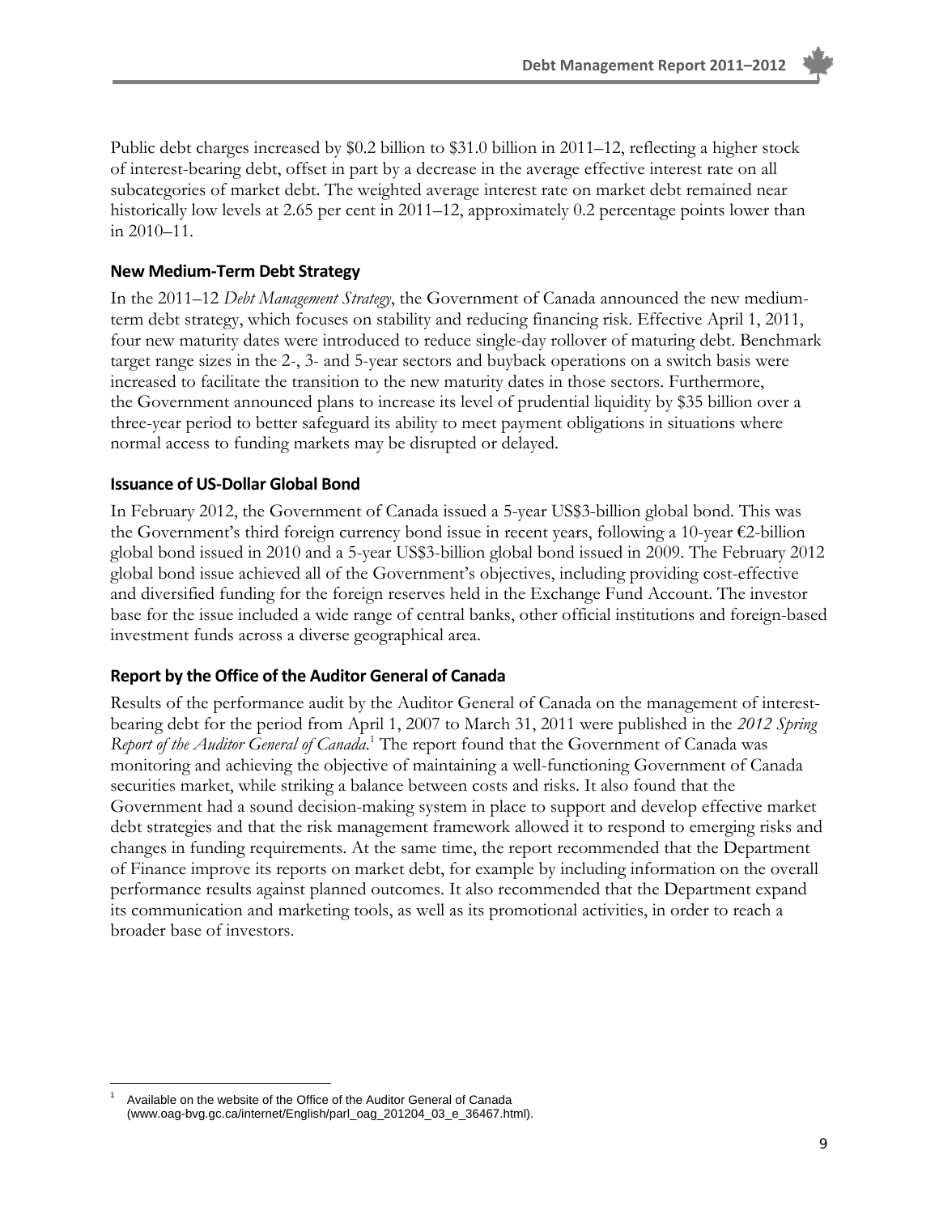Public debt charges increased by $0.2 billion to $31.0 billion in 2011–12, reflecting a higher stock of interest-bearing debt, offset in part by a decrease in the average effective interest rate on all subcategories of market debt. The weighted average interest rate on market debt remained near historically low levels at 2.65 per cent in 2011–12, approximately 0.2 percentage points lower than in 2010–11.

### New Medium-Term Debt Strategy

In the 2011–12 *Debt Management Strategy*, the Government of Canada announced the new medium-term debt strategy, which focuses on stability and reducing financing risk. Effective April 1, 2011, four new maturity dates were introduced to reduce single-day rollover of maturing debt. Benchmark target range sizes in the 2-, 3- and 5-year sectors and buyback operations on a switch basis were increased to facilitate the transition to the new maturity dates in those sectors. Furthermore, the Government announced plans to increase its level of prudential liquidity by $35 billion over a three-year period to better safeguard its ability to meet payment obligations in situations where normal access to funding markets may be disrupted or delayed.

### Issuance of US-Dollar Global Bond

In February 2012, the Government of Canada issued a 5-year US$3-billion global bond. This was the Government's third foreign currency bond issue in recent years, following a 10-year €2-billion global bond issued in 2010 and a 5-year US$3-billion global bond issued in 2009. The February 2012 global bond issue achieved all of the Government's objectives, including providing cost-effective and diversified funding for the foreign reserves held in the Exchange Fund Account. The investor base for the issue included a wide range of central banks, other official institutions and foreign-based investment funds across a diverse geographical area.

### Report by the Office of the Auditor General of Canada

Results of the performance audit by the Auditor General of Canada on the management of interest-bearing debt for the period from April 1, 2007 to March 31, 2011 were published in the *2012 Spring Report of the Auditor General of Canada*.[1] The report found that the Government of Canada was monitoring and achieving the objective of maintaining a well-functioning Government of Canada securities market, while striking a balance between costs and risks. It also found that the Government had a sound decision-making system in place to support and develop effective market debt strategies and that the risk management framework allowed it to respond to emerging risks and changes in funding requirements. At the same time, the report recommended that the Department of Finance improve its reports on market debt, for example by including information on the overall performance results against planned outcomes. It also recommended that the Department expand its communication and marketing tools, as well as its promotional activities, in order to reach a broader base of investors.

[1] Available on the website of the Office of the Auditor General of Canada (www.oag-bvg.gc.ca/internet/English/parl_oag_201204_03_e_36467.html).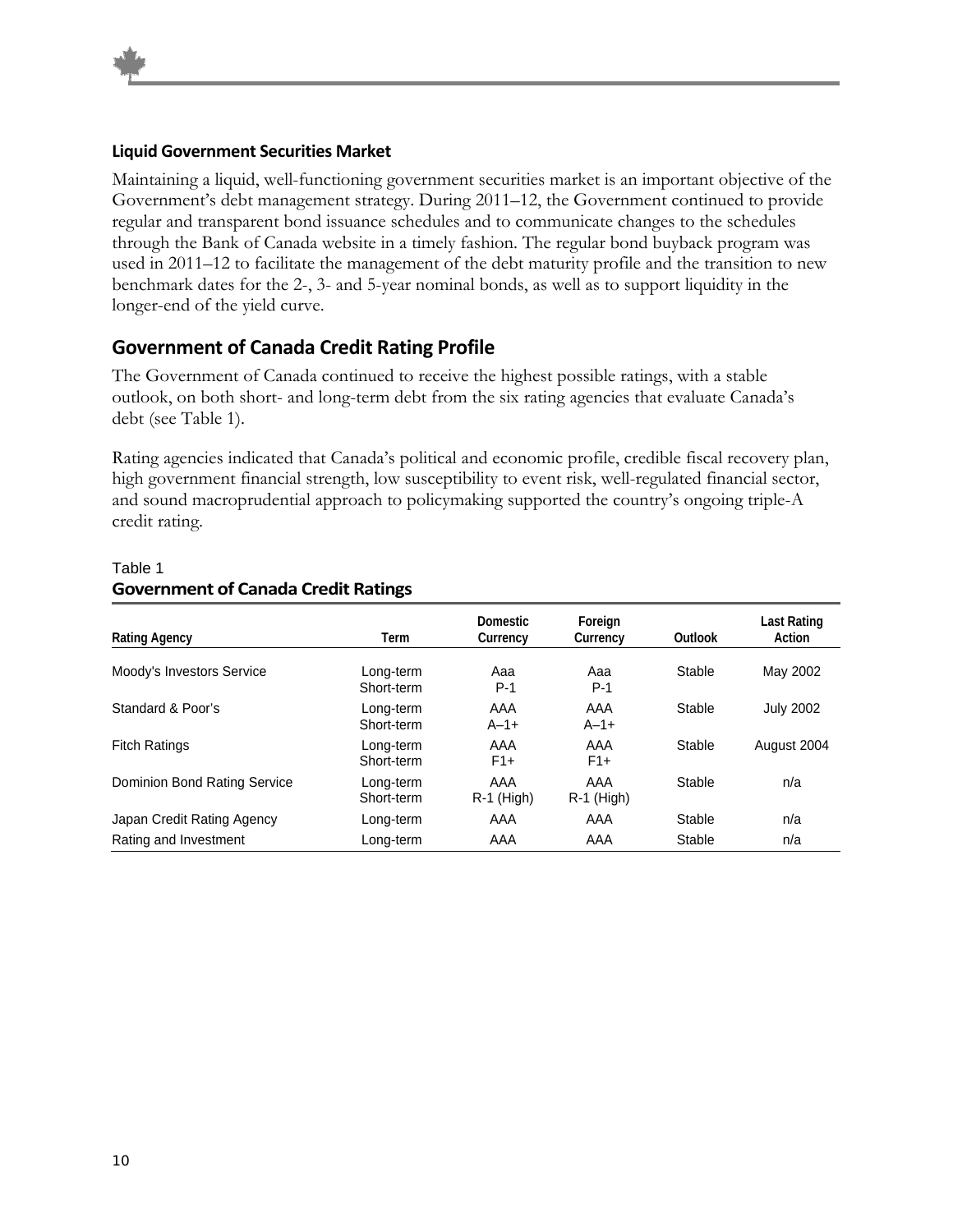### Liquid Government Securities Market

Maintaining a liquid, well-functioning government securities market is an important objective of the Government's debt management strategy. During 2011–12, the Government continued to provide regular and transparent bond issuance schedules and to communicate changes to the schedules through the Bank of Canada website in a timely fashion. The regular bond buyback program was used in 2011–12 to facilitate the management of the debt maturity profile and the transition to new benchmark dates for the 2-, 3- and 5-year nominal bonds, as well as to support liquidity in the longer-end of the yield curve.

## Government of Canada Credit Rating Profile

The Government of Canada continued to receive the highest possible ratings, with a stable outlook, on both short- and long-term debt from the six rating agencies that evaluate Canada's debt (see Table 1).

Rating agencies indicated that Canada's political and economic profile, credible fiscal recovery plan, high government financial strength, low susceptibility to event risk, well-regulated financial sector, and sound macroprudential approach to policymaking supported the country's ongoing triple-A credit rating.

Table 1
**Government of Canada Credit Ratings**

| Rating Agency | Term | Domestic Currency | Foreign Currency | Outlook | Last Rating Action |
|---|---|---|---|---|---|
| Moody's Investors Service | Long-term<br>Short-term | Aaa<br>P-1 | Aaa<br>P-1 | Stable | May 2002 |
| Standard & Poor's | Long-term<br>Short-term | AAA<br>A–1+ | AAA<br>A–1+ | Stable | July 2002 |
| Fitch Ratings | Long-term<br>Short-term | AAA<br>F1+ | AAA<br>F1+ | Stable | August 2004 |
| Dominion Bond Rating Service | Long-term<br>Short-term | AAA<br>R-1 (High) | AAA<br>R-1 (High) | Stable | n/a |
| Japan Credit Rating Agency | Long-term | AAA | AAA | Stable | n/a |
| Rating and Investment | Long-term | AAA | AAA | Stable | n/a |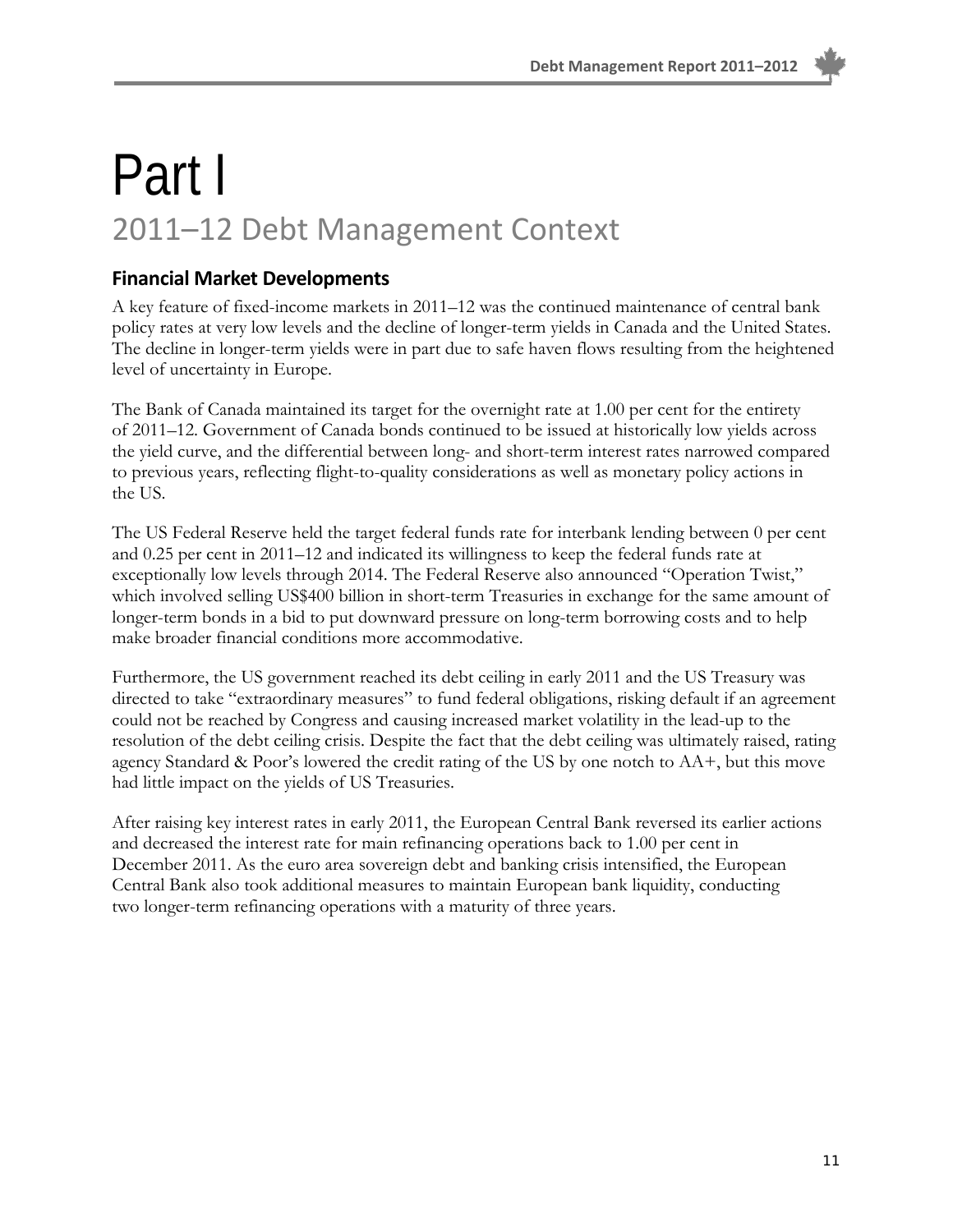# Part I

## 2011–12 Debt Management Context

### Financial Market Developments

A key feature of fixed-income markets in 2011–12 was the continued maintenance of central bank policy rates at very low levels and the decline of longer-term yields in Canada and the United States. The decline in longer-term yields were in part due to safe haven flows resulting from the heightened level of uncertainty in Europe.

The Bank of Canada maintained its target for the overnight rate at 1.00 per cent for the entirety of 2011–12. Government of Canada bonds continued to be issued at historically low yields across the yield curve, and the differential between long- and short-term interest rates narrowed compared to previous years, reflecting flight-to-quality considerations as well as monetary policy actions in the US.

The US Federal Reserve held the target federal funds rate for interbank lending between 0 per cent and 0.25 per cent in 2011–12 and indicated its willingness to keep the federal funds rate at exceptionally low levels through 2014. The Federal Reserve also announced "Operation Twist," which involved selling US$400 billion in short-term Treasuries in exchange for the same amount of longer-term bonds in a bid to put downward pressure on long-term borrowing costs and to help make broader financial conditions more accommodative.

Furthermore, the US government reached its debt ceiling in early 2011 and the US Treasury was directed to take "extraordinary measures" to fund federal obligations, risking default if an agreement could not be reached by Congress and causing increased market volatility in the lead-up to the resolution of the debt ceiling crisis. Despite the fact that the debt ceiling was ultimately raised, rating agency Standard & Poor's lowered the credit rating of the US by one notch to AA+, but this move had little impact on the yields of US Treasuries.

After raising key interest rates in early 2011, the European Central Bank reversed its earlier actions and decreased the interest rate for main refinancing operations back to 1.00 per cent in December 2011. As the euro area sovereign debt and banking crisis intensified, the European Central Bank also took additional measures to maintain European bank liquidity, conducting two longer-term refinancing operations with a maturity of three years.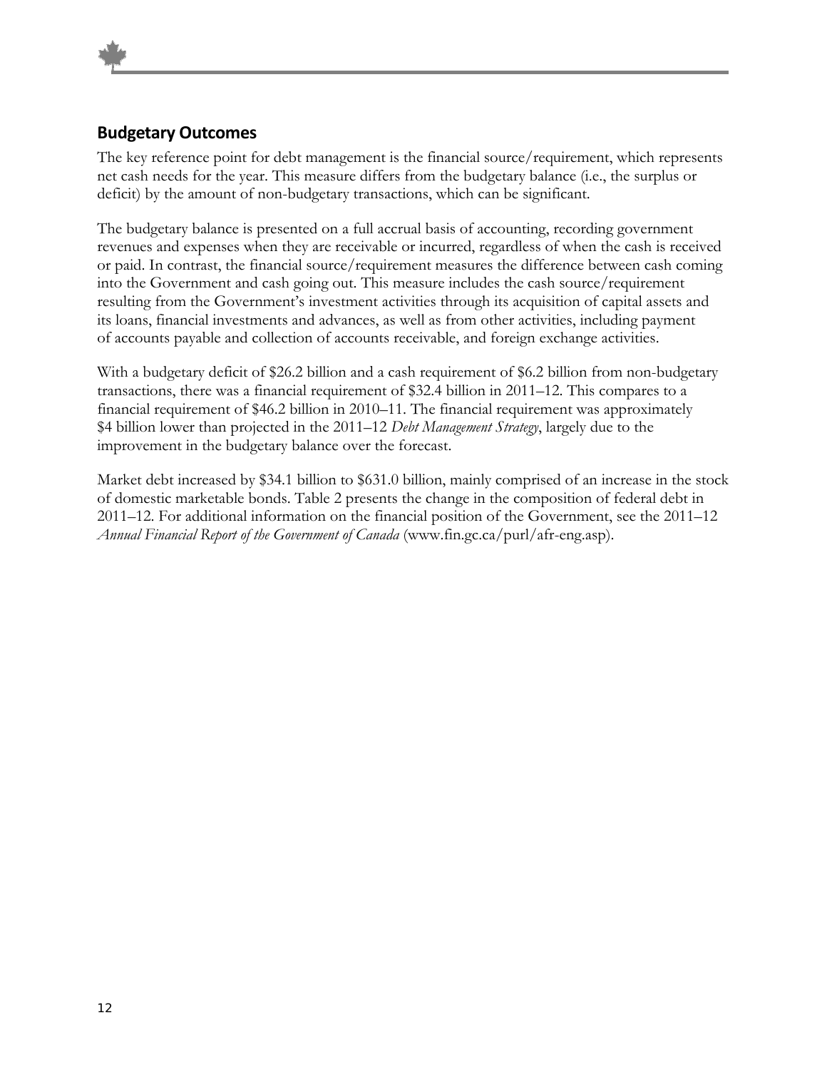## Budgetary Outcomes

The key reference point for debt management is the financial source/requirement, which represents net cash needs for the year. This measure differs from the budgetary balance (i.e., the surplus or deficit) by the amount of non-budgetary transactions, which can be significant.

The budgetary balance is presented on a full accrual basis of accounting, recording government revenues and expenses when they are receivable or incurred, regardless of when the cash is received or paid. In contrast, the financial source/requirement measures the difference between cash coming into the Government and cash going out. This measure includes the cash source/requirement resulting from the Government's investment activities through its acquisition of capital assets and its loans, financial investments and advances, as well as from other activities, including payment of accounts payable and collection of accounts receivable, and foreign exchange activities.

With a budgetary deficit of $26.2 billion and a cash requirement of $6.2 billion from non-budgetary transactions, there was a financial requirement of $32.4 billion in 2011–12. This compares to a financial requirement of $46.2 billion in 2010–11. The financial requirement was approximately $4 billion lower than projected in the 2011–12 *Debt Management Strategy*, largely due to the improvement in the budgetary balance over the forecast.

Market debt increased by $34.1 billion to $631.0 billion, mainly comprised of an increase in the stock of domestic marketable bonds. Table 2 presents the change in the composition of federal debt in 2011–12. For additional information on the financial position of the Government, see the 2011–12 *Annual Financial Report of the Government of Canada* (www.fin.gc.ca/purl/afr-eng.asp).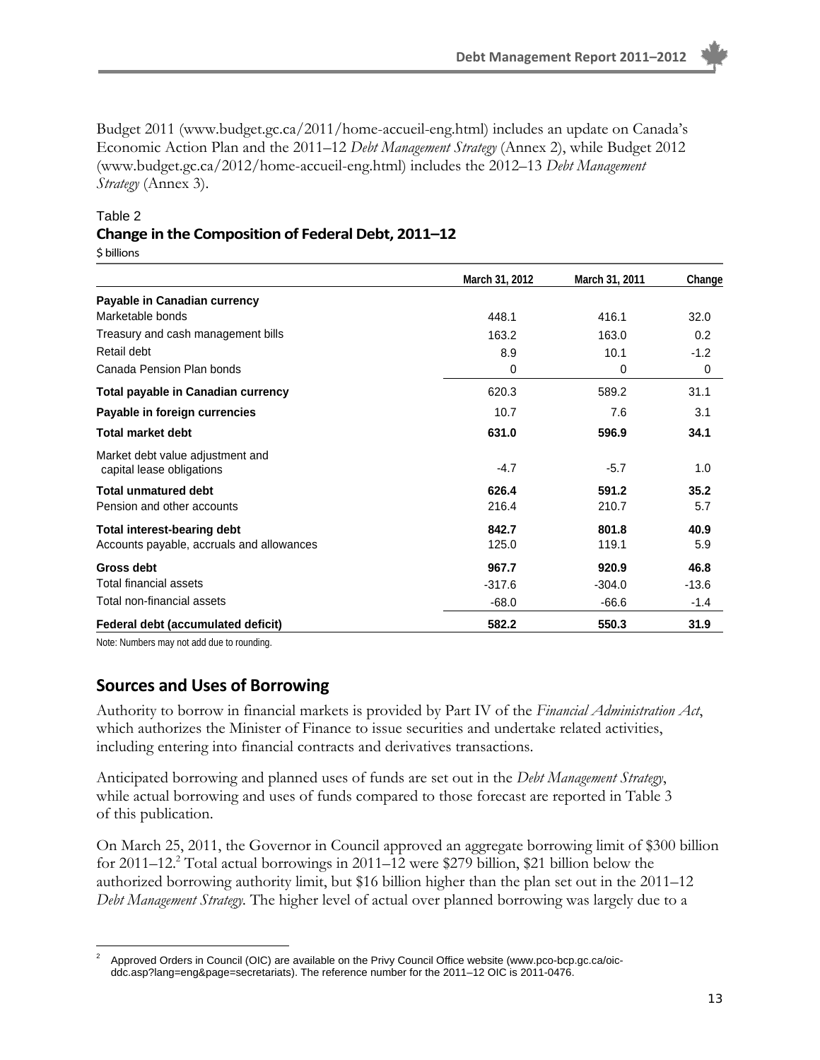Budget 2011 (www.budget.gc.ca/2011/home-accueil-eng.html) includes an update on Canada's Economic Action Plan and the 2011–12 *Debt Management Strategy* (Annex 2), while Budget 2012 (www.budget.gc.ca/2012/home-accueil-eng.html) includes the 2012–13 *Debt Management Strategy* (Annex 3).

Table 2

**Change in the Composition of Federal Debt, 2011–12**

$ billions

| | March 31, 2012 | March 31, 2011 | Change |
|---|---|---|---|
| **Payable in Canadian currency** | | | |
| Marketable bonds | 448.1 | 416.1 | 32.0 |
| Treasury and cash management bills | 163.2 | 163.0 | 0.2 |
| Retail debt | 8.9 | 10.1 | -1.2 |
| Canada Pension Plan bonds | 0 | 0 | 0 |
| **Total payable in Canadian currency** | 620.3 | 589.2 | 31.1 |
| **Payable in foreign currencies** | 10.7 | 7.6 | 3.1 |
| **Total market debt** | **631.0** | **596.9** | **34.1** |
| Market debt value adjustment and capital lease obligations | -4.7 | -5.7 | 1.0 |
| **Total unmatured debt** | **626.4** | **591.2** | **35.2** |
| Pension and other accounts | 216.4 | 210.7 | 5.7 |
| **Total interest-bearing debt** | **842.7** | **801.8** | **40.9** |
| Accounts payable, accruals and allowances | 125.0 | 119.1 | 5.9 |
| **Gross debt** | **967.7** | **920.9** | **46.8** |
| Total financial assets | -317.6 | -304.0 | -13.6 |
| Total non-financial assets | -68.0 | -66.6 | -1.4 |
| **Federal debt (accumulated deficit)** | **582.2** | **550.3** | **31.9** |

Note: Numbers may not add due to rounding.

## Sources and Uses of Borrowing

Authority to borrow in financial markets is provided by Part IV of the *Financial Administration Act*, which authorizes the Minister of Finance to issue securities and undertake related activities, including entering into financial contracts and derivatives transactions.

Anticipated borrowing and planned uses of funds are set out in the *Debt Management Strategy*, while actual borrowing and uses of funds compared to those forecast are reported in Table 3 of this publication.

On March 25, 2011, the Governor in Council approved an aggregate borrowing limit of $300 billion for 2011–12.[2] Total actual borrowings in 2011–12 were $279 billion, $21 billion below the authorized borrowing authority limit, but $16 billion higher than the plan set out in the 2011–12 *Debt Management Strategy*. The higher level of actual over planned borrowing was largely due to a

[2] Approved Orders in Council (OIC) are available on the Privy Council Office website (www.pco-bcp.gc.ca/oic-ddc.asp?lang=eng&page=secretariats). The reference number for the 2011–12 OIC is 2011-0476.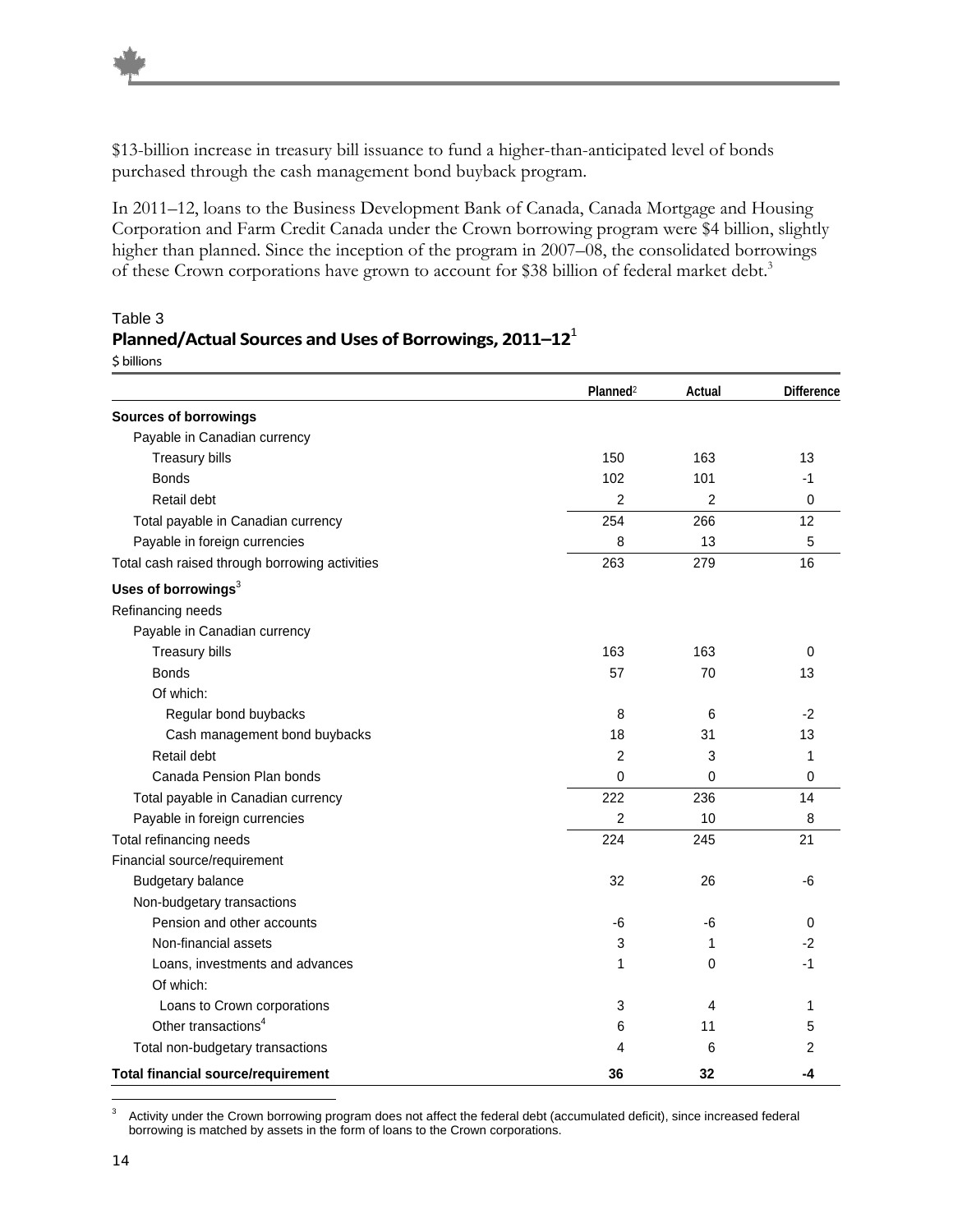$13-billion increase in treasury bill issuance to fund a higher-than-anticipated level of bonds purchased through the cash management bond buyback program.

In 2011–12, loans to the Business Development Bank of Canada, Canada Mortgage and Housing Corporation and Farm Credit Canada under the Crown borrowing program were $4 billion, slightly higher than planned. Since the inception of the program in 2007–08, the consolidated borrowings of these Crown corporations have grown to account for $38 billion of federal market debt.[3]

Table 3
**Planned/Actual Sources and Uses of Borrowings, 2011–12**[1]
$ billions

| | Planned[2] | Actual | Difference |
|---|---|---|---|
| **Sources of borrowings** | | | |
| Payable in Canadian currency | | | |
| Treasury bills | 150 | 163 | 13 |
| Bonds | 102 | 101 | -1 |
| Retail debt | 2 | 2 | 0 |
| Total payable in Canadian currency | 254 | 266 | 12 |
| Payable in foreign currencies | 8 | 13 | 5 |
| Total cash raised through borrowing activities | 263 | 279 | 16 |
| **Uses of borrowings**[3] | | | |
| Refinancing needs | | | |
| Payable in Canadian currency | | | |
| Treasury bills | 163 | 163 | 0 |
| Bonds | 57 | 70 | 13 |
| Of which: | | | |
| Regular bond buybacks | 8 | 6 | -2 |
| Cash management bond buybacks | 18 | 31 | 13 |
| Retail debt | 2 | 3 | 1 |
| Canada Pension Plan bonds | 0 | 0 | 0 |
| Total payable in Canadian currency | 222 | 236 | 14 |
| Payable in foreign currencies | 2 | 10 | 8 |
| Total refinancing needs | 224 | 245 | 21 |
| Financial source/requirement | | | |
| Budgetary balance | 32 | 26 | -6 |
| Non-budgetary transactions | | | |
| Pension and other accounts | -6 | -6 | 0 |
| Non-financial assets | 3 | 1 | -2 |
| Loans, investments and advances | 1 | 0 | -1 |
| Of which: | | | |
| Loans to Crown corporations | 3 | 4 | 1 |
| Other transactions[4] | 6 | 11 | 5 |
| Total non-budgetary transactions | 4 | 6 | 2 |
| **Total financial source/requirement** | **36** | **32** | **-4** |

[3] Activity under the Crown borrowing program does not affect the federal debt (accumulated deficit), since increased federal borrowing is matched by assets in the form of loans to the Crown corporations.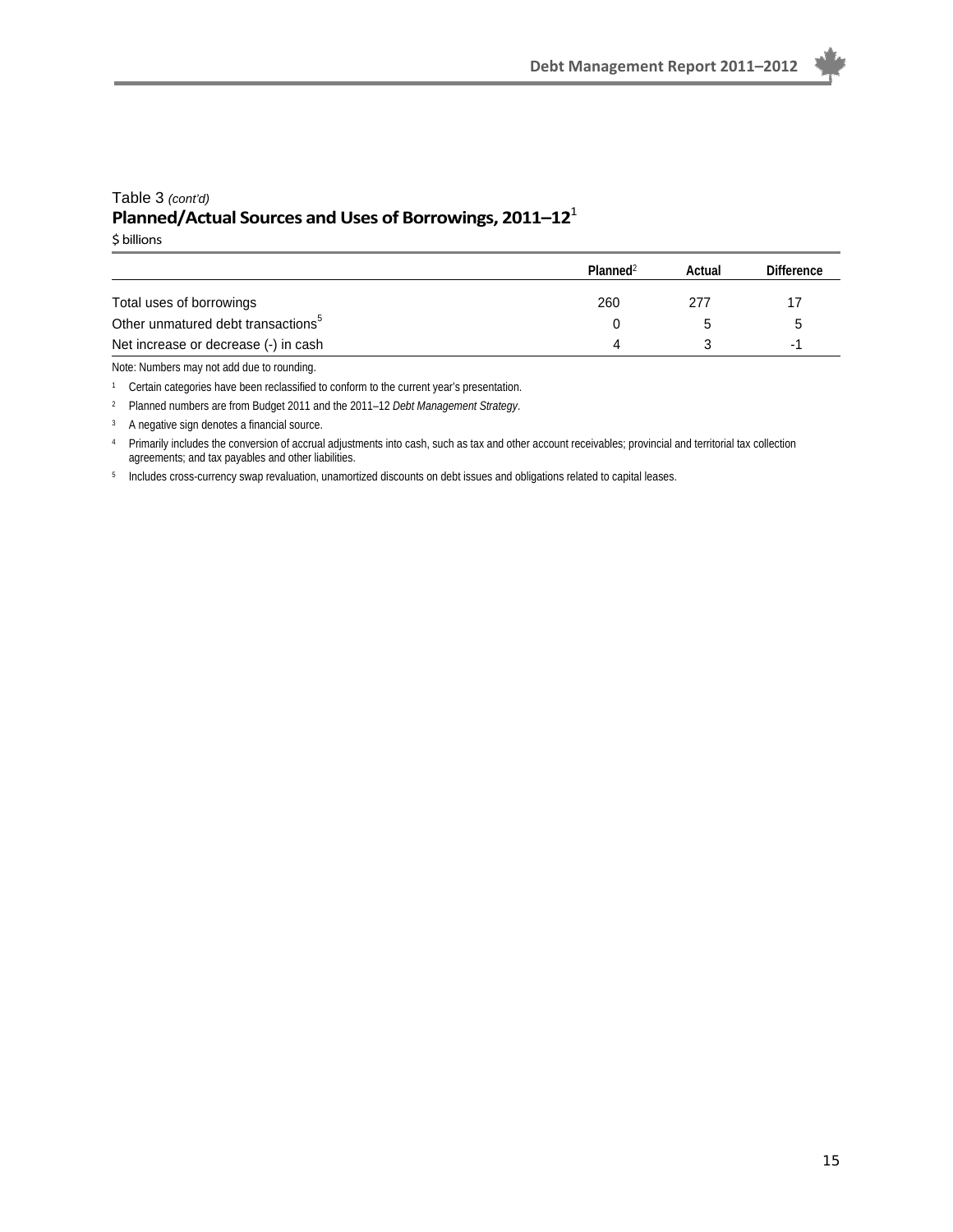Table 3 *(cont'd)*

**Planned/Actual Sources and Uses of Borrowings, 2011–12**[1]

$ billions

| | Planned[2] | Actual | Difference |
|---|---|---|---|
| Total uses of borrowings | 260 | 277 | 17 |
| Other unmatured debt transactions[5] | 0 | 5 | 5 |
| Net increase or decrease (-) in cash | 4 | 3 | -1 |

Note: Numbers may not add due to rounding.

[1] Certain categories have been reclassified to conform to the current year's presentation.

[2] Planned numbers are from Budget 2011 and the 2011–12 *Debt Management Strategy*.

[3] A negative sign denotes a financial source.

[4] Primarily includes the conversion of accrual adjustments into cash, such as tax and other account receivables; provincial and territorial tax collection agreements; and tax payables and other liabilities.

[5] Includes cross-currency swap revaluation, unamortized discounts on debt issues and obligations related to capital leases.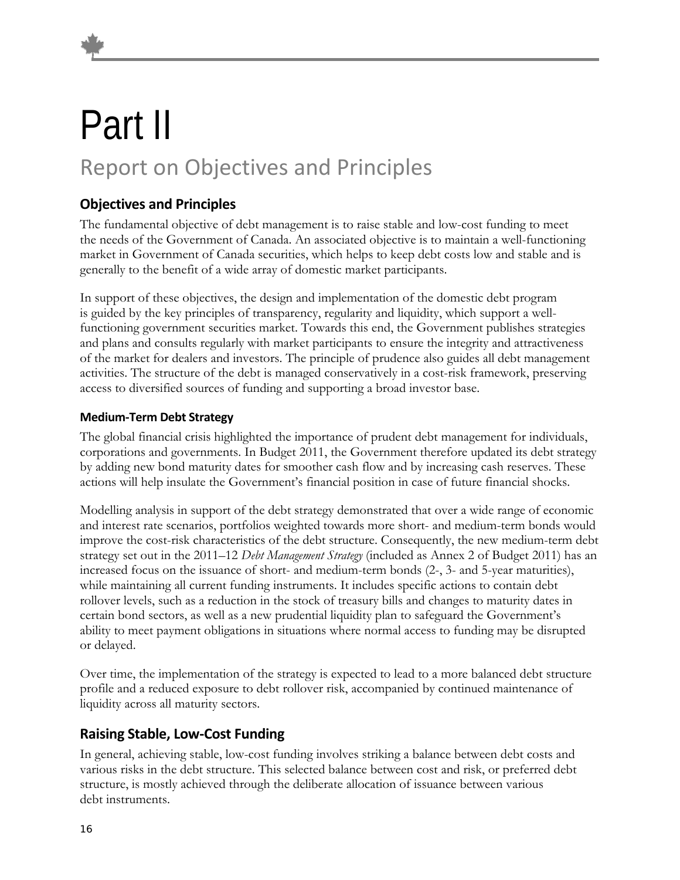# Part II

## Report on Objectives and Principles

### Objectives and Principles

The fundamental objective of debt management is to raise stable and low-cost funding to meet the needs of the Government of Canada. An associated objective is to maintain a well-functioning market in Government of Canada securities, which helps to keep debt costs low and stable and is generally to the benefit of a wide array of domestic market participants.

In support of these objectives, the design and implementation of the domestic debt program is guided by the key principles of transparency, regularity and liquidity, which support a well-functioning government securities market. Towards this end, the Government publishes strategies and plans and consults regularly with market participants to ensure the integrity and attractiveness of the market for dealers and investors. The principle of prudence also guides all debt management activities. The structure of the debt is managed conservatively in a cost-risk framework, preserving access to diversified sources of funding and supporting a broad investor base.

#### Medium-Term Debt Strategy

The global financial crisis highlighted the importance of prudent debt management for individuals, corporations and governments. In Budget 2011, the Government therefore updated its debt strategy by adding new bond maturity dates for smoother cash flow and by increasing cash reserves. These actions will help insulate the Government's financial position in case of future financial shocks.

Modelling analysis in support of the debt strategy demonstrated that over a wide range of economic and interest rate scenarios, portfolios weighted towards more short- and medium-term bonds would improve the cost-risk characteristics of the debt structure. Consequently, the new medium-term debt strategy set out in the 2011–12 *Debt Management Strategy* (included as Annex 2 of Budget 2011) has an increased focus on the issuance of short- and medium-term bonds (2-, 3- and 5-year maturities), while maintaining all current funding instruments. It includes specific actions to contain debt rollover levels, such as a reduction in the stock of treasury bills and changes to maturity dates in certain bond sectors, as well as a new prudential liquidity plan to safeguard the Government's ability to meet payment obligations in situations where normal access to funding may be disrupted or delayed.

Over time, the implementation of the strategy is expected to lead to a more balanced debt structure profile and a reduced exposure to debt rollover risk, accompanied by continued maintenance of liquidity across all maturity sectors.

### Raising Stable, Low-Cost Funding

In general, achieving stable, low-cost funding involves striking a balance between debt costs and various risks in the debt structure. This selected balance between cost and risk, or preferred debt structure, is mostly achieved through the deliberate allocation of issuance between various debt instruments.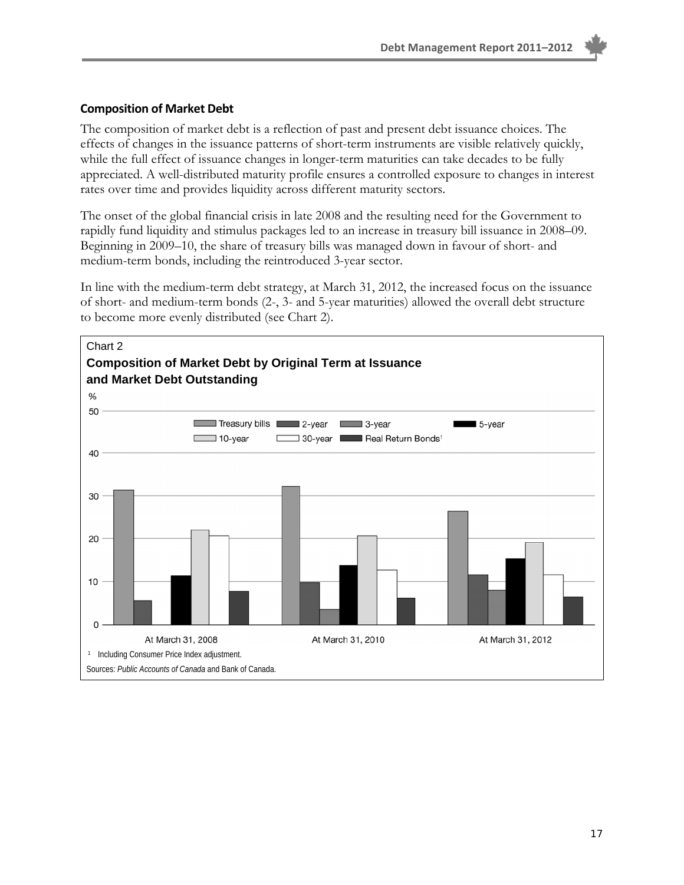### Composition of Market Debt

The composition of market debt is a reflection of past and present debt issuance choices. The effects of changes in the issuance patterns of short-term instruments are visible relatively quickly, while the full effect of issuance changes in longer-term maturities can take decades to be fully appreciated. A well-distributed maturity profile ensures a controlled exposure to changes in interest rates over time and provides liquidity across different maturity sectors.

The onset of the global financial crisis in late 2008 and the resulting need for the Government to rapidly fund liquidity and stimulus packages led to an increase in treasury bill issuance in 2008–09. Beginning in 2009–10, the share of treasury bills was managed down in favour of short- and medium-term bonds, including the reintroduced 3-year sector.

In line with the medium-term debt strategy, at March 31, 2012, the increased focus on the issuance of short- and medium-term bonds (2-, 3- and 5-year maturities) allowed the overall debt structure to become more evenly distributed (see Chart 2).

Chart 2

**Composition of Market Debt by Original Term at Issuance and Market Debt Outstanding**

%

| | Treasury bills | 2-year | 3-year | 5-year | 10-year | 30-year | Real Return Bonds[1] |
|---|---|---|---|---|---|---|---|
| At March 31, 2008 | 31.3 | 5.6 | – | 11.4 | 22.0 | 20.6 | 7.8 |
| At March 31, 2010 | 32.2 | 9.8 | 3.6 | 13.8 | 20.6 | 12.7 | 6.2 |
| At March 31, 2012 | 26.4 | 11.6 | 8.0 | 15.4 | 19.1 | 11.6 | 6.5 |

[1] Including Consumer Price Index adjustment.

Sources: *Public Accounts of Canada* and Bank of Canada.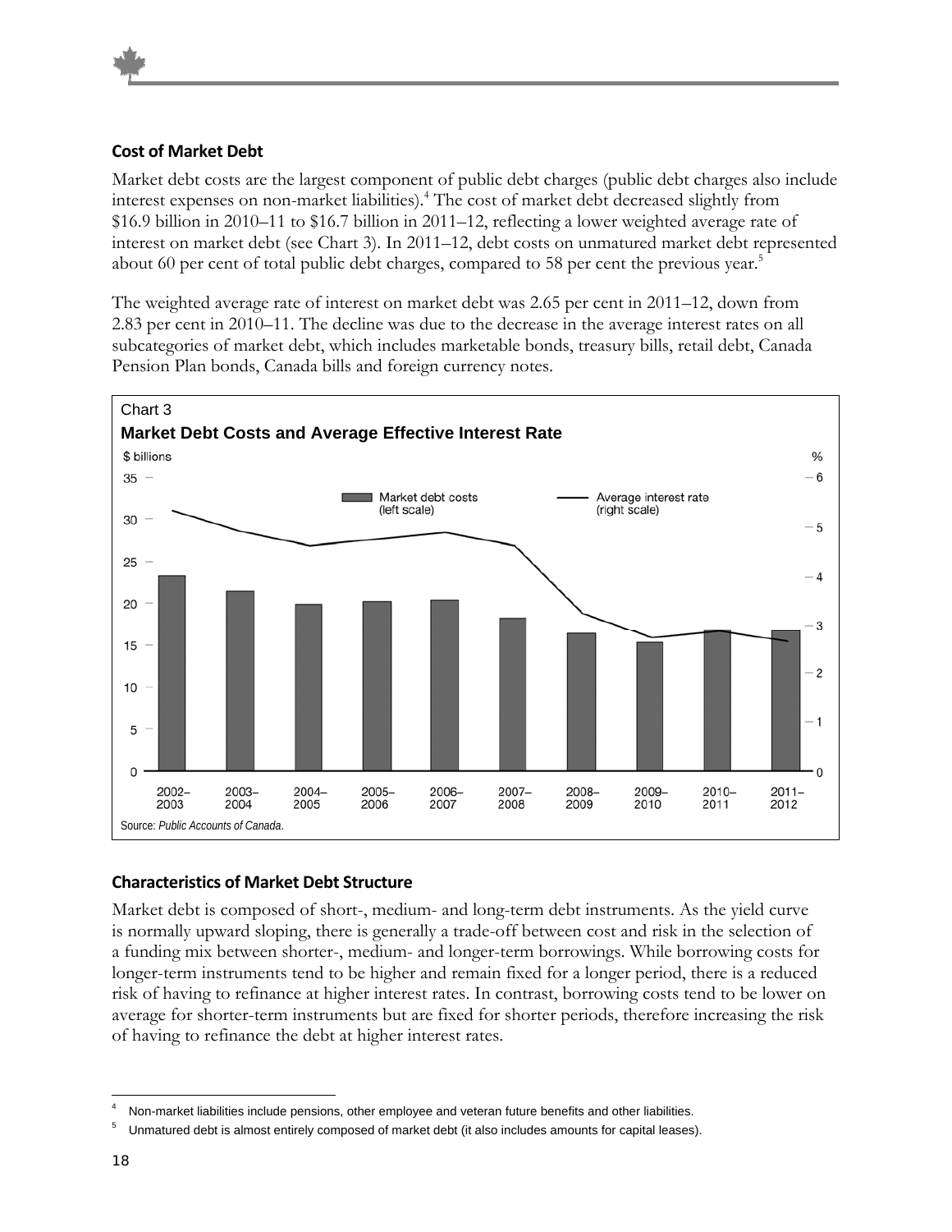### Cost of Market Debt

Market debt costs are the largest component of public debt charges (public debt charges also include interest expenses on non-market liabilities).[4] The cost of market debt decreased slightly from $16.9 billion in 2010–11 to $16.7 billion in 2011–12, reflecting a lower weighted average rate of interest on market debt (see Chart 3). In 2011–12, debt costs on unmatured market debt represented about 60 per cent of total public debt charges, compared to 58 per cent the previous year.[5]

The weighted average rate of interest on market debt was 2.65 per cent in 2011–12, down from 2.83 per cent in 2010–11. The decline was due to the decrease in the average interest rates on all subcategories of market debt, which includes marketable bonds, treasury bills, retail debt, Canada Pension Plan bonds, Canada bills and foreign currency notes.

Chart 3

**Market Debt Costs and Average Effective Interest Rate**

Source: *Public Accounts of Canada*.

### Characteristics of Market Debt Structure

Market debt is composed of short-, medium- and long-term debt instruments. As the yield curve is normally upward sloping, there is generally a trade-off between cost and risk in the selection of a funding mix between shorter-, medium- and longer-term borrowings. While borrowing costs for longer-term instruments tend to be higher and remain fixed for a longer period, there is a reduced risk of having to refinance at higher interest rates. In contrast, borrowing costs tend to be lower on average for shorter-term instruments but are fixed for shorter periods, therefore increasing the risk of having to refinance the debt at higher interest rates.

---

[4] Non-market liabilities include pensions, other employee and veteran future benefits and other liabilities.

[5] Unmatured debt is almost entirely composed of market debt (it also includes amounts for capital leases).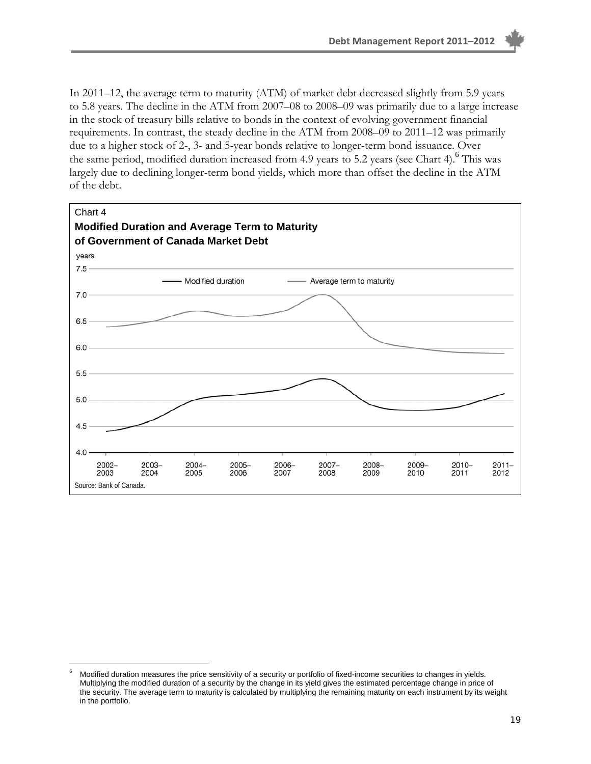In 2011–12, the average term to maturity (ATM) of market debt decreased slightly from 5.9 years to 5.8 years. The decline in the ATM from 2007–08 to 2008–09 was primarily due to a large increase in the stock of treasury bills relative to bonds in the context of evolving government financial requirements. In contrast, the steady decline in the ATM from 2008–09 to 2011–12 was primarily due to a higher stock of 2-, 3- and 5-year bonds relative to longer-term bond issuance. Over the same period, modified duration increased from 4.9 years to 5.2 years (see Chart 4).[6] This was largely due to declining longer-term bond yields, which more than offset the decline in the ATM of the debt.

Chart 4

**Modified Duration and Average Term to Maturity of Government of Canada Market Debt**

Source: Bank of Canada.

---

[6] Modified duration measures the price sensitivity of a security or portfolio of fixed-income securities to changes in yields. Multiplying the modified duration of a security by the change in its yield gives the estimated percentage change in price of the security. The average term to maturity is calculated by multiplying the remaining maturity on each instrument by its weight in the portfolio.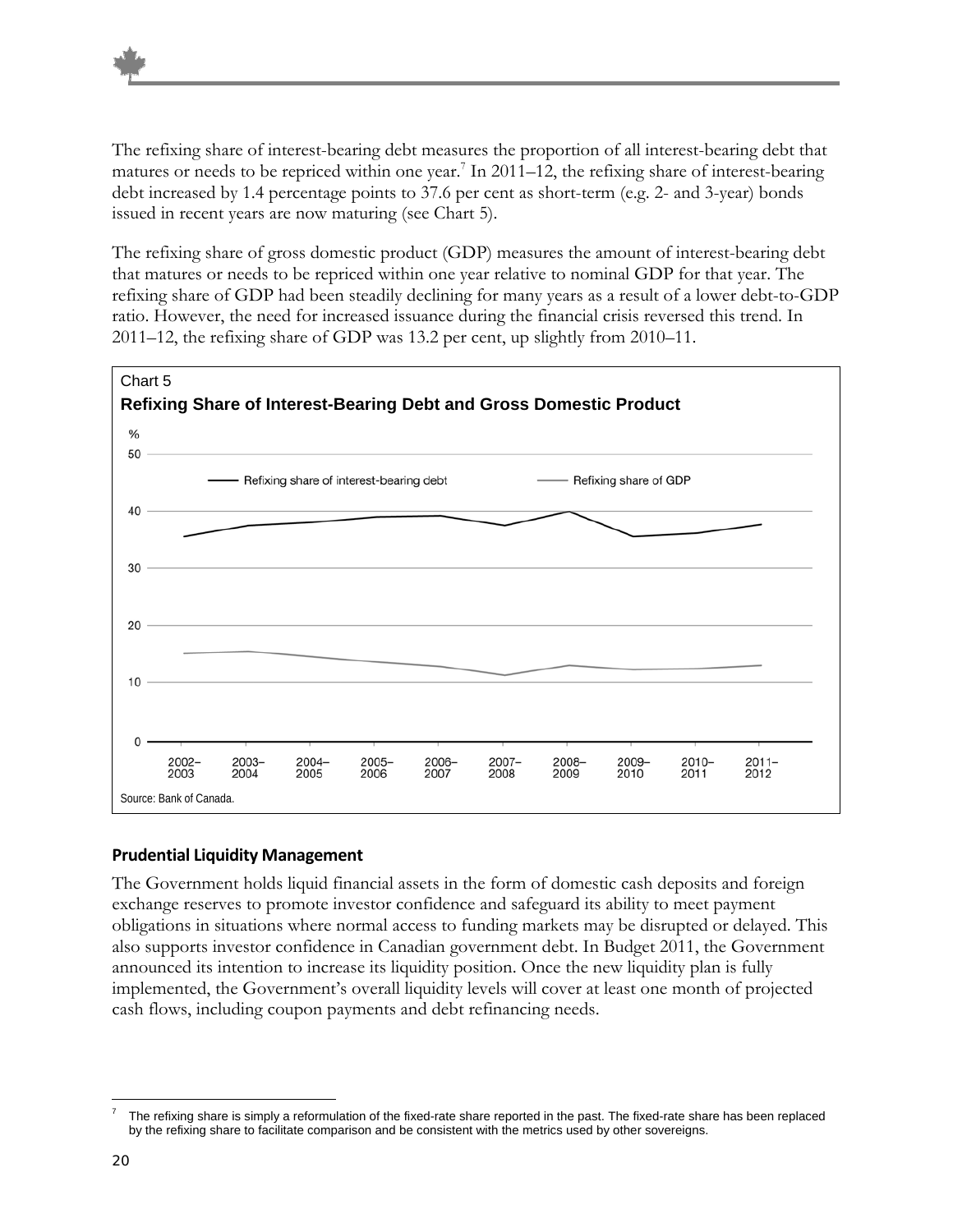The refixing share of interest-bearing debt measures the proportion of all interest-bearing debt that matures or needs to be repriced within one year.[7] In 2011–12, the refixing share of interest-bearing debt increased by 1.4 percentage points to 37.6 per cent as short-term (e.g. 2- and 3-year) bonds issued in recent years are now maturing (see Chart 5).

The refixing share of gross domestic product (GDP) measures the amount of interest-bearing debt that matures or needs to be repriced within one year relative to nominal GDP for that year. The refixing share of GDP had been steadily declining for many years as a result of a lower debt-to-GDP ratio. However, the need for increased issuance during the financial crisis reversed this trend. In 2011–12, the refixing share of GDP was 13.2 per cent, up slightly from 2010–11.

Chart 5

**Refixing Share of Interest-Bearing Debt and Gross Domestic Product**

Source: Bank of Canada.

### Prudential Liquidity Management

The Government holds liquid financial assets in the form of domestic cash deposits and foreign exchange reserves to promote investor confidence and safeguard its ability to meet payment obligations in situations where normal access to funding markets may be disrupted or delayed. This also supports investor confidence in Canadian government debt. In Budget 2011, the Government announced its intention to increase its liquidity position. Once the new liquidity plan is fully implemented, the Government's overall liquidity levels will cover at least one month of projected cash flows, including coupon payments and debt refinancing needs.

[7] The refixing share is simply a reformulation of the fixed-rate share reported in the past. The fixed-rate share has been replaced by the refixing share to facilitate comparison and be consistent with the metrics used by other sovereigns.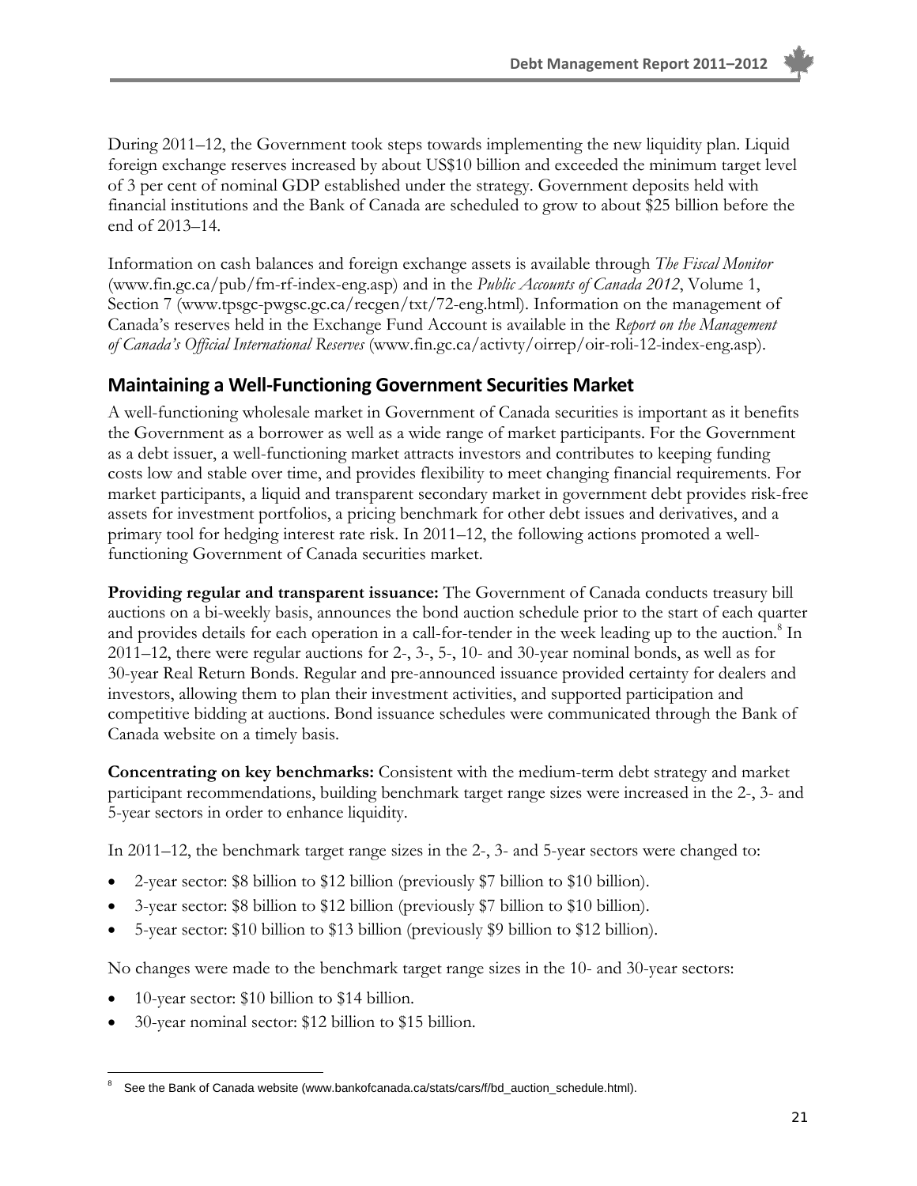During 2011–12, the Government took steps towards implementing the new liquidity plan. Liquid foreign exchange reserves increased by about US$10 billion and exceeded the minimum target level of 3 per cent of nominal GDP established under the strategy. Government deposits held with financial institutions and the Bank of Canada are scheduled to grow to about $25 billion before the end of 2013–14.

Information on cash balances and foreign exchange assets is available through *The Fiscal Monitor* (www.fin.gc.ca/pub/fm-rf-index-eng.asp) and in the *Public Accounts of Canada 2012*, Volume 1, Section 7 (www.tpsgc-pwgsc.gc.ca/recgen/txt/72-eng.html). Information on the management of Canada's reserves held in the Exchange Fund Account is available in the *Report on the Management of Canada's Official International Reserves* (www.fin.gc.ca/activty/oirrep/oir-roli-12-index-eng.asp).

## Maintaining a Well-Functioning Government Securities Market

A well-functioning wholesale market in Government of Canada securities is important as it benefits the Government as a borrower as well as a wide range of market participants. For the Government as a debt issuer, a well-functioning market attracts investors and contributes to keeping funding costs low and stable over time, and provides flexibility to meet changing financial requirements. For market participants, a liquid and transparent secondary market in government debt provides risk-free assets for investment portfolios, a pricing benchmark for other debt issues and derivatives, and a primary tool for hedging interest rate risk. In 2011–12, the following actions promoted a well-functioning Government of Canada securities market.

**Providing regular and transparent issuance:** The Government of Canada conducts treasury bill auctions on a bi-weekly basis, announces the bond auction schedule prior to the start of each quarter and provides details for each operation in a call-for-tender in the week leading up to the auction.[8] In 2011–12, there were regular auctions for 2-, 3-, 5-, 10- and 30-year nominal bonds, as well as for 30-year Real Return Bonds. Regular and pre-announced issuance provided certainty for dealers and investors, allowing them to plan their investment activities, and supported participation and competitive bidding at auctions. Bond issuance schedules were communicated through the Bank of Canada website on a timely basis.

**Concentrating on key benchmarks:** Consistent with the medium-term debt strategy and market participant recommendations, building benchmark target range sizes were increased in the 2-, 3- and 5-year sectors in order to enhance liquidity.

In 2011–12, the benchmark target range sizes in the 2-, 3- and 5-year sectors were changed to:

- 2-year sector: $8 billion to $12 billion (previously $7 billion to $10 billion).
- 3-year sector: $8 billion to $12 billion (previously $7 billion to $10 billion).
- 5-year sector: $10 billion to $13 billion (previously $9 billion to $12 billion).

No changes were made to the benchmark target range sizes in the 10- and 30-year sectors:

- 10-year sector: $10 billion to $14 billion.
- 30-year nominal sector: $12 billion to $15 billion.

[8] See the Bank of Canada website (www.bankofcanada.ca/stats/cars/f/bd_auction_schedule.html).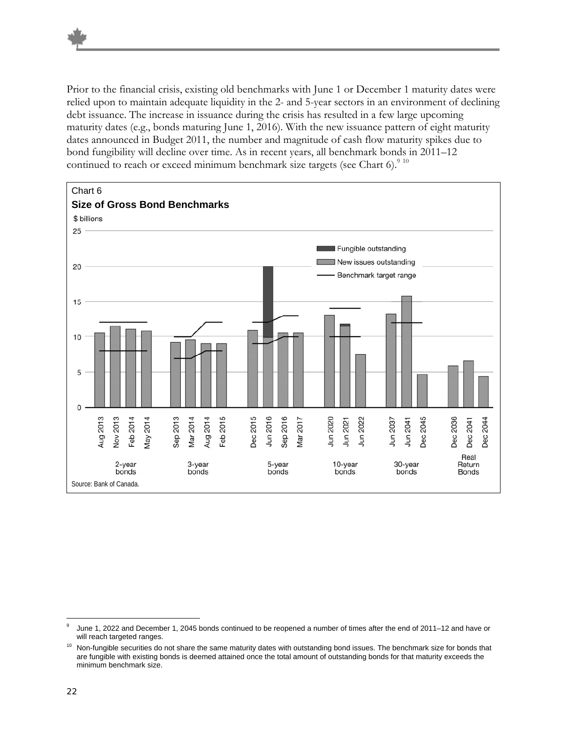Prior to the financial crisis, existing old benchmarks with June 1 or December 1 maturity dates were relied upon to maintain adequate liquidity in the 2- and 5-year sectors in an environment of declining debt issuance. The increase in issuance during the crisis has resulted in a few large upcoming maturity dates (e.g., bonds maturing June 1, 2016). With the new issuance pattern of eight maturity dates announced in Budget 2011, the number and magnitude of cash flow maturity spikes due to bond fungibility will decline over time. As in recent years, all benchmark bonds in 2011–12 continued to reach or exceed minimum benchmark size targets (see Chart 6).[9] [10]

Chart 6

**Size of Gross Bond Benchmarks**

$ billions

Legend: Fungible outstanding; New issues outstanding; Benchmark target range

2-year bonds: Aug 2013, Nov 2013, Feb 2014, May 2014

3-year bonds: Sep 2013, Mar 2014, Aug 2014, Feb 2015

5-year bonds: Dec 2015, Jun 2016, Sep 2016, Mar 2017

10-year bonds: Jun 2020, Jun 2021, Jun 2022

30-year bonds: Jun 2037, Jun 2041, Dec 2045

Real Return Bonds: Dec 2036, Dec 2041, Dec 2044

Source: Bank of Canada.

---

[9] June 1, 2022 and December 1, 2045 bonds continued to be reopened a number of times after the end of 2011–12 and have or will reach targeted ranges.

[10] Non-fungible securities do not share the same maturity dates with outstanding bond issues. The benchmark size for bonds that are fungible with existing bonds is deemed attained once the total amount of outstanding bonds for that maturity exceeds the minimum benchmark size.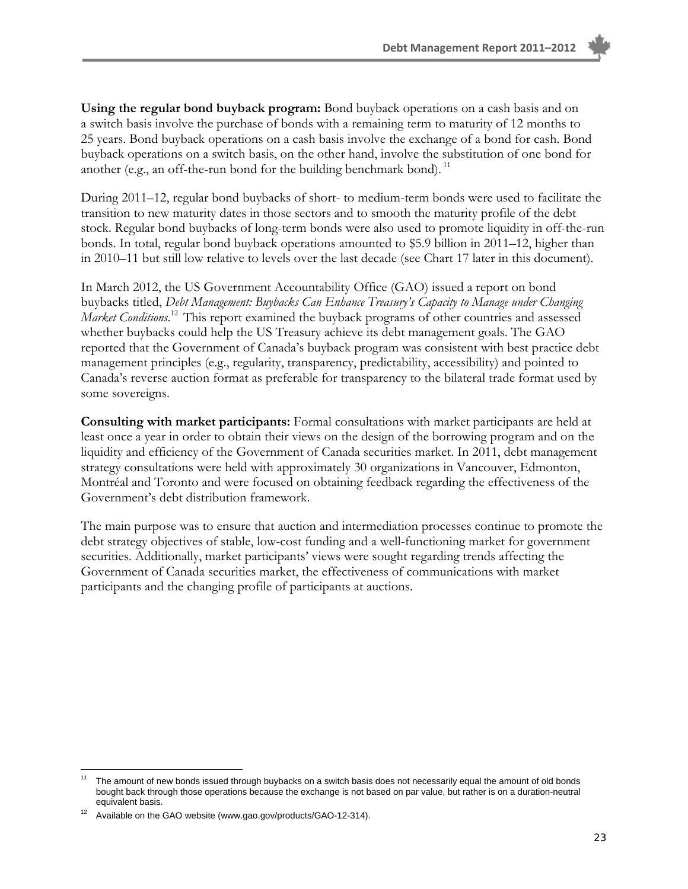**Using the regular bond buyback program:** Bond buyback operations on a cash basis and on a switch basis involve the purchase of bonds with a remaining term to maturity of 12 months to 25 years. Bond buyback operations on a cash basis involve the exchange of a bond for cash. Bond buyback operations on a switch basis, on the other hand, involve the substitution of one bond for another (e.g., an off-the-run bond for the building benchmark bond).[11]

During 2011–12, regular bond buybacks of short- to medium-term bonds were used to facilitate the transition to new maturity dates in those sectors and to smooth the maturity profile of the debt stock. Regular bond buybacks of long-term bonds were also used to promote liquidity in off-the-run bonds. In total, regular bond buyback operations amounted to $5.9 billion in 2011–12, higher than in 2010–11 but still low relative to levels over the last decade (see Chart 17 later in this document).

In March 2012, the US Government Accountability Office (GAO) issued a report on bond buybacks titled, *Debt Management: Buybacks Can Enhance Treasury's Capacity to Manage under Changing Market Conditions*.[12] This report examined the buyback programs of other countries and assessed whether buybacks could help the US Treasury achieve its debt management goals. The GAO reported that the Government of Canada's buyback program was consistent with best practice debt management principles (e.g., regularity, transparency, predictability, accessibility) and pointed to Canada's reverse auction format as preferable for transparency to the bilateral trade format used by some sovereigns.

**Consulting with market participants:** Formal consultations with market participants are held at least once a year in order to obtain their views on the design of the borrowing program and on the liquidity and efficiency of the Government of Canada securities market. In 2011, debt management strategy consultations were held with approximately 30 organizations in Vancouver, Edmonton, Montréal and Toronto and were focused on obtaining feedback regarding the effectiveness of the Government's debt distribution framework.

The main purpose was to ensure that auction and intermediation processes continue to promote the debt strategy objectives of stable, low-cost funding and a well-functioning market for government securities. Additionally, market participants' views were sought regarding trends affecting the Government of Canada securities market, the effectiveness of communications with market participants and the changing profile of participants at auctions.

---

[11] The amount of new bonds issued through buybacks on a switch basis does not necessarily equal the amount of old bonds bought back through those operations because the exchange is not based on par value, but rather is on a duration-neutral equivalent basis.

[12] Available on the GAO website (www.gao.gov/products/GAO-12-314).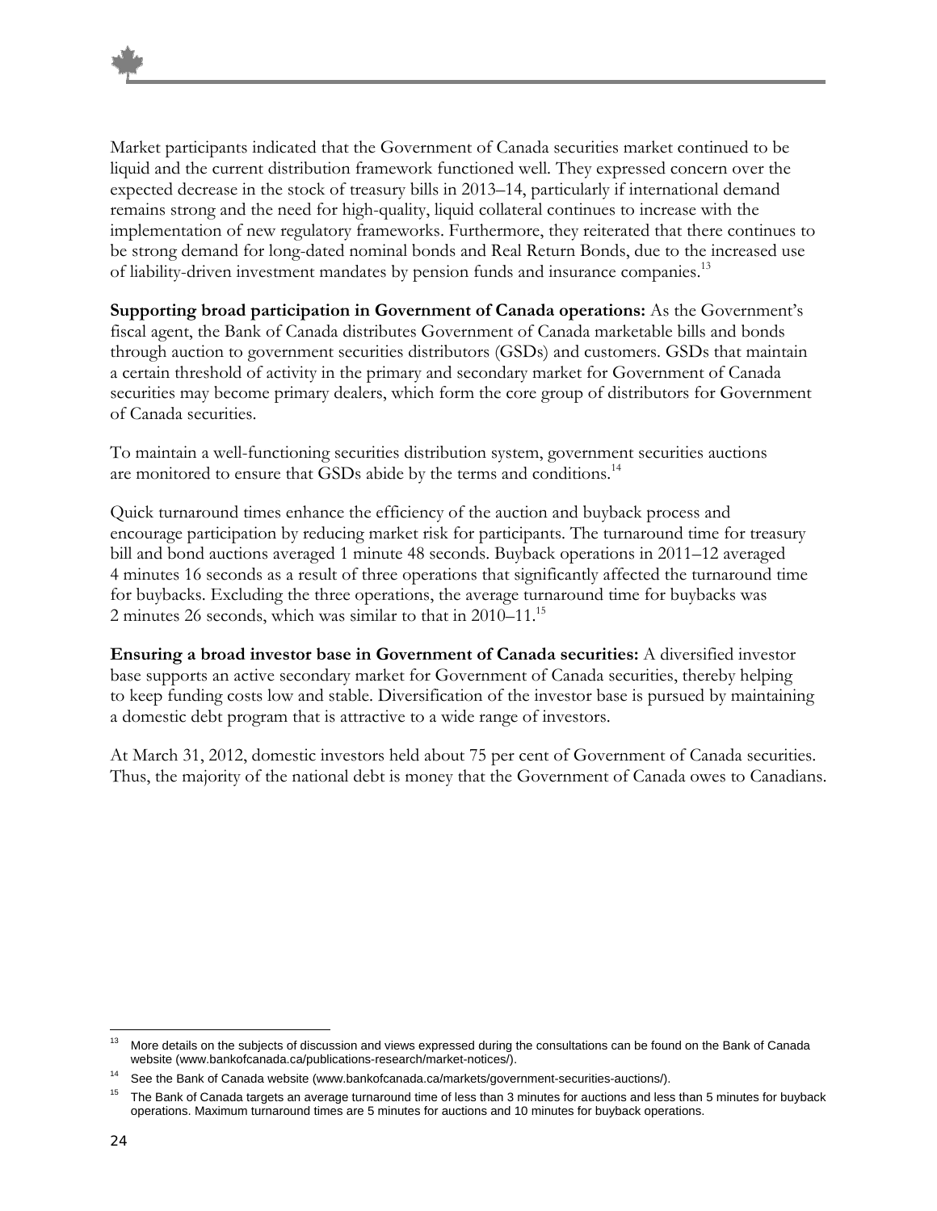Market participants indicated that the Government of Canada securities market continued to be liquid and the current distribution framework functioned well. They expressed concern over the expected decrease in the stock of treasury bills in 2013–14, particularly if international demand remains strong and the need for high-quality, liquid collateral continues to increase with the implementation of new regulatory frameworks. Furthermore, they reiterated that there continues to be strong demand for long-dated nominal bonds and Real Return Bonds, due to the increased use of liability-driven investment mandates by pension funds and insurance companies.[13]

**Supporting broad participation in Government of Canada operations:** As the Government's fiscal agent, the Bank of Canada distributes Government of Canada marketable bills and bonds through auction to government securities distributors (GSDs) and customers. GSDs that maintain a certain threshold of activity in the primary and secondary market for Government of Canada securities may become primary dealers, which form the core group of distributors for Government of Canada securities.

To maintain a well-functioning securities distribution system, government securities auctions are monitored to ensure that GSDs abide by the terms and conditions.[14]

Quick turnaround times enhance the efficiency of the auction and buyback process and encourage participation by reducing market risk for participants. The turnaround time for treasury bill and bond auctions averaged 1 minute 48 seconds. Buyback operations in 2011–12 averaged 4 minutes 16 seconds as a result of three operations that significantly affected the turnaround time for buybacks. Excluding the three operations, the average turnaround time for buybacks was 2 minutes 26 seconds, which was similar to that in 2010–11.[15]

**Ensuring a broad investor base in Government of Canada securities:** A diversified investor base supports an active secondary market for Government of Canada securities, thereby helping to keep funding costs low and stable. Diversification of the investor base is pursued by maintaining a domestic debt program that is attractive to a wide range of investors.

At March 31, 2012, domestic investors held about 75 per cent of Government of Canada securities. Thus, the majority of the national debt is money that the Government of Canada owes to Canadians.

---

[13] More details on the subjects of discussion and views expressed during the consultations can be found on the Bank of Canada website (www.bankofcanada.ca/publications-research/market-notices/).

[14] See the Bank of Canada website (www.bankofcanada.ca/markets/government-securities-auctions/).

[15] The Bank of Canada targets an average turnaround time of less than 3 minutes for auctions and less than 5 minutes for buyback operations. Maximum turnaround times are 5 minutes for auctions and 10 minutes for buyback operations.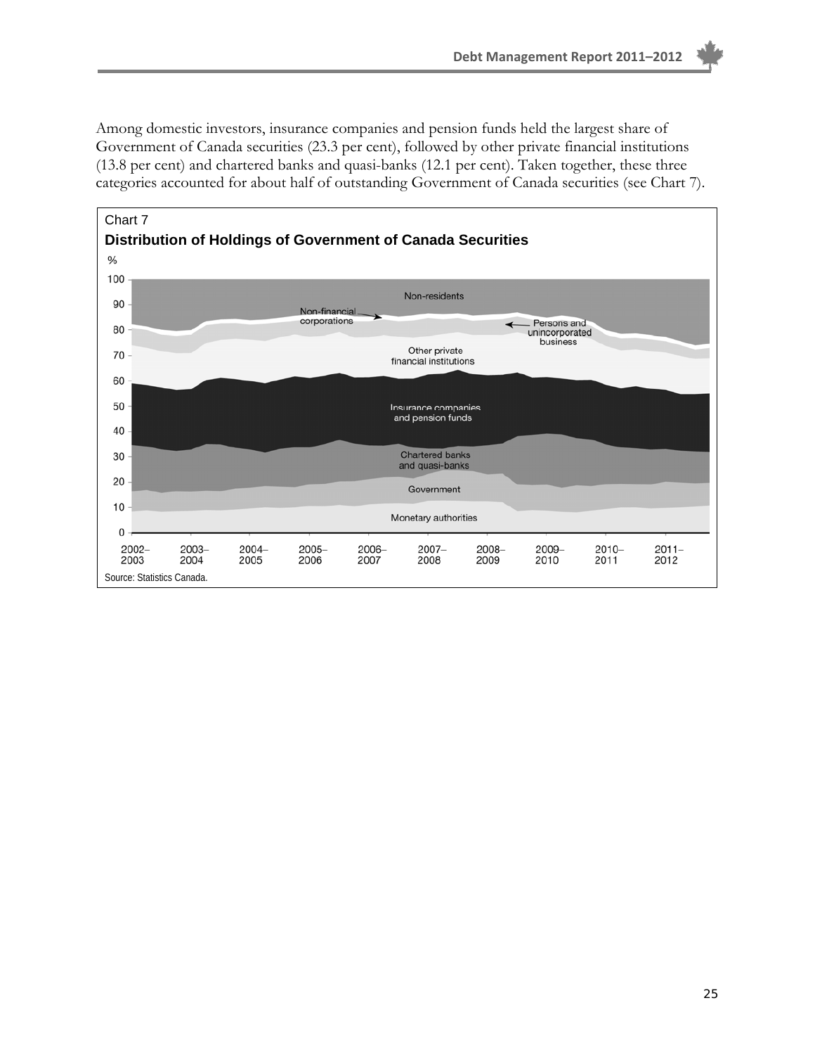Among domestic investors, insurance companies and pension funds held the largest share of Government of Canada securities (23.3 per cent), followed by other private financial institutions (13.8 per cent) and chartered banks and quasi-banks (12.1 per cent). Taken together, these three categories accounted for about half of outstanding Government of Canada securities (see Chart 7).

Chart 7

**Distribution of Holdings of Government of Canada Securities**

Source: Statistics Canada.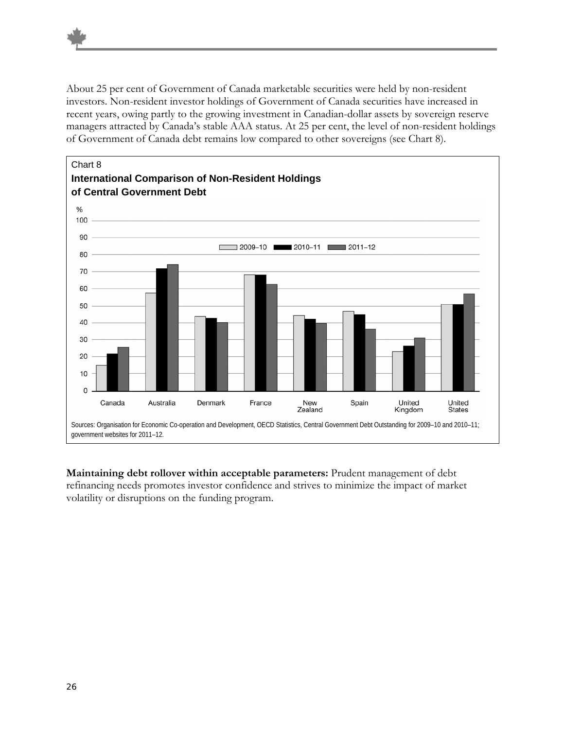About 25 per cent of Government of Canada marketable securities were held by non-resident investors. Non-resident investor holdings of Government of Canada securities have increased in recent years, owing partly to the growing investment in Canadian-dollar assets by sovereign reserve managers attracted by Canada's stable AAA status. At 25 per cent, the level of non-resident holdings of Government of Canada debt remains low compared to other sovereigns (see Chart 8).

Chart 8

**International Comparison of Non-Resident Holdings of Central Government Debt**

Sources: Organisation for Economic Co-operation and Development, OECD Statistics, Central Government Debt Outstanding for 2009–10 and 2010–11; government websites for 2011–12.

**Maintaining debt rollover within acceptable parameters:** Prudent management of debt refinancing needs promotes investor confidence and strives to minimize the impact of market volatility or disruptions on the funding program.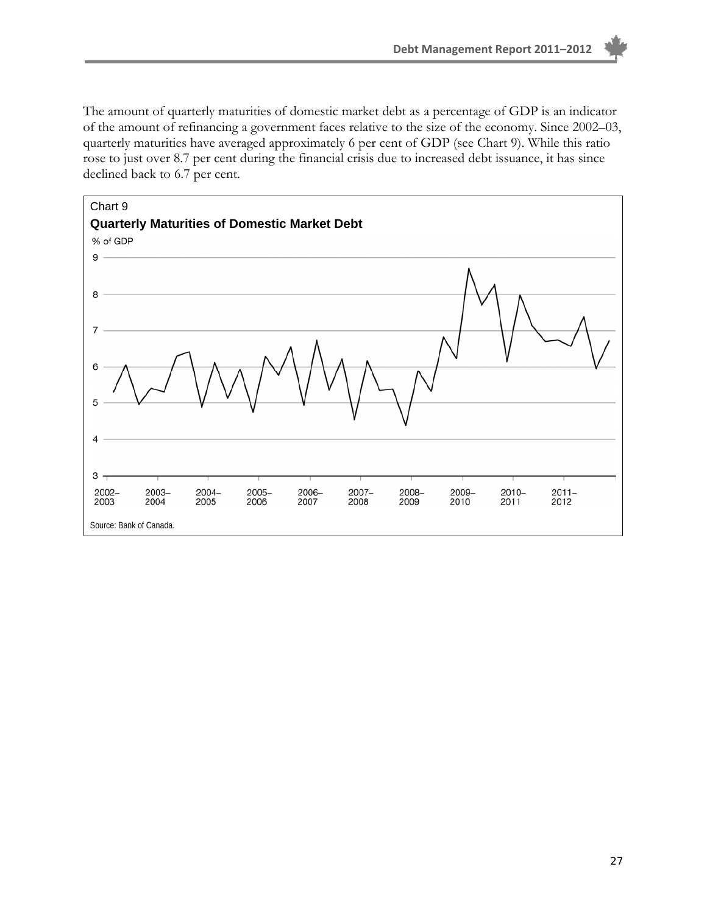The amount of quarterly maturities of domestic market debt as a percentage of GDP is an indicator of the amount of refinancing a government faces relative to the size of the economy. Since 2002–03, quarterly maturities have averaged approximately 6 per cent of GDP (see Chart 9). While this ratio rose to just over 8.7 per cent during the financial crisis due to increased debt issuance, it has since declined back to 6.7 per cent.

Chart 9

**Quarterly Maturities of Domestic Market Debt**

Source: Bank of Canada.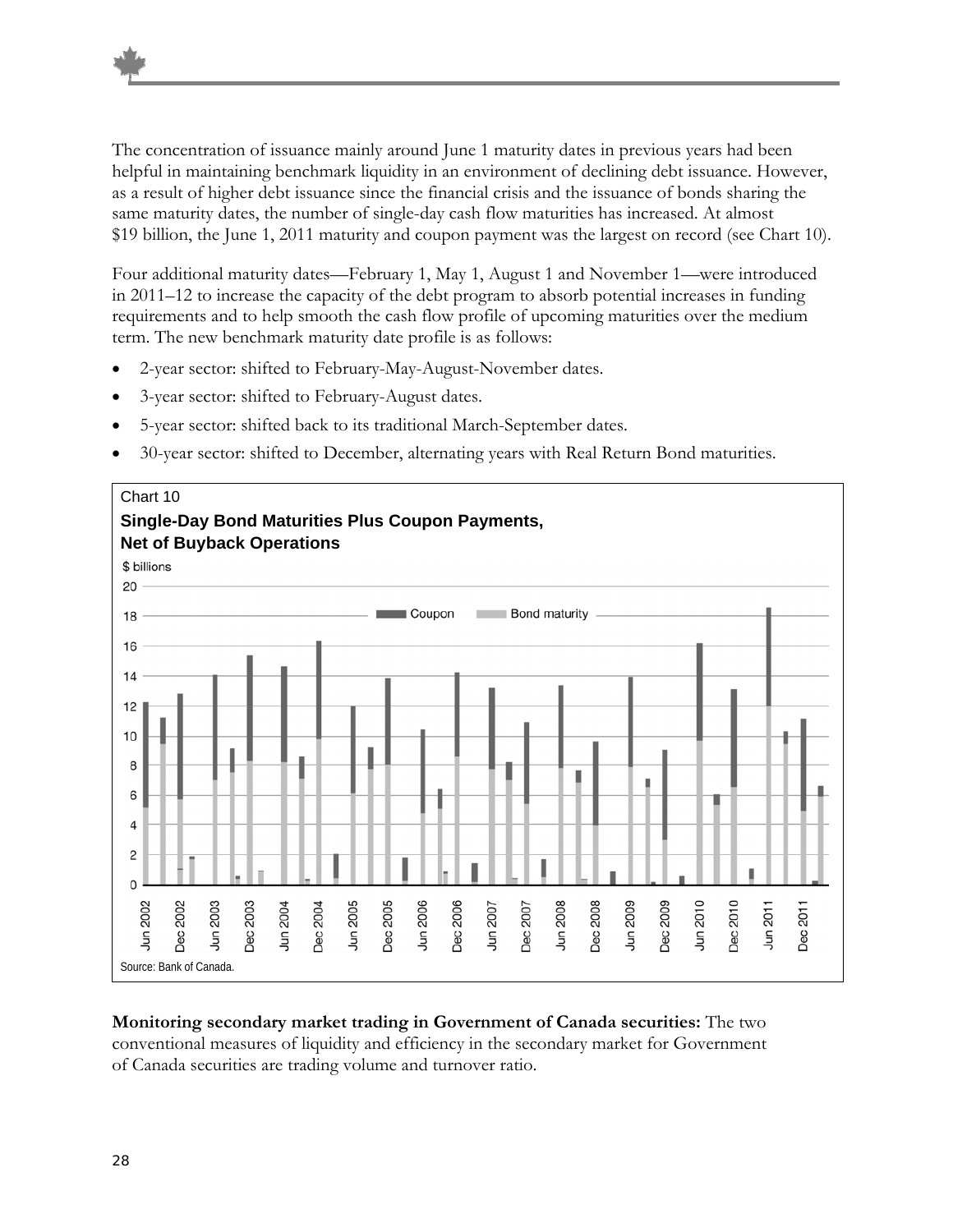The concentration of issuance mainly around June 1 maturity dates in previous years had been helpful in maintaining benchmark liquidity in an environment of declining debt issuance. However, as a result of higher debt issuance since the financial crisis and the issuance of bonds sharing the same maturity dates, the number of single-day cash flow maturities has increased. At almost $19 billion, the June 1, 2011 maturity and coupon payment was the largest on record (see Chart 10).

Four additional maturity dates—February 1, May 1, August 1 and November 1—were introduced in 2011–12 to increase the capacity of the debt program to absorb potential increases in funding requirements and to help smooth the cash flow profile of upcoming maturities over the medium term. The new benchmark maturity date profile is as follows:

- 2-year sector: shifted to February-May-August-November dates.
- 3-year sector: shifted to February-August dates.
- 5-year sector: shifted back to its traditional March-September dates.
- 30-year sector: shifted to December, alternating years with Real Return Bond maturities.

Chart 10

**Single-Day Bond Maturities Plus Coupon Payments, Net of Buyback Operations**

Source: Bank of Canada.

**Monitoring secondary market trading in Government of Canada securities:** The two conventional measures of liquidity and efficiency in the secondary market for Government of Canada securities are trading volume and turnover ratio.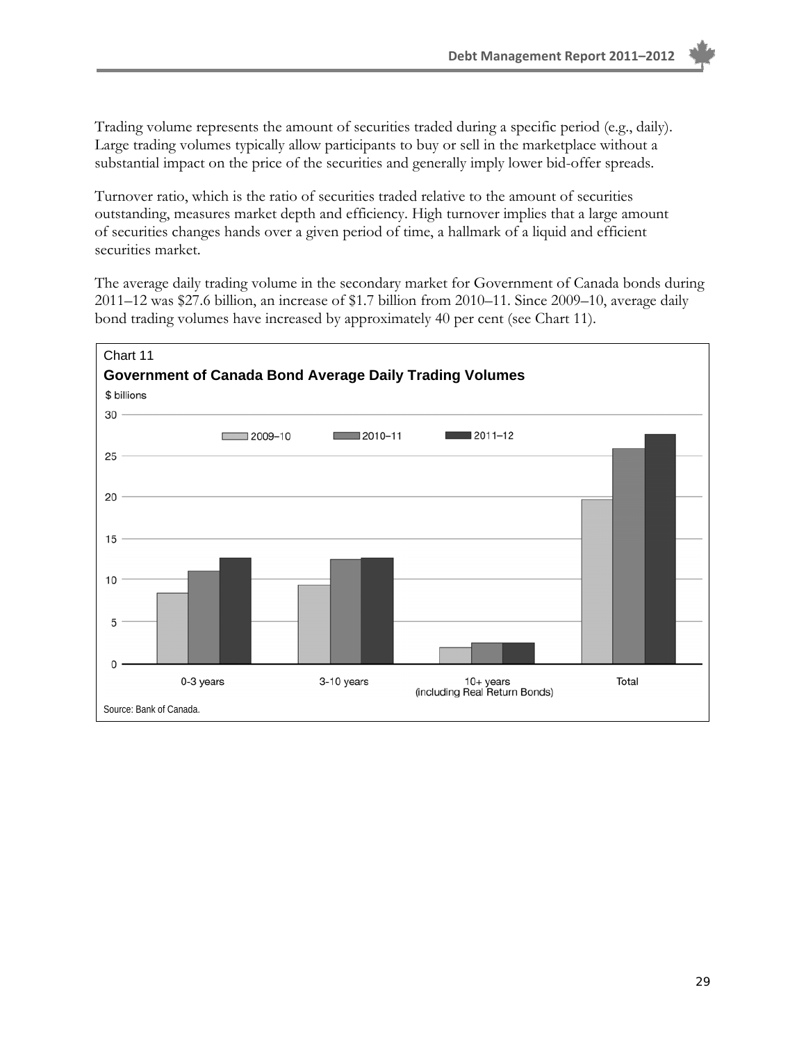Trading volume represents the amount of securities traded during a specific period (e.g., daily). Large trading volumes typically allow participants to buy or sell in the marketplace without a substantial impact on the price of the securities and generally imply lower bid-offer spreads.

Turnover ratio, which is the ratio of securities traded relative to the amount of securities outstanding, measures market depth and efficiency. High turnover implies that a large amount of securities changes hands over a given period of time, a hallmark of a liquid and efficient securities market.

The average daily trading volume in the secondary market for Government of Canada bonds during 2011–12 was $27.6 billion, an increase of $1.7 billion from 2010–11. Since 2009–10, average daily bond trading volumes have increased by approximately 40 per cent (see Chart 11).

Chart 11

**Government of Canada Bond Average Daily Trading Volumes**

$ billions

Source: Bank of Canada.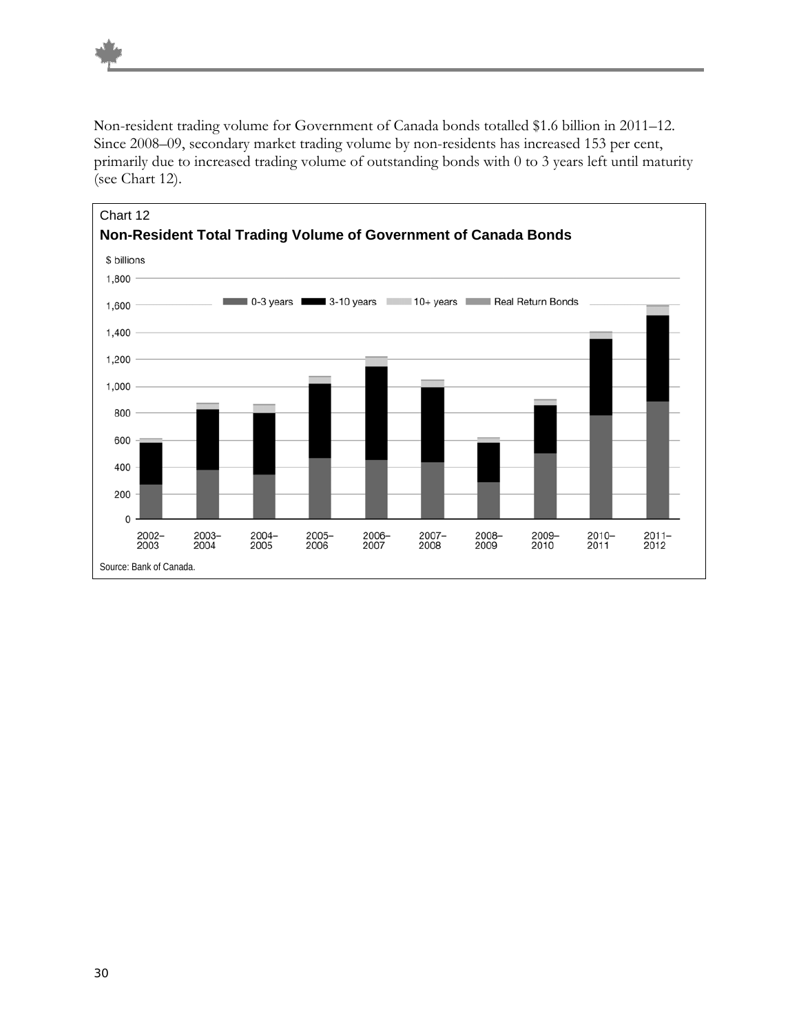Non-resident trading volume for Government of Canada bonds totalled $1.6 billion in 2011–12. Since 2008–09, secondary market trading volume by non-residents has increased 153 per cent, primarily due to increased trading volume of outstanding bonds with 0 to 3 years left until maturity (see Chart 12).

Chart 12

**Non-Resident Total Trading Volume of Government of Canada Bonds**

Source: Bank of Canada.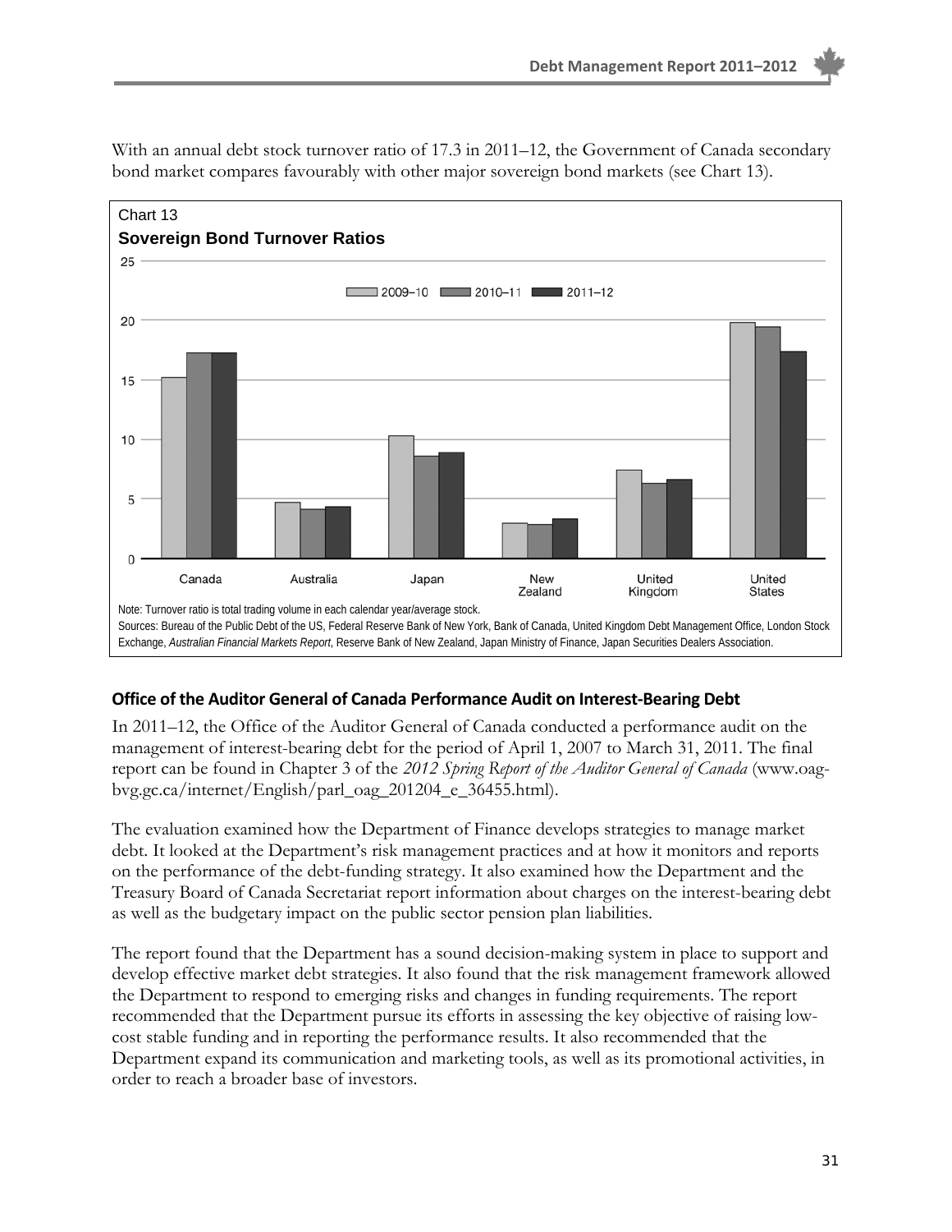With an annual debt stock turnover ratio of 17.3 in 2011–12, the Government of Canada secondary bond market compares favourably with other major sovereign bond markets (see Chart 13).

Chart 13

**Sovereign Bond Turnover Ratios**

Note: Turnover ratio is total trading volume in each calendar year/average stock.

Sources: Bureau of the Public Debt of the US, Federal Reserve Bank of New York, Bank of Canada, United Kingdom Debt Management Office, London Stock Exchange, *Australian Financial Markets Report*, Reserve Bank of New Zealand, Japan Ministry of Finance, Japan Securities Dealers Association.

### Office of the Auditor General of Canada Performance Audit on Interest-Bearing Debt

In 2011–12, the Office of the Auditor General of Canada conducted a performance audit on the management of interest-bearing debt for the period of April 1, 2007 to March 31, 2011. The final report can be found in Chapter 3 of the *2012 Spring Report of the Auditor General of Canada* (www.oag-bvg.gc.ca/internet/English/parl_oag_201204_e_36455.html).

The evaluation examined how the Department of Finance develops strategies to manage market debt. It looked at the Department's risk management practices and at how it monitors and reports on the performance of the debt-funding strategy. It also examined how the Department and the Treasury Board of Canada Secretariat report information about charges on the interest-bearing debt as well as the budgetary impact on the public sector pension plan liabilities.

The report found that the Department has a sound decision-making system in place to support and develop effective market debt strategies. It also found that the risk management framework allowed the Department to respond to emerging risks and changes in funding requirements. The report recommended that the Department pursue its efforts in assessing the key objective of raising low-cost stable funding and in reporting the performance results. It also recommended that the Department expand its communication and marketing tools, as well as its promotional activities, in order to reach a broader base of investors.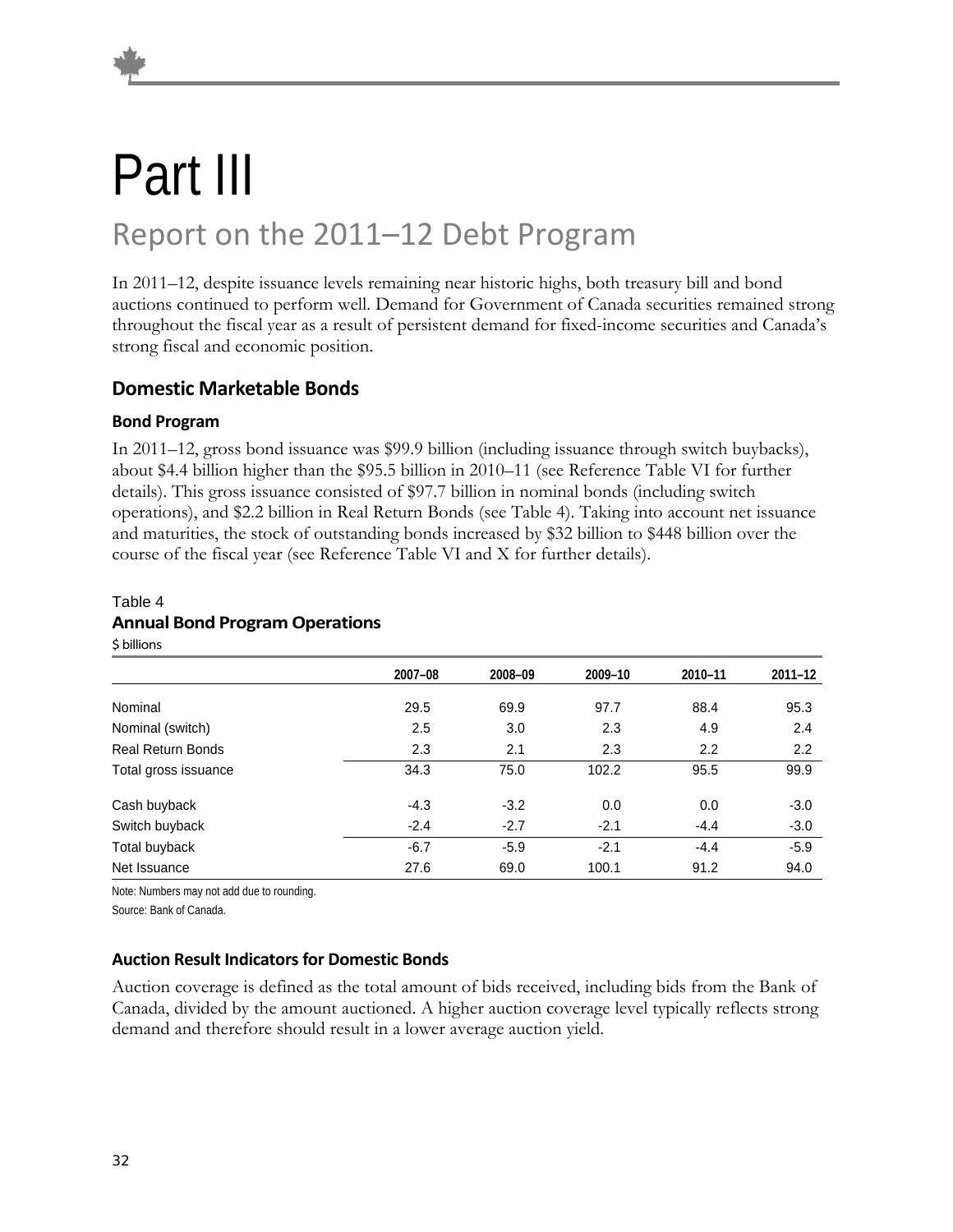# Part III

## Report on the 2011–12 Debt Program

In 2011–12, despite issuance levels remaining near historic highs, both treasury bill and bond auctions continued to perform well. Demand for Government of Canada securities remained strong throughout the fiscal year as a result of persistent demand for fixed-income securities and Canada's strong fiscal and economic position.

### Domestic Marketable Bonds

#### Bond Program

In 2011–12, gross bond issuance was $99.9 billion (including issuance through switch buybacks), about $4.4 billion higher than the $95.5 billion in 2010–11 (see Reference Table VI for further details). This gross issuance consisted of $97.7 billion in nominal bonds (including switch operations), and $2.2 billion in Real Return Bonds (see Table 4). Taking into account net issuance and maturities, the stock of outstanding bonds increased by $32 billion to $448 billion over the course of the fiscal year (see Reference Table VI and X for further details).

Table 4
**Annual Bond Program Operations**
$ billions

| | 2007–08 | 2008–09 | 2009–10 | 2010–11 | 2011–12 |
|---|---|---|---|---|---|
| Nominal | 29.5 | 69.9 | 97.7 | 88.4 | 95.3 |
| Nominal (switch) | 2.5 | 3.0 | 2.3 | 4.9 | 2.4 |
| Real Return Bonds | 2.3 | 2.1 | 2.3 | 2.2 | 2.2 |
| Total gross issuance | 34.3 | 75.0 | 102.2 | 95.5 | 99.9 |
| Cash buyback | -4.3 | -3.2 | 0.0 | 0.0 | -3.0 |
| Switch buyback | -2.4 | -2.7 | -2.1 | -4.4 | -3.0 |
| Total buyback | -6.7 | -5.9 | -2.1 | -4.4 | -5.9 |
| Net Issuance | 27.6 | 69.0 | 100.1 | 91.2 | 94.0 |

Note: Numbers may not add due to rounding.
Source: Bank of Canada.

#### Auction Result Indicators for Domestic Bonds

Auction coverage is defined as the total amount of bids received, including bids from the Bank of Canada, divided by the amount auctioned. A higher auction coverage level typically reflects strong demand and therefore should result in a lower average auction yield.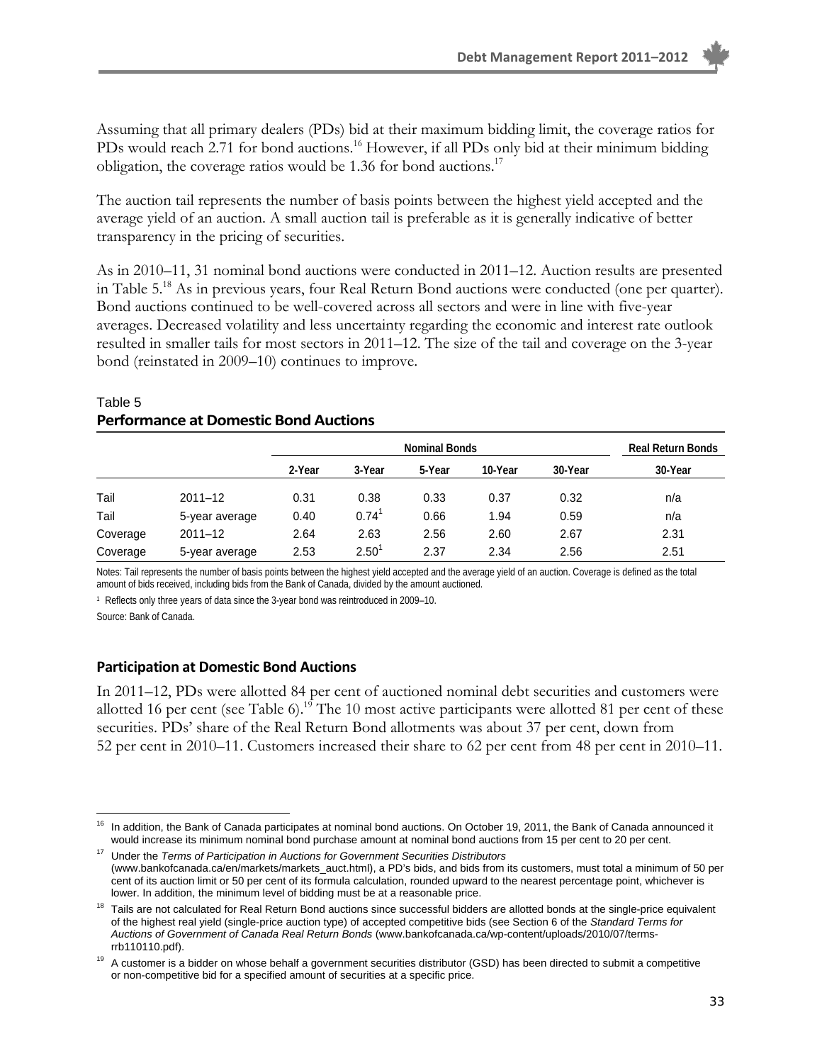Assuming that all primary dealers (PDs) bid at their maximum bidding limit, the coverage ratios for PDs would reach 2.71 for bond auctions.[16] However, if all PDs only bid at their minimum bidding obligation, the coverage ratios would be 1.36 for bond auctions.[17]

The auction tail represents the number of basis points between the highest yield accepted and the average yield of an auction. A small auction tail is preferable as it is generally indicative of better transparency in the pricing of securities.

As in 2010–11, 31 nominal bond auctions were conducted in 2011–12. Auction results are presented in Table 5.[18] As in previous years, four Real Return Bond auctions were conducted (one per quarter). Bond auctions continued to be well-covered across all sectors and were in line with five-year averages. Decreased volatility and less uncertainty regarding the economic and interest rate outlook resulted in smaller tails for most sectors in 2011–12. The size of the tail and coverage on the 3-year bond (reinstated in 2009–10) continues to improve.

Table 5

**Performance at Domestic Bond Auctions**

| | | Nominal Bonds | | | | | Real Return Bonds |
|---|---|---|---|---|---|---|---|
| | | 2-Year | 3-Year | 5-Year | 10-Year | 30-Year | 30-Year |
| Tail | 2011–12 | 0.31 | 0.38 | 0.33 | 0.37 | 0.32 | n/a |
| Tail | 5-year average | 0.40 | 0.74[1] | 0.66 | 1.94 | 0.59 | n/a |
| Coverage | 2011–12 | 2.64 | 2.63 | 2.56 | 2.60 | 2.67 | 2.31 |
| Coverage | 5-year average | 2.53 | 2.50[1] | 2.37 | 2.34 | 2.56 | 2.51 |

Notes: Tail represents the number of basis points between the highest yield accepted and the average yield of an auction. Coverage is defined as the total amount of bids received, including bids from the Bank of Canada, divided by the amount auctioned.

[1] Reflects only three years of data since the 3-year bond was reintroduced in 2009–10.

Source: Bank of Canada.

### Participation at Domestic Bond Auctions

In 2011–12, PDs were allotted 84 per cent of auctioned nominal debt securities and customers were allotted 16 per cent (see Table 6).[19] The 10 most active participants were allotted 81 per cent of these securities. PDs' share of the Real Return Bond allotments was about 37 per cent, down from 52 per cent in 2010–11. Customers increased their share to 62 per cent from 48 per cent in 2010–11.

---

[16] In addition, the Bank of Canada participates at nominal bond auctions. On October 19, 2011, the Bank of Canada announced it would increase its minimum nominal bond purchase amount at nominal bond auctions from 15 per cent to 20 per cent.

[17] Under the *Terms of Participation in Auctions for Government Securities Distributors* (www.bankofcanada.ca/en/markets/markets_auct.html), a PD's bids, and bids from its customers, must total a minimum of 50 per cent of its auction limit or 50 per cent of its formula calculation, rounded upward to the nearest percentage point, whichever is lower. In addition, the minimum level of bidding must be at a reasonable price.

[18] Tails are not calculated for Real Return Bond auctions since successful bidders are allotted bonds at the single-price equivalent of the highest real yield (single-price auction type) of accepted competitive bids (see Section 6 of the *Standard Terms for Auctions of Government of Canada Real Return Bonds* (www.bankofcanada.ca/wp-content/uploads/2010/07/terms-rrb110110.pdf).

[19] A customer is a bidder on whose behalf a government securities distributor (GSD) has been directed to submit a competitive or non-competitive bid for a specified amount of securities at a specific price.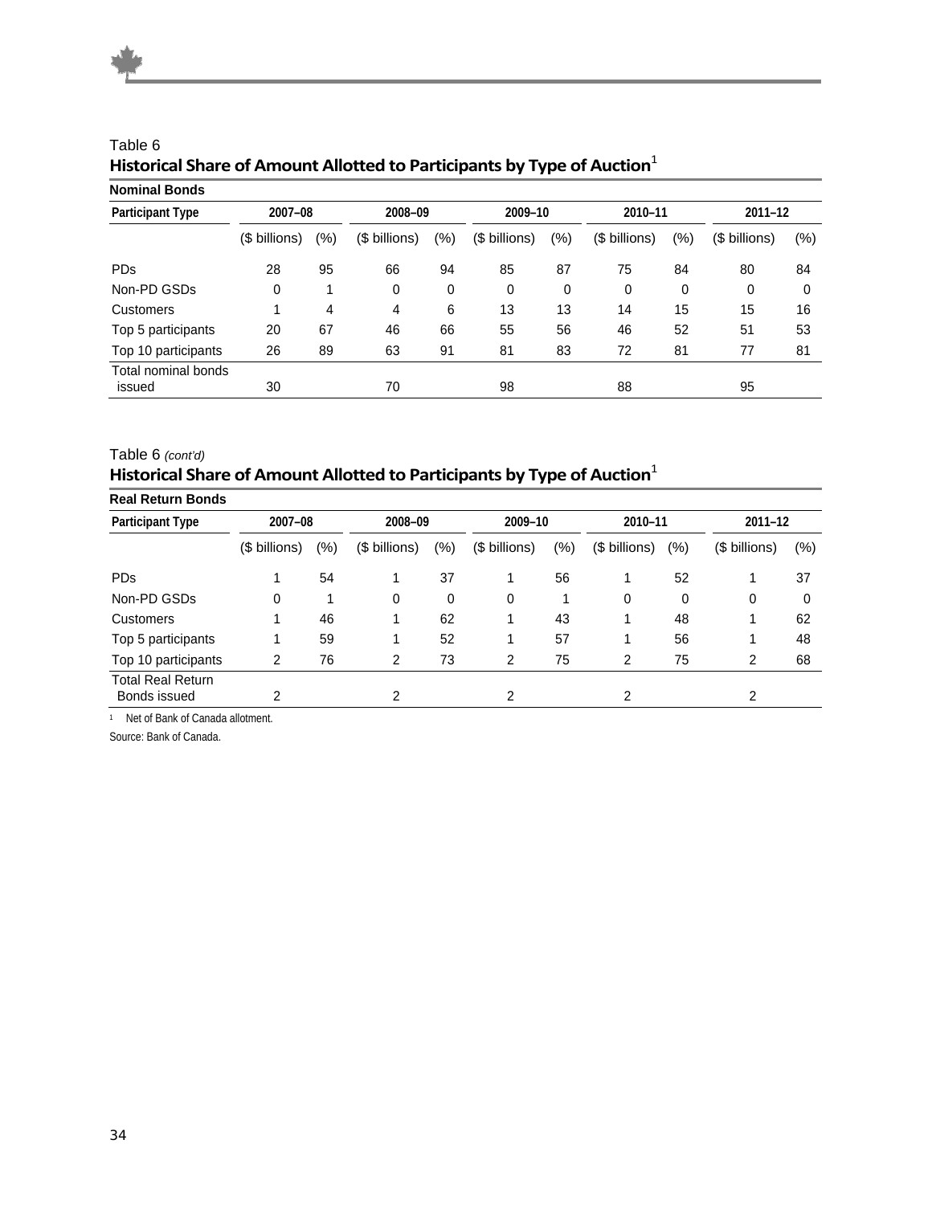Table 6

## Historical Share of Amount Allotted to Participants by Type of Auction[1]

**Nominal Bonds**

| Participant Type | 2007–08 | | 2008–09 | | 2009–10 | | 2010–11 | | 2011–12 | |
|---|---|---|---|---|---|---|---|---|---|---|
| | ($ billions) | (%) | ($ billions) | (%) | ($ billions) | (%) | ($ billions) | (%) | ($ billions) | (%) |
| PDs | 28 | 95 | 66 | 94 | 85 | 87 | 75 | 84 | 80 | 84 |
| Non-PD GSDs | 0 | 1 | 0 | 0 | 0 | 0 | 0 | 0 | 0 | 0 |
| Customers | 1 | 4 | 4 | 6 | 13 | 13 | 14 | 15 | 15 | 16 |
| Top 5 participants | 20 | 67 | 46 | 66 | 55 | 56 | 46 | 52 | 51 | 53 |
| Top 10 participants | 26 | 89 | 63 | 91 | 81 | 83 | 72 | 81 | 77 | 81 |
| Total nominal bonds issued | 30 | | 70 | | 98 | | 88 | | 95 | |

Table 6 *(cont'd)*

## Historical Share of Amount Allotted to Participants by Type of Auction[1]

**Real Return Bonds**

| Participant Type | 2007–08 | | 2008–09 | | 2009–10 | | 2010–11 | | 2011–12 | |
|---|---|---|---|---|---|---|---|---|---|---|
| | ($ billions) | (%) | ($ billions) | (%) | ($ billions) | (%) | ($ billions) | (%) | ($ billions) | (%) |
| PDs | 1 | 54 | 1 | 37 | 1 | 56 | 1 | 52 | 1 | 37 |
| Non-PD GSDs | 0 | 1 | 0 | 0 | 0 | 1 | 0 | 0 | 0 | 0 |
| Customers | 1 | 46 | 1 | 62 | 1 | 43 | 1 | 48 | 1 | 62 |
| Top 5 participants | 1 | 59 | 1 | 52 | 1 | 57 | 1 | 56 | 1 | 48 |
| Top 10 participants | 2 | 76 | 2 | 73 | 2 | 75 | 2 | 75 | 2 | 68 |
| Total Real Return Bonds issued | 2 | | 2 | | 2 | | 2 | | 2 | |

[1] Net of Bank of Canada allotment.

Source: Bank of Canada.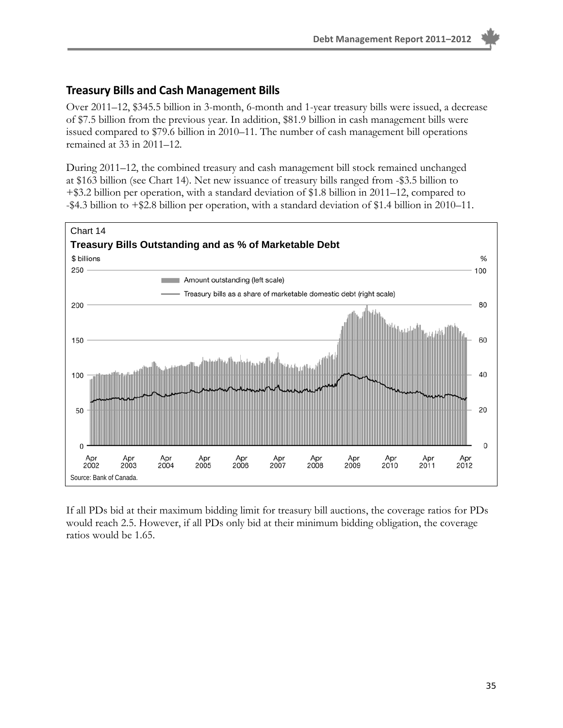## Treasury Bills and Cash Management Bills

Over 2011–12, $345.5 billion in 3-month, 6-month and 1-year treasury bills were issued, a decrease of $7.5 billion from the previous year. In addition, $81.9 billion in cash management bills were issued compared to $79.6 billion in 2010–11. The number of cash management bill operations remained at 33 in 2011–12.

During 2011–12, the combined treasury and cash management bill stock remained unchanged at $163 billion (see Chart 14). Net new issuance of treasury bills ranged from -$3.5 billion to +$3.2 billion per operation, with a standard deviation of $1.8 billion in 2011–12, compared to -$4.3 billion to +$2.8 billion per operation, with a standard deviation of $1.4 billion in 2010–11.

Chart 14

**Treasury Bills Outstanding and as % of Marketable Debt**

Source: Bank of Canada.

If all PDs bid at their maximum bidding limit for treasury bill auctions, the coverage ratios for PDs would reach 2.5. However, if all PDs only bid at their minimum bidding obligation, the coverage ratios would be 1.65.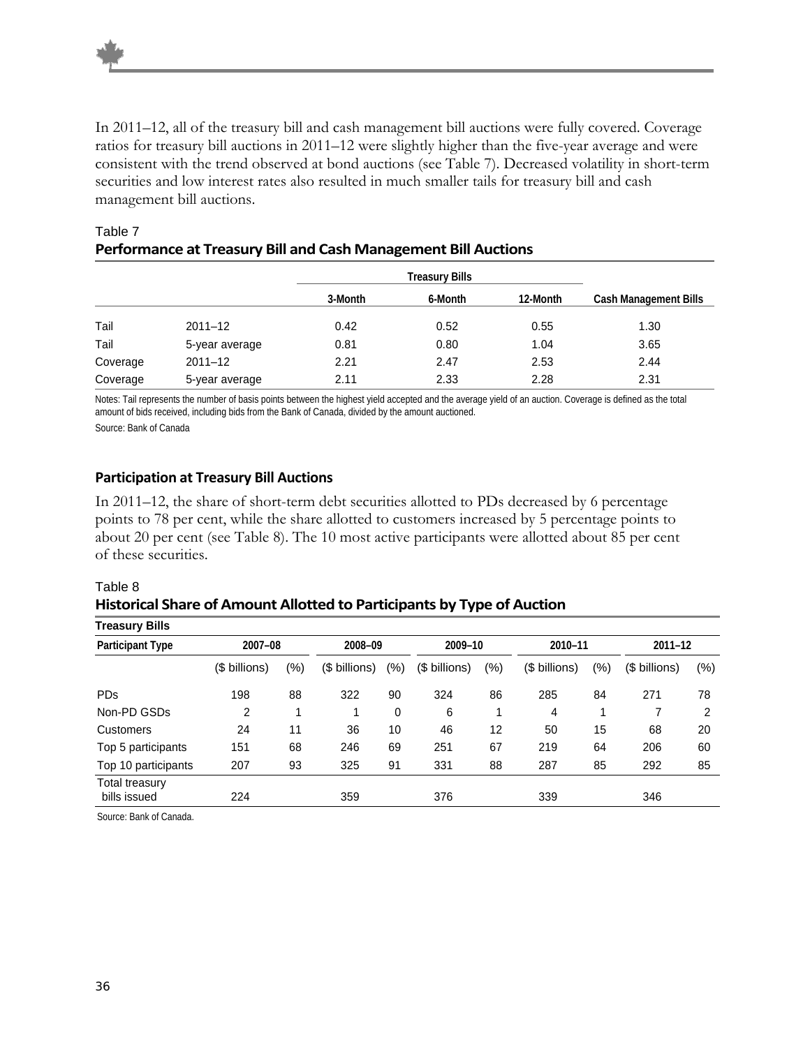In 2011–12, all of the treasury bill and cash management bill auctions were fully covered. Coverage ratios for treasury bill auctions in 2011–12 were slightly higher than the five-year average and were consistent with the trend observed at bond auctions (see Table 7). Decreased volatility in short-term securities and low interest rates also resulted in much smaller tails for treasury bill and cash management bill auctions.

Table 7

**Performance at Treasury Bill and Cash Management Bill Auctions**

| | | Treasury Bills | | | |
|---|---|---|---|---|---|
| | | 3-Month | 6-Month | 12-Month | Cash Management Bills |
| Tail | 2011–12 | 0.42 | 0.52 | 0.55 | 1.30 |
| Tail | 5-year average | 0.81 | 0.80 | 1.04 | 3.65 |
| Coverage | 2011–12 | 2.21 | 2.47 | 2.53 | 2.44 |
| Coverage | 5-year average | 2.11 | 2.33 | 2.28 | 2.31 |

Notes: Tail represents the number of basis points between the highest yield accepted and the average yield of an auction. Coverage is defined as the total amount of bids received, including bids from the Bank of Canada, divided by the amount auctioned.

Source: Bank of Canada

### Participation at Treasury Bill Auctions

In 2011–12, the share of short-term debt securities allotted to PDs decreased by 6 percentage points to 78 per cent, while the share allotted to customers increased by 5 percentage points to about 20 per cent (see Table 8). The 10 most active participants were allotted about 85 per cent of these securities.

Table 8

**Historical Share of Amount Allotted to Participants by Type of Auction**

**Treasury Bills**

| Participant Type | 2007–08 | | 2008–09 | | 2009–10 | | 2010–11 | | 2011–12 | |
|---|---|---|---|---|---|---|---|---|---|---|
| | ($ billions) | (%) | ($ billions) | (%) | ($ billions) | (%) | ($ billions) | (%) | ($ billions) | (%) |
| PDs | 198 | 88 | 322 | 90 | 324 | 86 | 285 | 84 | 271 | 78 |
| Non-PD GSDs | 2 | 1 | 1 | 0 | 6 | 1 | 4 | 1 | 7 | 2 |
| Customers | 24 | 11 | 36 | 10 | 46 | 12 | 50 | 15 | 68 | 20 |
| Top 5 participants | 151 | 68 | 246 | 69 | 251 | 67 | 219 | 64 | 206 | 60 |
| Top 10 participants | 207 | 93 | 325 | 91 | 331 | 88 | 287 | 85 | 292 | 85 |
| Total treasury bills issued | 224 | | 359 | | 376 | | 339 | | 346 | |

Source: Bank of Canada.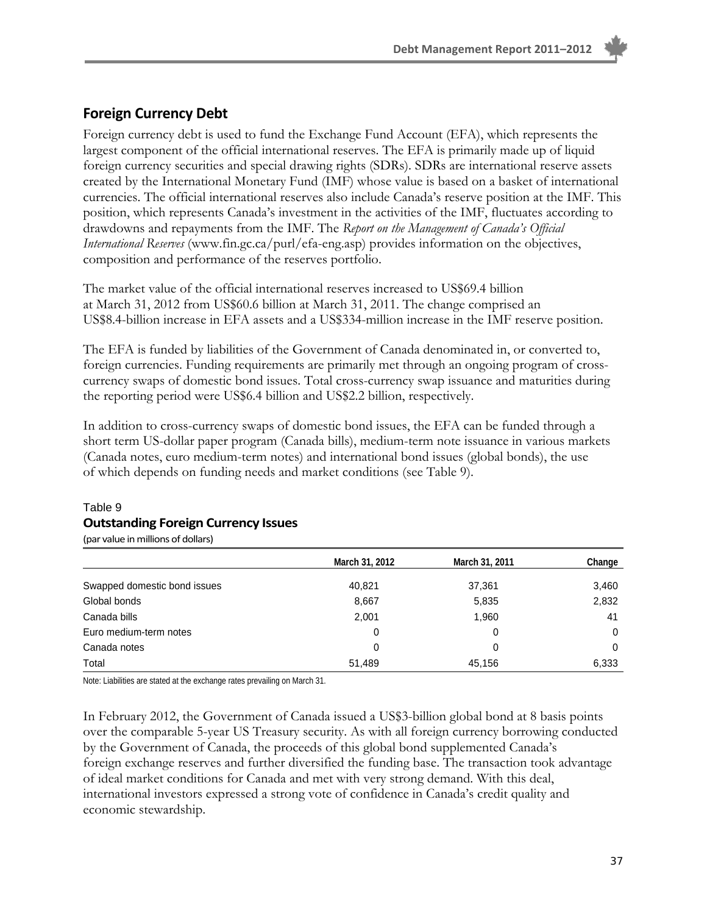## Foreign Currency Debt

Foreign currency debt is used to fund the Exchange Fund Account (EFA), which represents the largest component of the official international reserves. The EFA is primarily made up of liquid foreign currency securities and special drawing rights (SDRs). SDRs are international reserve assets created by the International Monetary Fund (IMF) whose value is based on a basket of international currencies. The official international reserves also include Canada's reserve position at the IMF. This position, which represents Canada's investment in the activities of the IMF, fluctuates according to drawdowns and repayments from the IMF. The *Report on the Management of Canada's Official International Reserves* (www.fin.gc.ca/purl/efa-eng.asp) provides information on the objectives, composition and performance of the reserves portfolio.

The market value of the official international reserves increased to US$69.4 billion at March 31, 2012 from US$60.6 billion at March 31, 2011. The change comprised an US$8.4-billion increase in EFA assets and a US$334-million increase in the IMF reserve position.

The EFA is funded by liabilities of the Government of Canada denominated in, or converted to, foreign currencies. Funding requirements are primarily met through an ongoing program of cross-currency swaps of domestic bond issues. Total cross-currency swap issuance and maturities during the reporting period were US$6.4 billion and US$2.2 billion, respectively.

In addition to cross-currency swaps of domestic bond issues, the EFA can be funded through a short term US-dollar paper program (Canada bills), medium-term note issuance in various markets (Canada notes, euro medium-term notes) and international bond issues (global bonds), the use of which depends on funding needs and market conditions (see Table 9).

Table 9

**Outstanding Foreign Currency Issues**

(par value in millions of dollars)

| | March 31, 2012 | March 31, 2011 | Change |
|---|---|---|---|
| Swapped domestic bond issues | 40,821 | 37,361 | 3,460 |
| Global bonds | 8,667 | 5,835 | 2,832 |
| Canada bills | 2,001 | 1,960 | 41 |
| Euro medium-term notes | 0 | 0 | 0 |
| Canada notes | 0 | 0 | 0 |
| Total | 51,489 | 45,156 | 6,333 |

Note: Liabilities are stated at the exchange rates prevailing on March 31.

In February 2012, the Government of Canada issued a US$3-billion global bond at 8 basis points over the comparable 5-year US Treasury security. As with all foreign currency borrowing conducted by the Government of Canada, the proceeds of this global bond supplemented Canada's foreign exchange reserves and further diversified the funding base. The transaction took advantage of ideal market conditions for Canada and met with very strong demand. With this deal, international investors expressed a strong vote of confidence in Canada's credit quality and economic stewardship.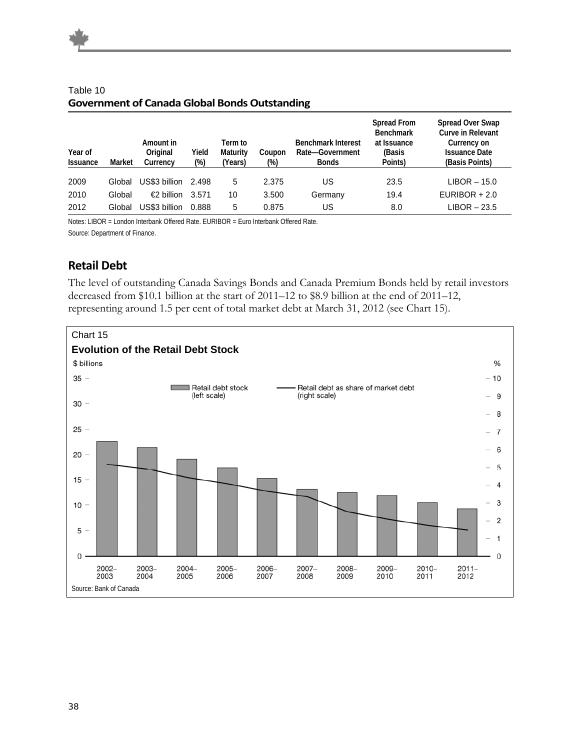Table 10

**Government of Canada Global Bonds Outstanding**

| Year of Issuance | Market | Amount in Original Currency | Yield (%) | Term to Maturity (Years) | Coupon (%) | Benchmark Interest Rate—Government Bonds | Spread From Benchmark at Issuance (Basis Points) | Spread Over Swap Curve in Relevant Currency on Issuance Date (Basis Points) |
|---|---|---|---|---|---|---|---|---|
| 2009 | Global | US$3 billion | 2.498 | 5 | 2.375 | US | 23.5 | LIBOR – 15.0 |
| 2010 | Global | €2 billion | 3.571 | 10 | 3.500 | Germany | 19.4 | EURIBOR + 2.0 |
| 2012 | Global | US$3 billion | 0.888 | 5 | 0.875 | US | 8.0 | LIBOR – 23.5 |

Notes: LIBOR = London Interbank Offered Rate. EURIBOR = Euro Interbank Offered Rate.

Source: Department of Finance.

## Retail Debt

The level of outstanding Canada Savings Bonds and Canada Premium Bonds held by retail investors decreased from $10.1 billion at the start of 2011–12 to $8.9 billion at the end of 2011–12, representing around 1.5 per cent of total market debt at March 31, 2012 (see Chart 15).

Chart 15

**Evolution of the Retail Debt Stock**

Source: Bank of Canada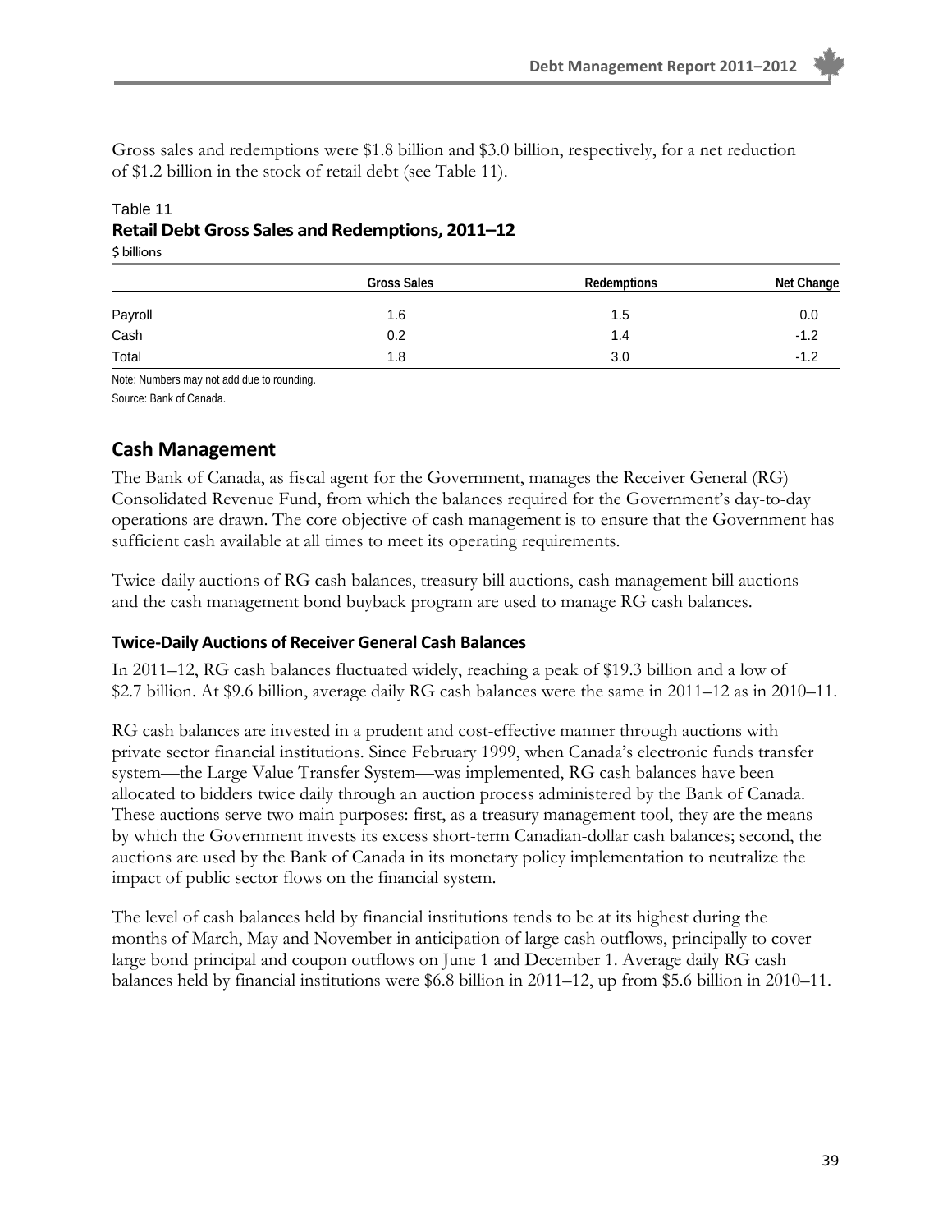Gross sales and redemptions were $1.8 billion and $3.0 billion, respectively, for a net reduction of $1.2 billion in the stock of retail debt (see Table 11).

Table 11
**Retail Debt Gross Sales and Redemptions, 2011–12**
$ billions

| | Gross Sales | Redemptions | Net Change |
|---|---|---|---|
| Payroll | 1.6 | 1.5 | 0.0 |
| Cash | 0.2 | 1.4 | -1.2 |
| Total | 1.8 | 3.0 | -1.2 |

Note: Numbers may not add due to rounding.
Source: Bank of Canada.

## Cash Management

The Bank of Canada, as fiscal agent for the Government, manages the Receiver General (RG) Consolidated Revenue Fund, from which the balances required for the Government's day-to-day operations are drawn. The core objective of cash management is to ensure that the Government has sufficient cash available at all times to meet its operating requirements.

Twice-daily auctions of RG cash balances, treasury bill auctions, cash management bill auctions and the cash management bond buyback program are used to manage RG cash balances.

### Twice-Daily Auctions of Receiver General Cash Balances

In 2011–12, RG cash balances fluctuated widely, reaching a peak of $19.3 billion and a low of $2.7 billion. At $9.6 billion, average daily RG cash balances were the same in 2011–12 as in 2010–11.

RG cash balances are invested in a prudent and cost-effective manner through auctions with private sector financial institutions. Since February 1999, when Canada's electronic funds transfer system—the Large Value Transfer System—was implemented, RG cash balances have been allocated to bidders twice daily through an auction process administered by the Bank of Canada. These auctions serve two main purposes: first, as a treasury management tool, they are the means by which the Government invests its excess short-term Canadian-dollar cash balances; second, the auctions are used by the Bank of Canada in its monetary policy implementation to neutralize the impact of public sector flows on the financial system.

The level of cash balances held by financial institutions tends to be at its highest during the months of March, May and November in anticipation of large cash outflows, principally to cover large bond principal and coupon outflows on June 1 and December 1. Average daily RG cash balances held by financial institutions were $6.8 billion in 2011–12, up from $5.6 billion in 2010–11.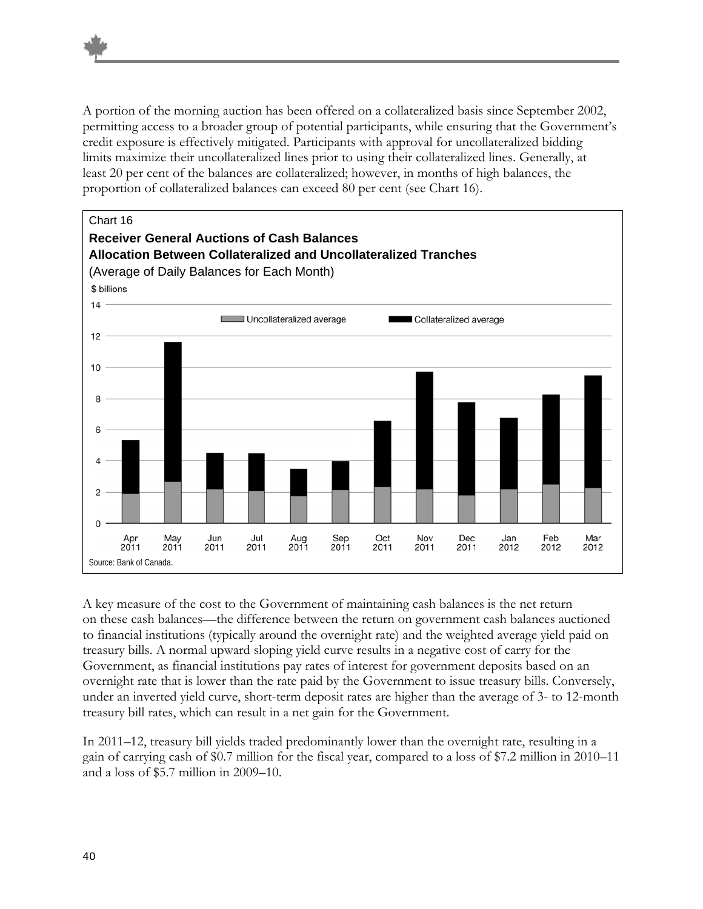A portion of the morning auction has been offered on a collateralized basis since September 2002, permitting access to a broader group of potential participants, while ensuring that the Government's credit exposure is effectively mitigated. Participants with approval for uncollateralized bidding limits maximize their uncollateralized lines prior to using their collateralized lines. Generally, at least 20 per cent of the balances are collateralized; however, in months of high balances, the proportion of collateralized balances can exceed 80 per cent (see Chart 16).

Chart 16

**Receiver General Auctions of Cash Balances**
**Allocation Between Collateralized and Uncollateralized Tranches**
(Average of Daily Balances for Each Month)

Source: Bank of Canada.

A key measure of the cost to the Government of maintaining cash balances is the net return on these cash balances—the difference between the return on government cash balances auctioned to financial institutions (typically around the overnight rate) and the weighted average yield paid on treasury bills. A normal upward sloping yield curve results in a negative cost of carry for the Government, as financial institutions pay rates of interest for government deposits based on an overnight rate that is lower than the rate paid by the Government to issue treasury bills. Conversely, under an inverted yield curve, short-term deposit rates are higher than the average of 3- to 12-month treasury bill rates, which can result in a net gain for the Government.

In 2011–12, treasury bill yields traded predominantly lower than the overnight rate, resulting in a gain of carrying cash of $0.7 million for the fiscal year, compared to a loss of $7.2 million in 2010–11 and a loss of $5.7 million in 2009–10.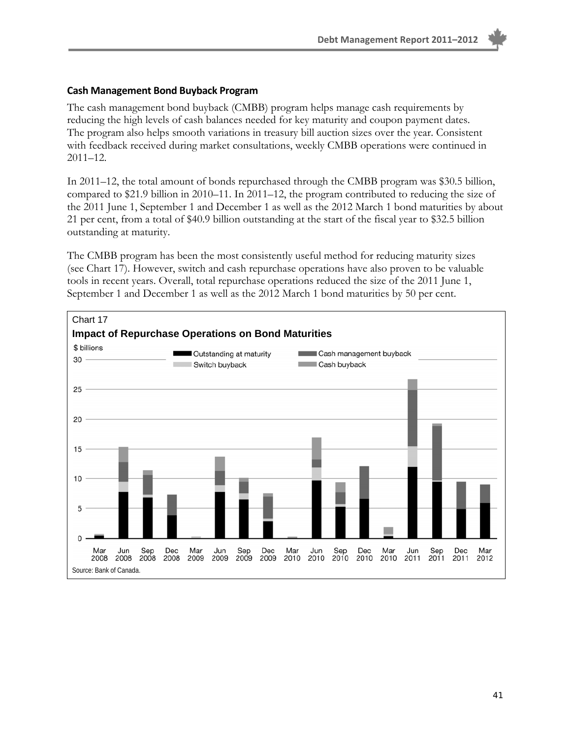### Cash Management Bond Buyback Program

The cash management bond buyback (CMBB) program helps manage cash requirements by reducing the high levels of cash balances needed for key maturity and coupon payment dates. The program also helps smooth variations in treasury bill auction sizes over the year. Consistent with feedback received during market consultations, weekly CMBB operations were continued in 2011–12.

In 2011–12, the total amount of bonds repurchased through the CMBB program was $30.5 billion, compared to $21.9 billion in 2010–11. In 2011–12, the program contributed to reducing the size of the 2011 June 1, September 1 and December 1 as well as the 2012 March 1 bond maturities by about 21 per cent, from a total of $40.9 billion outstanding at the start of the fiscal year to $32.5 billion outstanding at maturity.

The CMBB program has been the most consistently useful method for reducing maturity sizes (see Chart 17). However, switch and cash repurchase operations have also proven to be valuable tools in recent years. Overall, total repurchase operations reduced the size of the 2011 June 1, September 1 and December 1 as well as the 2012 March 1 bond maturities by 50 per cent.

Chart 17

**Impact of Repurchase Operations on Bond Maturities**

$ billions

Legend: Outstanding at maturity; Switch buyback; Cash management buyback; Cash buyback

Maturities: Mar 2008, Jun 2008, Sep 2008, Dec 2008, Mar 2009, Jun 2009, Sep 2009, Dec 2009, Mar 2010, Jun 2010, Sep 2010, Dec 2010, Mar 2010, Jun 2011, Sep 2011, Dec 2011, Mar 2012

Source: Bank of Canada.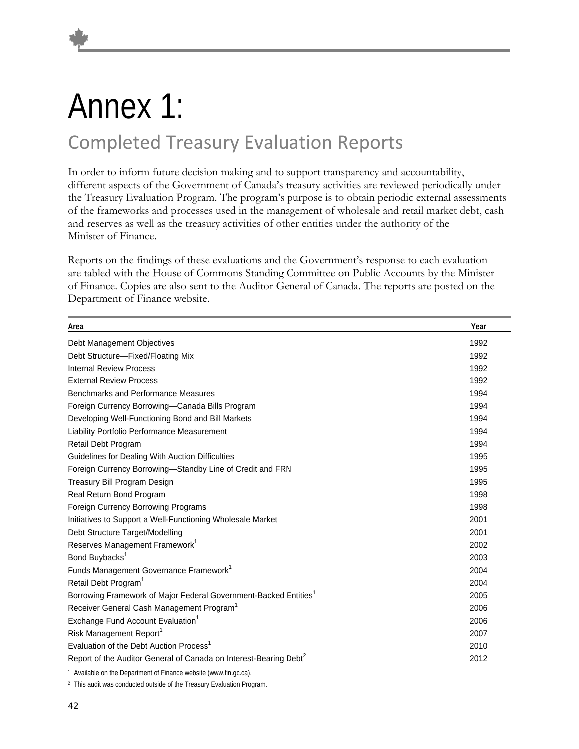# Annex 1:

## Completed Treasury Evaluation Reports

In order to inform future decision making and to support transparency and accountability, different aspects of the Government of Canada's treasury activities are reviewed periodically under the Treasury Evaluation Program. The program's purpose is to obtain periodic external assessments of the frameworks and processes used in the management of wholesale and retail market debt, cash and reserves as well as the treasury activities of other entities under the authority of the Minister of Finance.

Reports on the findings of these evaluations and the Government's response to each evaluation are tabled with the House of Commons Standing Committee on Public Accounts by the Minister of Finance. Copies are also sent to the Auditor General of Canada. The reports are posted on the Department of Finance website.

| Area | Year |
|---|---|
| Debt Management Objectives | 1992 |
| Debt Structure—Fixed/Floating Mix | 1992 |
| Internal Review Process | 1992 |
| External Review Process | 1992 |
| Benchmarks and Performance Measures | 1994 |
| Foreign Currency Borrowing—Canada Bills Program | 1994 |
| Developing Well-Functioning Bond and Bill Markets | 1994 |
| Liability Portfolio Performance Measurement | 1994 |
| Retail Debt Program | 1994 |
| Guidelines for Dealing With Auction Difficulties | 1995 |
| Foreign Currency Borrowing—Standby Line of Credit and FRN | 1995 |
| Treasury Bill Program Design | 1995 |
| Real Return Bond Program | 1998 |
| Foreign Currency Borrowing Programs | 1998 |
| Initiatives to Support a Well-Functioning Wholesale Market | 2001 |
| Debt Structure Target/Modelling | 2001 |
| Reserves Management Framework[1] | 2002 |
| Bond Buybacks[1] | 2003 |
| Funds Management Governance Framework[1] | 2004 |
| Retail Debt Program[1] | 2004 |
| Borrowing Framework of Major Federal Government-Backed Entities[1] | 2005 |
| Receiver General Cash Management Program[1] | 2006 |
| Exchange Fund Account Evaluation[1] | 2006 |
| Risk Management Report[1] | 2007 |
| Evaluation of the Debt Auction Process[1] | 2010 |
| Report of the Auditor General of Canada on Interest-Bearing Debt[2] | 2012 |

[1] Available on the Department of Finance website (www.fin.gc.ca).

[2] This audit was conducted outside of the Treasury Evaluation Program.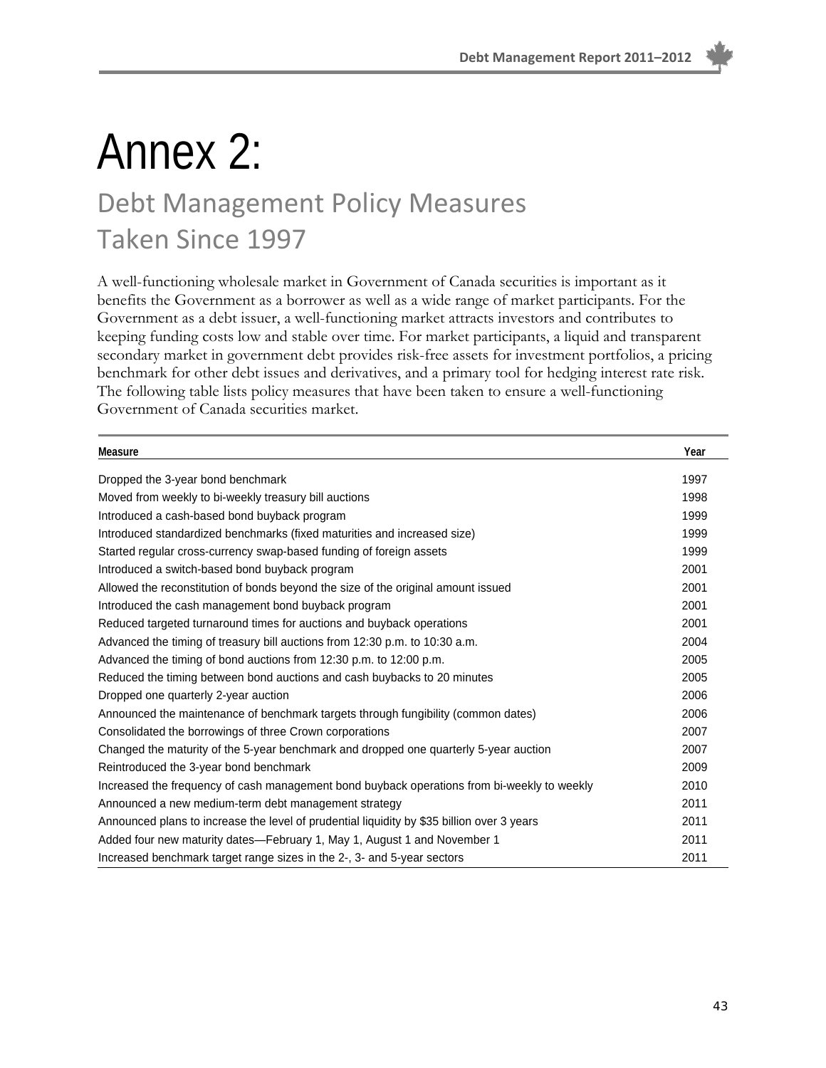# Annex 2:

## Debt Management Policy Measures Taken Since 1997

A well-functioning wholesale market in Government of Canada securities is important as it benefits the Government as a borrower as well as a wide range of market participants. For the Government as a debt issuer, a well-functioning market attracts investors and contributes to keeping funding costs low and stable over time. For market participants, a liquid and transparent secondary market in government debt provides risk-free assets for investment portfolios, a pricing benchmark for other debt issues and derivatives, and a primary tool for hedging interest rate risk. The following table lists policy measures that have been taken to ensure a well-functioning Government of Canada securities market.

| Measure | Year |
|---|---|
| Dropped the 3-year bond benchmark | 1997 |
| Moved from weekly to bi-weekly treasury bill auctions | 1998 |
| Introduced a cash-based bond buyback program | 1999 |
| Introduced standardized benchmarks (fixed maturities and increased size) | 1999 |
| Started regular cross-currency swap-based funding of foreign assets | 1999 |
| Introduced a switch-based bond buyback program | 2001 |
| Allowed the reconstitution of bonds beyond the size of the original amount issued | 2001 |
| Introduced the cash management bond buyback program | 2001 |
| Reduced targeted turnaround times for auctions and buyback operations | 2001 |
| Advanced the timing of treasury bill auctions from 12:30 p.m. to 10:30 a.m. | 2004 |
| Advanced the timing of bond auctions from 12:30 p.m. to 12:00 p.m. | 2005 |
| Reduced the timing between bond auctions and cash buybacks to 20 minutes | 2005 |
| Dropped one quarterly 2-year auction | 2006 |
| Announced the maintenance of benchmark targets through fungibility (common dates) | 2006 |
| Consolidated the borrowings of three Crown corporations | 2007 |
| Changed the maturity of the 5-year benchmark and dropped one quarterly 5-year auction | 2007 |
| Reintroduced the 3-year bond benchmark | 2009 |
| Increased the frequency of cash management bond buyback operations from bi-weekly to weekly | 2010 |
| Announced a new medium-term debt management strategy | 2011 |
| Announced plans to increase the level of prudential liquidity by $35 billion over 3 years | 2011 |
| Added four new maturity dates—February 1, May 1, August 1 and November 1 | 2011 |
| Increased benchmark target range sizes in the 2-, 3- and 5-year sectors | 2011 |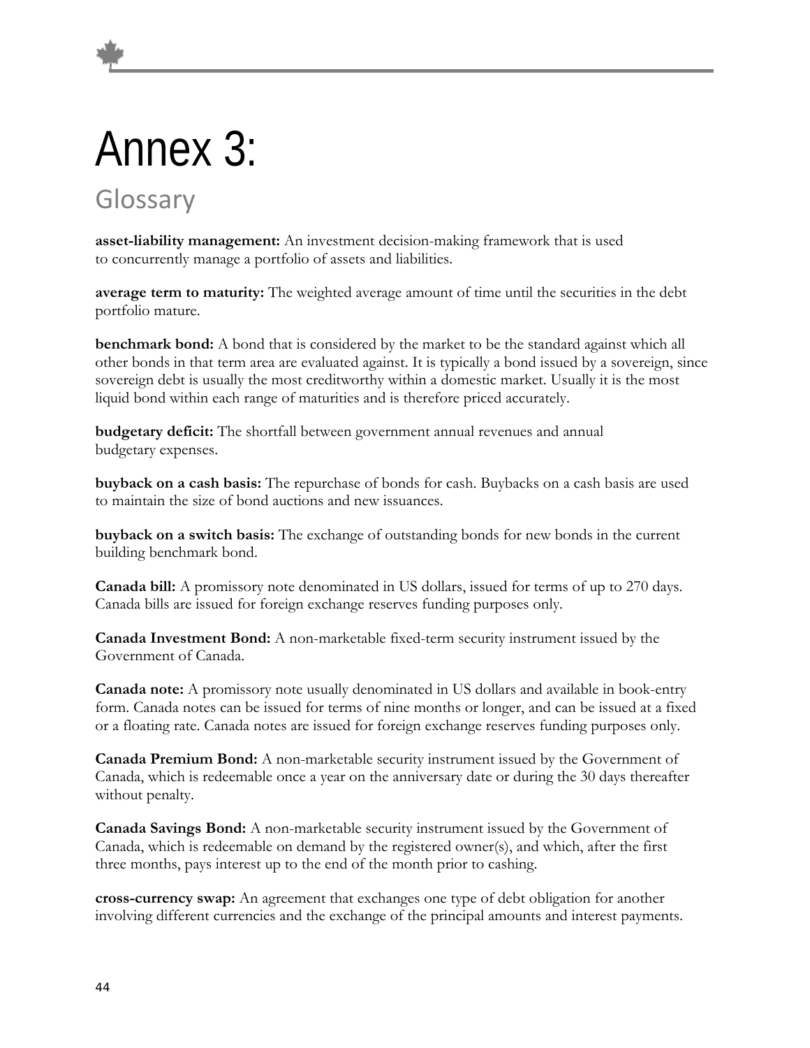# Annex 3:

## Glossary

**asset-liability management:** An investment decision-making framework that is used to concurrently manage a portfolio of assets and liabilities.

**average term to maturity:** The weighted average amount of time until the securities in the debt portfolio mature.

**benchmark bond:** A bond that is considered by the market to be the standard against which all other bonds in that term area are evaluated against. It is typically a bond issued by a sovereign, since sovereign debt is usually the most creditworthy within a domestic market. Usually it is the most liquid bond within each range of maturities and is therefore priced accurately.

**budgetary deficit:** The shortfall between government annual revenues and annual budgetary expenses.

**buyback on a cash basis:** The repurchase of bonds for cash. Buybacks on a cash basis are used to maintain the size of bond auctions and new issuances.

**buyback on a switch basis:** The exchange of outstanding bonds for new bonds in the current building benchmark bond.

**Canada bill:** A promissory note denominated in US dollars, issued for terms of up to 270 days. Canada bills are issued for foreign exchange reserves funding purposes only.

**Canada Investment Bond:** A non-marketable fixed-term security instrument issued by the Government of Canada.

**Canada note:** A promissory note usually denominated in US dollars and available in book-entry form. Canada notes can be issued for terms of nine months or longer, and can be issued at a fixed or a floating rate. Canada notes are issued for foreign exchange reserves funding purposes only.

**Canada Premium Bond:** A non-marketable security instrument issued by the Government of Canada, which is redeemable once a year on the anniversary date or during the 30 days thereafter without penalty.

**Canada Savings Bond:** A non-marketable security instrument issued by the Government of Canada, which is redeemable on demand by the registered owner(s), and which, after the first three months, pays interest up to the end of the month prior to cashing.

**cross-currency swap:** An agreement that exchanges one type of debt obligation for another involving different currencies and the exchange of the principal amounts and interest payments.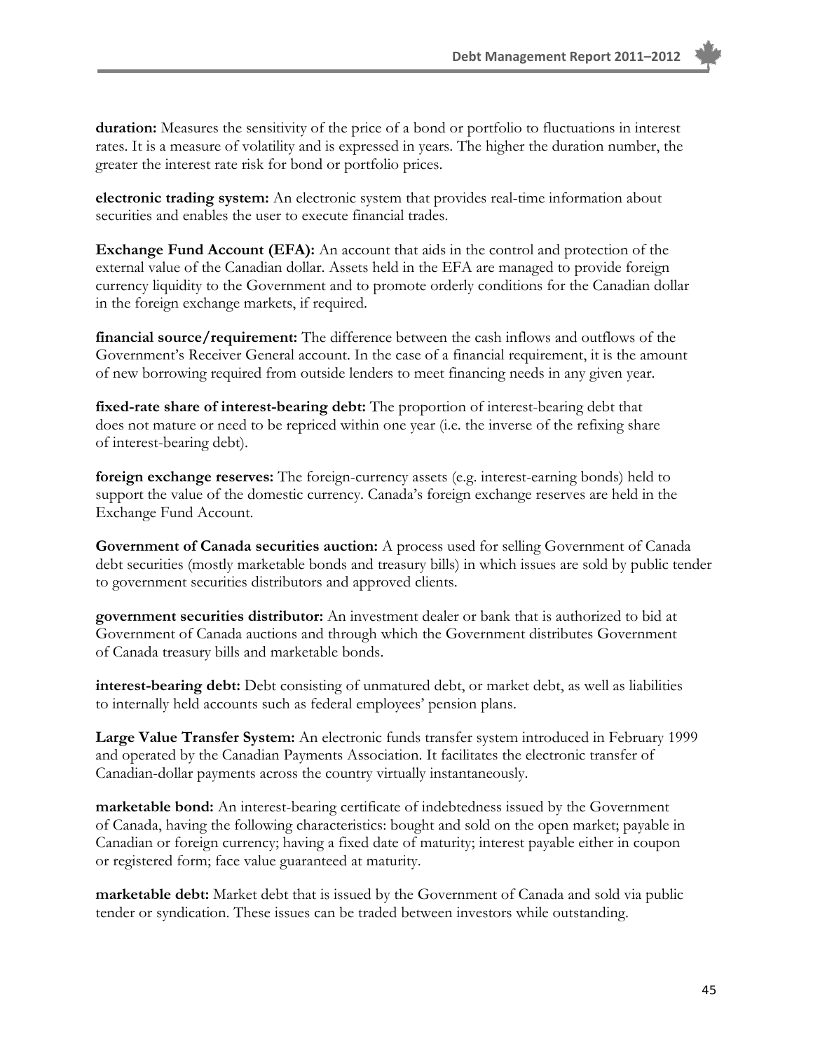**duration:** Measures the sensitivity of the price of a bond or portfolio to fluctuations in interest rates. It is a measure of volatility and is expressed in years. The higher the duration number, the greater the interest rate risk for bond or portfolio prices.

**electronic trading system:** An electronic system that provides real-time information about securities and enables the user to execute financial trades.

**Exchange Fund Account (EFA):** An account that aids in the control and protection of the external value of the Canadian dollar. Assets held in the EFA are managed to provide foreign currency liquidity to the Government and to promote orderly conditions for the Canadian dollar in the foreign exchange markets, if required.

**financial source/requirement:** The difference between the cash inflows and outflows of the Government's Receiver General account. In the case of a financial requirement, it is the amount of new borrowing required from outside lenders to meet financing needs in any given year.

**fixed-rate share of interest-bearing debt:** The proportion of interest-bearing debt that does not mature or need to be repriced within one year (i.e. the inverse of the refixing share of interest-bearing debt).

**foreign exchange reserves:** The foreign-currency assets (e.g. interest-earning bonds) held to support the value of the domestic currency. Canada's foreign exchange reserves are held in the Exchange Fund Account.

**Government of Canada securities auction:** A process used for selling Government of Canada debt securities (mostly marketable bonds and treasury bills) in which issues are sold by public tender to government securities distributors and approved clients.

**government securities distributor:** An investment dealer or bank that is authorized to bid at Government of Canada auctions and through which the Government distributes Government of Canada treasury bills and marketable bonds.

**interest-bearing debt:** Debt consisting of unmatured debt, or market debt, as well as liabilities to internally held accounts such as federal employees' pension plans.

**Large Value Transfer System:** An electronic funds transfer system introduced in February 1999 and operated by the Canadian Payments Association. It facilitates the electronic transfer of Canadian-dollar payments across the country virtually instantaneously.

**marketable bond:** An interest-bearing certificate of indebtedness issued by the Government of Canada, having the following characteristics: bought and sold on the open market; payable in Canadian or foreign currency; having a fixed date of maturity; interest payable either in coupon or registered form; face value guaranteed at maturity.

**marketable debt:** Market debt that is issued by the Government of Canada and sold via public tender or syndication. These issues can be traded between investors while outstanding.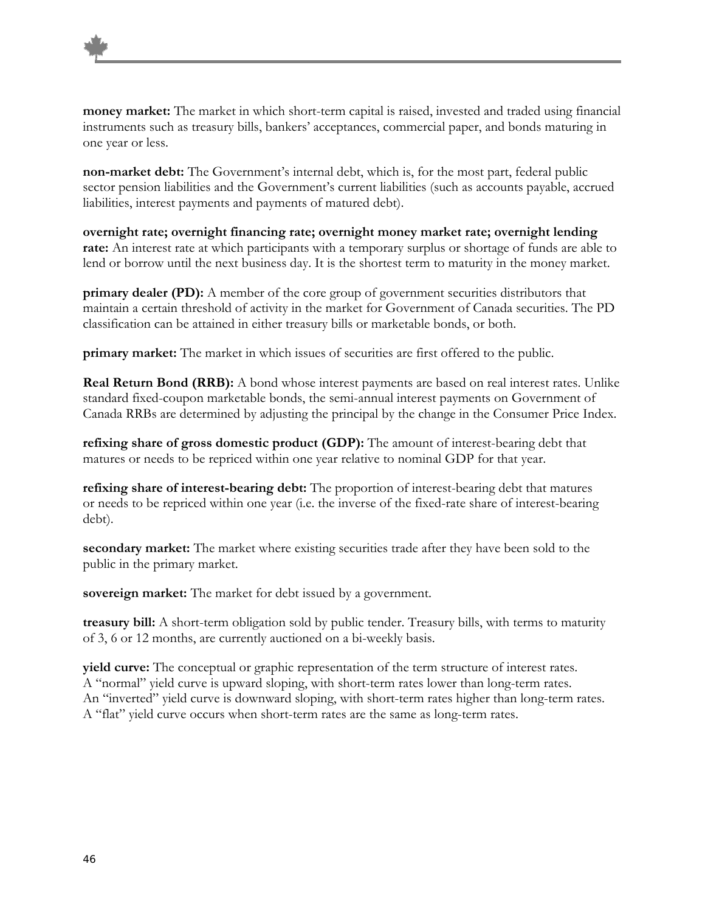**money market:** The market in which short-term capital is raised, invested and traded using financial instruments such as treasury bills, bankers' acceptances, commercial paper, and bonds maturing in one year or less.

**non-market debt:** The Government's internal debt, which is, for the most part, federal public sector pension liabilities and the Government's current liabilities (such as accounts payable, accrued liabilities, interest payments and payments of matured debt).

**overnight rate; overnight financing rate; overnight money market rate; overnight lending rate:** An interest rate at which participants with a temporary surplus or shortage of funds are able to lend or borrow until the next business day. It is the shortest term to maturity in the money market.

**primary dealer (PD):** A member of the core group of government securities distributors that maintain a certain threshold of activity in the market for Government of Canada securities. The PD classification can be attained in either treasury bills or marketable bonds, or both.

**primary market:** The market in which issues of securities are first offered to the public.

**Real Return Bond (RRB):** A bond whose interest payments are based on real interest rates. Unlike standard fixed-coupon marketable bonds, the semi-annual interest payments on Government of Canada RRBs are determined by adjusting the principal by the change in the Consumer Price Index.

**refixing share of gross domestic product (GDP):** The amount of interest-bearing debt that matures or needs to be repriced within one year relative to nominal GDP for that year.

**refixing share of interest-bearing debt:** The proportion of interest-bearing debt that matures or needs to be repriced within one year (i.e. the inverse of the fixed-rate share of interest-bearing debt).

**secondary market:** The market where existing securities trade after they have been sold to the public in the primary market.

**sovereign market:** The market for debt issued by a government.

**treasury bill:** A short-term obligation sold by public tender. Treasury bills, with terms to maturity of 3, 6 or 12 months, are currently auctioned on a bi-weekly basis.

**yield curve:** The conceptual or graphic representation of the term structure of interest rates. A "normal" yield curve is upward sloping, with short-term rates lower than long-term rates. An "inverted" yield curve is downward sloping, with short-term rates higher than long-term rates. A "flat" yield curve occurs when short-term rates are the same as long-term rates.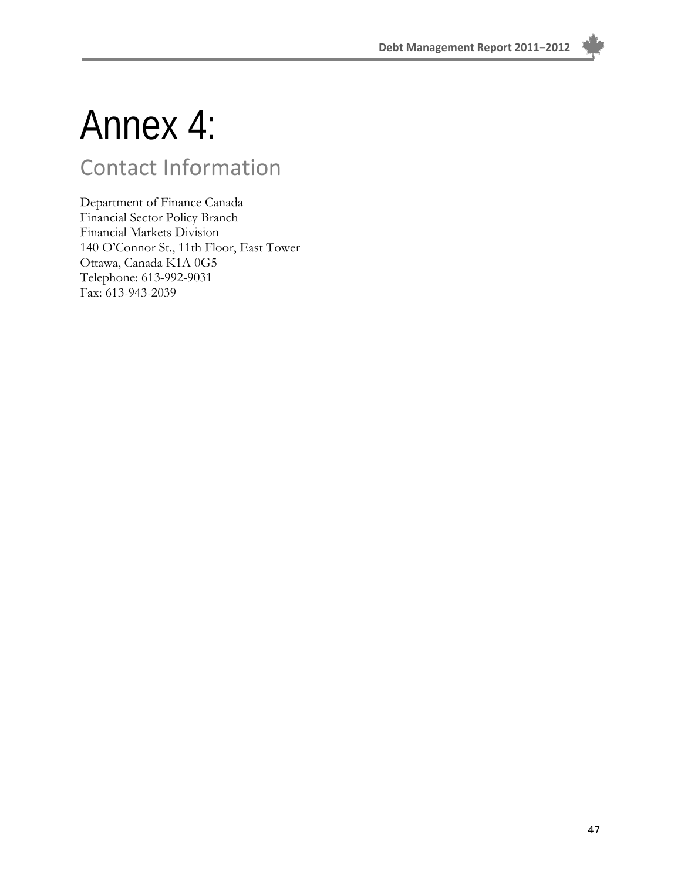# Annex 4:

## Contact Information

Department of Finance Canada
Financial Sector Policy Branch
Financial Markets Division
140 O'Connor St., 11th Floor, East Tower
Ottawa, Canada K1A 0G5
Telephone: 613-992-9031
Fax: 613-943-2039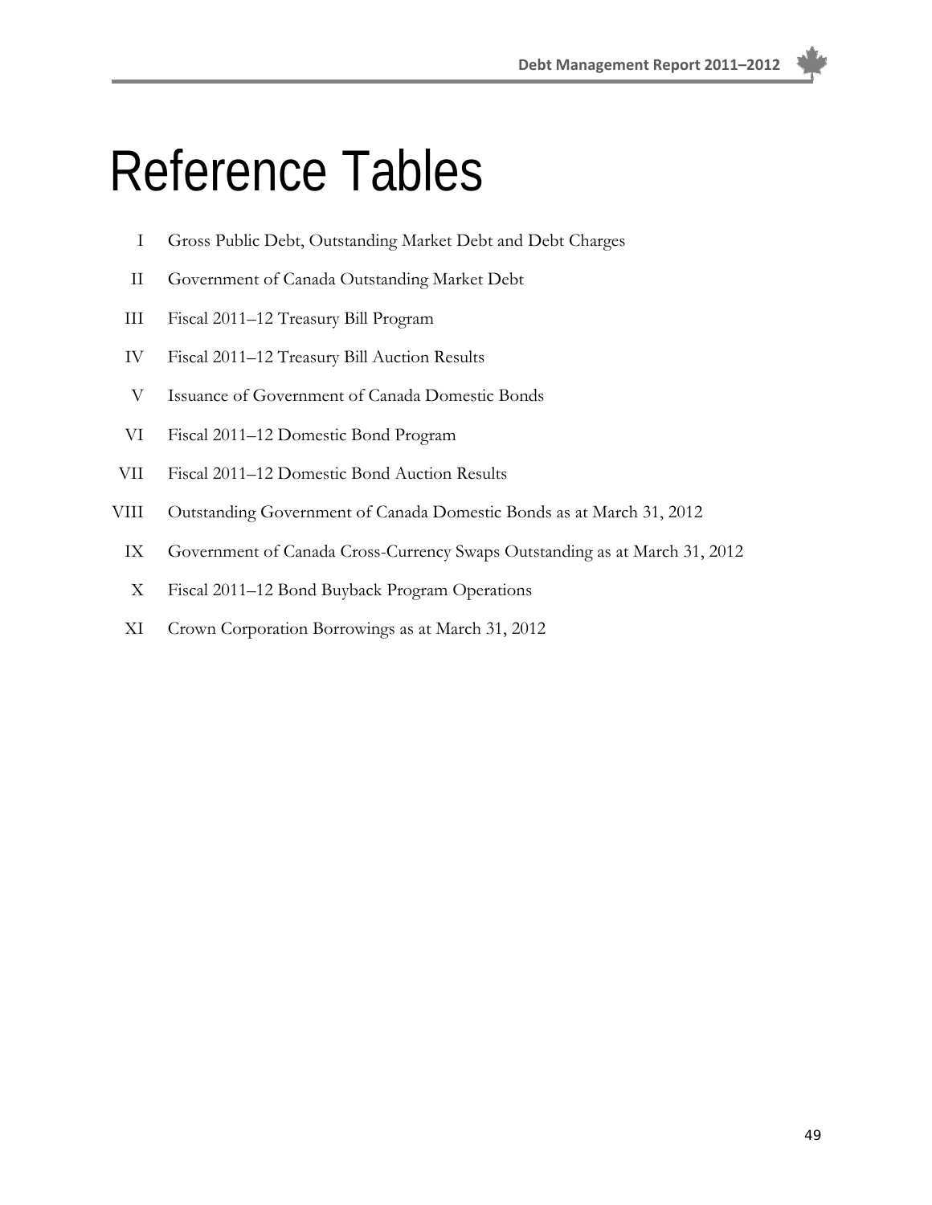# Reference Tables

| | |
|---|---|
| I | Gross Public Debt, Outstanding Market Debt and Debt Charges |
| II | Government of Canada Outstanding Market Debt |
| III | Fiscal 2011–12 Treasury Bill Program |
| IV | Fiscal 2011–12 Treasury Bill Auction Results |
| V | Issuance of Government of Canada Domestic Bonds |
| VI | Fiscal 2011–12 Domestic Bond Program |
| VII | Fiscal 2011–12 Domestic Bond Auction Results |
| VIII | Outstanding Government of Canada Domestic Bonds as at March 31, 2012 |
| IX | Government of Canada Cross-Currency Swaps Outstanding as at March 31, 2012 |
| X | Fiscal 2011–12 Bond Buyback Program Operations |
| XI | Crown Corporation Borrowings as at March 31, 2012 |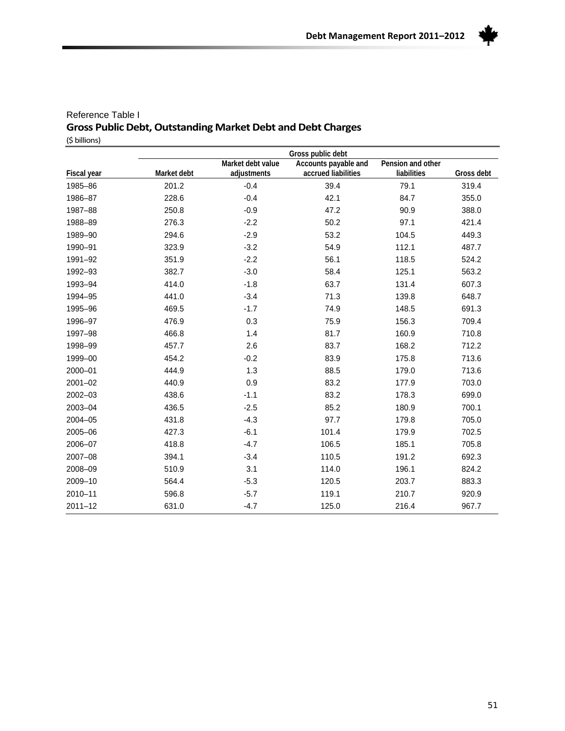Reference Table I

## Gross Public Debt, Outstanding Market Debt and Debt Charges

($ billions)

| | Gross public debt | | | | |
|---|---|---|---|---|---|
| Fiscal year | Market debt | Market debt value adjustments | Accounts payable and accrued liabilities | Pension and other liabilities | Gross debt |
| 1985–86 | 201.2 | -0.4 | 39.4 | 79.1 | 319.4 |
| 1986–87 | 228.6 | -0.4 | 42.1 | 84.7 | 355.0 |
| 1987–88 | 250.8 | -0.9 | 47.2 | 90.9 | 388.0 |
| 1988–89 | 276.3 | -2.2 | 50.2 | 97.1 | 421.4 |
| 1989–90 | 294.6 | -2.9 | 53.2 | 104.5 | 449.3 |
| 1990–91 | 323.9 | -3.2 | 54.9 | 112.1 | 487.7 |
| 1991–92 | 351.9 | -2.2 | 56.1 | 118.5 | 524.2 |
| 1992–93 | 382.7 | -3.0 | 58.4 | 125.1 | 563.2 |
| 1993–94 | 414.0 | -1.8 | 63.7 | 131.4 | 607.3 |
| 1994–95 | 441.0 | -3.4 | 71.3 | 139.8 | 648.7 |
| 1995–96 | 469.5 | -1.7 | 74.9 | 148.5 | 691.3 |
| 1996–97 | 476.9 | 0.3 | 75.9 | 156.3 | 709.4 |
| 1997–98 | 466.8 | 1.4 | 81.7 | 160.9 | 710.8 |
| 1998–99 | 457.7 | 2.6 | 83.7 | 168.2 | 712.2 |
| 1999–00 | 454.2 | -0.2 | 83.9 | 175.8 | 713.6 |
| 2000–01 | 444.9 | 1.3 | 88.5 | 179.0 | 713.6 |
| 2001–02 | 440.9 | 0.9 | 83.2 | 177.9 | 703.0 |
| 2002–03 | 438.6 | -1.1 | 83.2 | 178.3 | 699.0 |
| 2003–04 | 436.5 | -2.5 | 85.2 | 180.9 | 700.1 |
| 2004–05 | 431.8 | -4.3 | 97.7 | 179.8 | 705.0 |
| 2005–06 | 427.3 | -6.1 | 101.4 | 179.9 | 702.5 |
| 2006–07 | 418.8 | -4.7 | 106.5 | 185.1 | 705.8 |
| 2007–08 | 394.1 | -3.4 | 110.5 | 191.2 | 692.3 |
| 2008–09 | 510.9 | 3.1 | 114.0 | 196.1 | 824.2 |
| 2009–10 | 564.4 | -5.3 | 120.5 | 203.7 | 883.3 |
| 2010–11 | 596.8 | -5.7 | 119.1 | 210.7 | 920.9 |
| 2011–12 | 631.0 | -4.7 | 125.0 | 216.4 | 967.7 |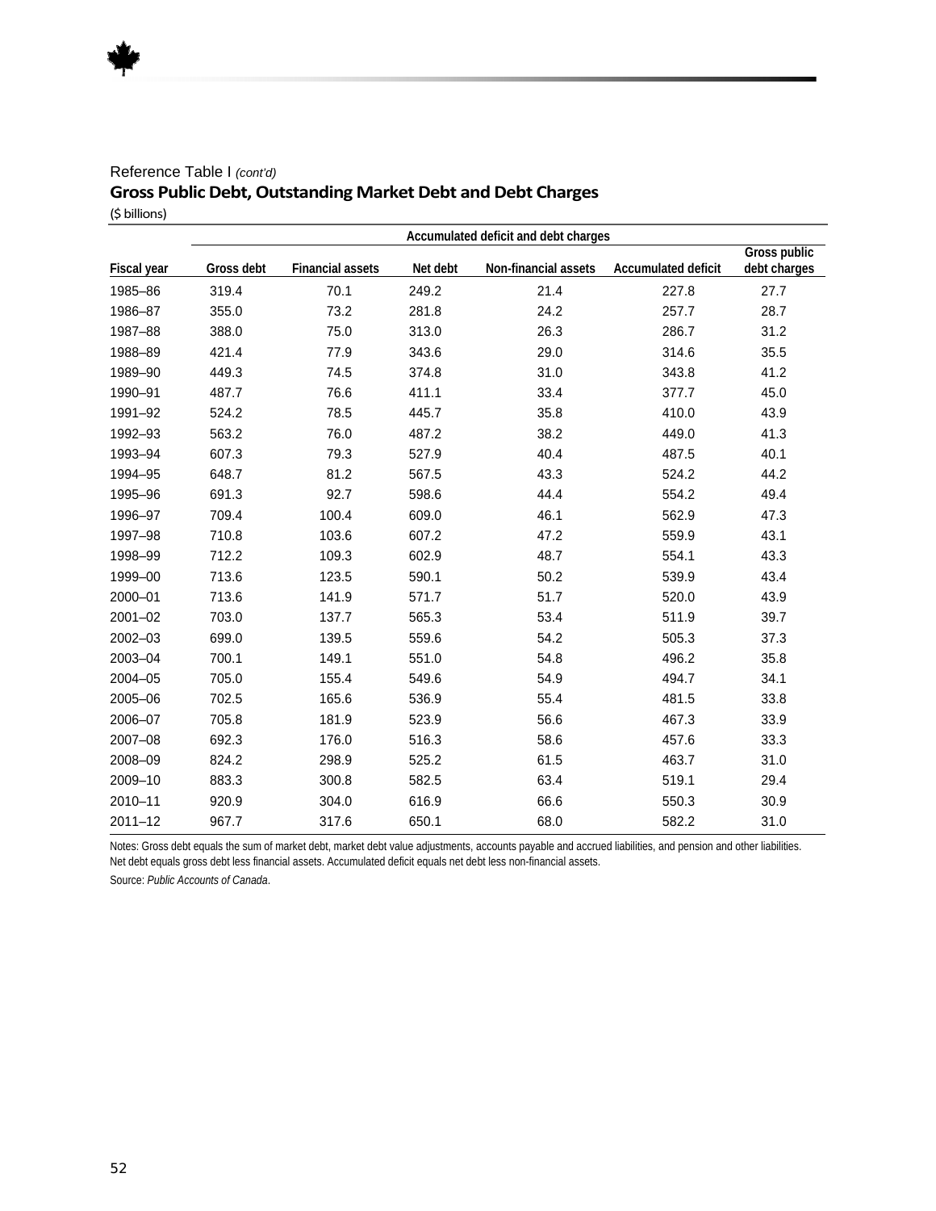Reference Table I *(cont'd)*

## Gross Public Debt, Outstanding Market Debt and Debt Charges

($ billions)

| | Accumulated deficit and debt charges | | | | | |
|---|---|---|---|---|---|---|
| Fiscal year | Gross debt | Financial assets | Net debt | Non-financial assets | Accumulated deficit | Gross public debt charges |
| 1985–86 | 319.4 | 70.1 | 249.2 | 21.4 | 227.8 | 27.7 |
| 1986–87 | 355.0 | 73.2 | 281.8 | 24.2 | 257.7 | 28.7 |
| 1987–88 | 388.0 | 75.0 | 313.0 | 26.3 | 286.7 | 31.2 |
| 1988–89 | 421.4 | 77.9 | 343.6 | 29.0 | 314.6 | 35.5 |
| 1989–90 | 449.3 | 74.5 | 374.8 | 31.0 | 343.8 | 41.2 |
| 1990–91 | 487.7 | 76.6 | 411.1 | 33.4 | 377.7 | 45.0 |
| 1991–92 | 524.2 | 78.5 | 445.7 | 35.8 | 410.0 | 43.9 |
| 1992–93 | 563.2 | 76.0 | 487.2 | 38.2 | 449.0 | 41.3 |
| 1993–94 | 607.3 | 79.3 | 527.9 | 40.4 | 487.5 | 40.1 |
| 1994–95 | 648.7 | 81.2 | 567.5 | 43.3 | 524.2 | 44.2 |
| 1995–96 | 691.3 | 92.7 | 598.6 | 44.4 | 554.2 | 49.4 |
| 1996–97 | 709.4 | 100.4 | 609.0 | 46.1 | 562.9 | 47.3 |
| 1997–98 | 710.8 | 103.6 | 607.2 | 47.2 | 559.9 | 43.1 |
| 1998–99 | 712.2 | 109.3 | 602.9 | 48.7 | 554.1 | 43.3 |
| 1999–00 | 713.6 | 123.5 | 590.1 | 50.2 | 539.9 | 43.4 |
| 2000–01 | 713.6 | 141.9 | 571.7 | 51.7 | 520.0 | 43.9 |
| 2001–02 | 703.0 | 137.7 | 565.3 | 53.4 | 511.9 | 39.7 |
| 2002–03 | 699.0 | 139.5 | 559.6 | 54.2 | 505.3 | 37.3 |
| 2003–04 | 700.1 | 149.1 | 551.0 | 54.8 | 496.2 | 35.8 |
| 2004–05 | 705.0 | 155.4 | 549.6 | 54.9 | 494.7 | 34.1 |
| 2005–06 | 702.5 | 165.6 | 536.9 | 55.4 | 481.5 | 33.8 |
| 2006–07 | 705.8 | 181.9 | 523.9 | 56.6 | 467.3 | 33.9 |
| 2007–08 | 692.3 | 176.0 | 516.3 | 58.6 | 457.6 | 33.3 |
| 2008–09 | 824.2 | 298.9 | 525.2 | 61.5 | 463.7 | 31.0 |
| 2009–10 | 883.3 | 300.8 | 582.5 | 63.4 | 519.1 | 29.4 |
| 2010–11 | 920.9 | 304.0 | 616.9 | 66.6 | 550.3 | 30.9 |
| 2011–12 | 967.7 | 317.6 | 650.1 | 68.0 | 582.2 | 31.0 |

Notes: Gross debt equals the sum of market debt, market debt value adjustments, accounts payable and accrued liabilities, and pension and other liabilities. Net debt equals gross debt less financial assets. Accumulated deficit equals net debt less non-financial assets.

Source: *Public Accounts of Canada*.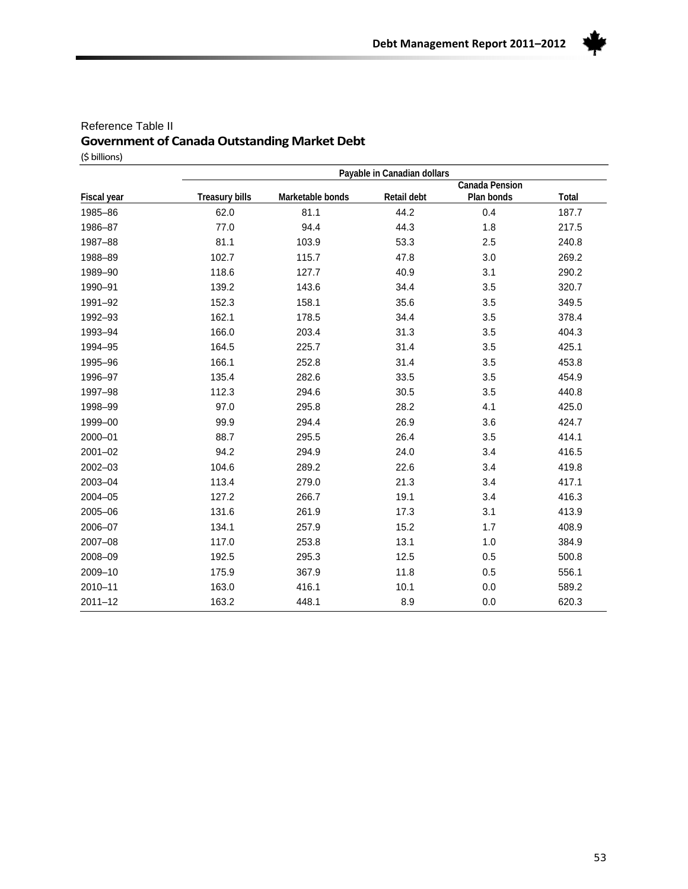Reference Table II

## Government of Canada Outstanding Market Debt

($ billions)

| | Payable in Canadian dollars | | | | |
|---|---|---|---|---|---|
| Fiscal year | Treasury bills | Marketable bonds | Retail debt | Canada Pension Plan bonds | Total |
| 1985–86 | 62.0 | 81.1 | 44.2 | 0.4 | 187.7 |
| 1986–87 | 77.0 | 94.4 | 44.3 | 1.8 | 217.5 |
| 1987–88 | 81.1 | 103.9 | 53.3 | 2.5 | 240.8 |
| 1988–89 | 102.7 | 115.7 | 47.8 | 3.0 | 269.2 |
| 1989–90 | 118.6 | 127.7 | 40.9 | 3.1 | 290.2 |
| 1990–91 | 139.2 | 143.6 | 34.4 | 3.5 | 320.7 |
| 1991–92 | 152.3 | 158.1 | 35.6 | 3.5 | 349.5 |
| 1992–93 | 162.1 | 178.5 | 34.4 | 3.5 | 378.4 |
| 1993–94 | 166.0 | 203.4 | 31.3 | 3.5 | 404.3 |
| 1994–95 | 164.5 | 225.7 | 31.4 | 3.5 | 425.1 |
| 1995–96 | 166.1 | 252.8 | 31.4 | 3.5 | 453.8 |
| 1996–97 | 135.4 | 282.6 | 33.5 | 3.5 | 454.9 |
| 1997–98 | 112.3 | 294.6 | 30.5 | 3.5 | 440.8 |
| 1998–99 | 97.0 | 295.8 | 28.2 | 4.1 | 425.0 |
| 1999–00 | 99.9 | 294.4 | 26.9 | 3.6 | 424.7 |
| 2000–01 | 88.7 | 295.5 | 26.4 | 3.5 | 414.1 |
| 2001–02 | 94.2 | 294.9 | 24.0 | 3.4 | 416.5 |
| 2002–03 | 104.6 | 289.2 | 22.6 | 3.4 | 419.8 |
| 2003–04 | 113.4 | 279.0 | 21.3 | 3.4 | 417.1 |
| 2004–05 | 127.2 | 266.7 | 19.1 | 3.4 | 416.3 |
| 2005–06 | 131.6 | 261.9 | 17.3 | 3.1 | 413.9 |
| 2006–07 | 134.1 | 257.9 | 15.2 | 1.7 | 408.9 |
| 2007–08 | 117.0 | 253.8 | 13.1 | 1.0 | 384.9 |
| 2008–09 | 192.5 | 295.3 | 12.5 | 0.5 | 500.8 |
| 2009–10 | 175.9 | 367.9 | 11.8 | 0.5 | 556.1 |
| 2010–11 | 163.0 | 416.1 | 10.1 | 0.0 | 589.2 |
| 2011–12 | 163.2 | 448.1 | 8.9 | 0.0 | 620.3 |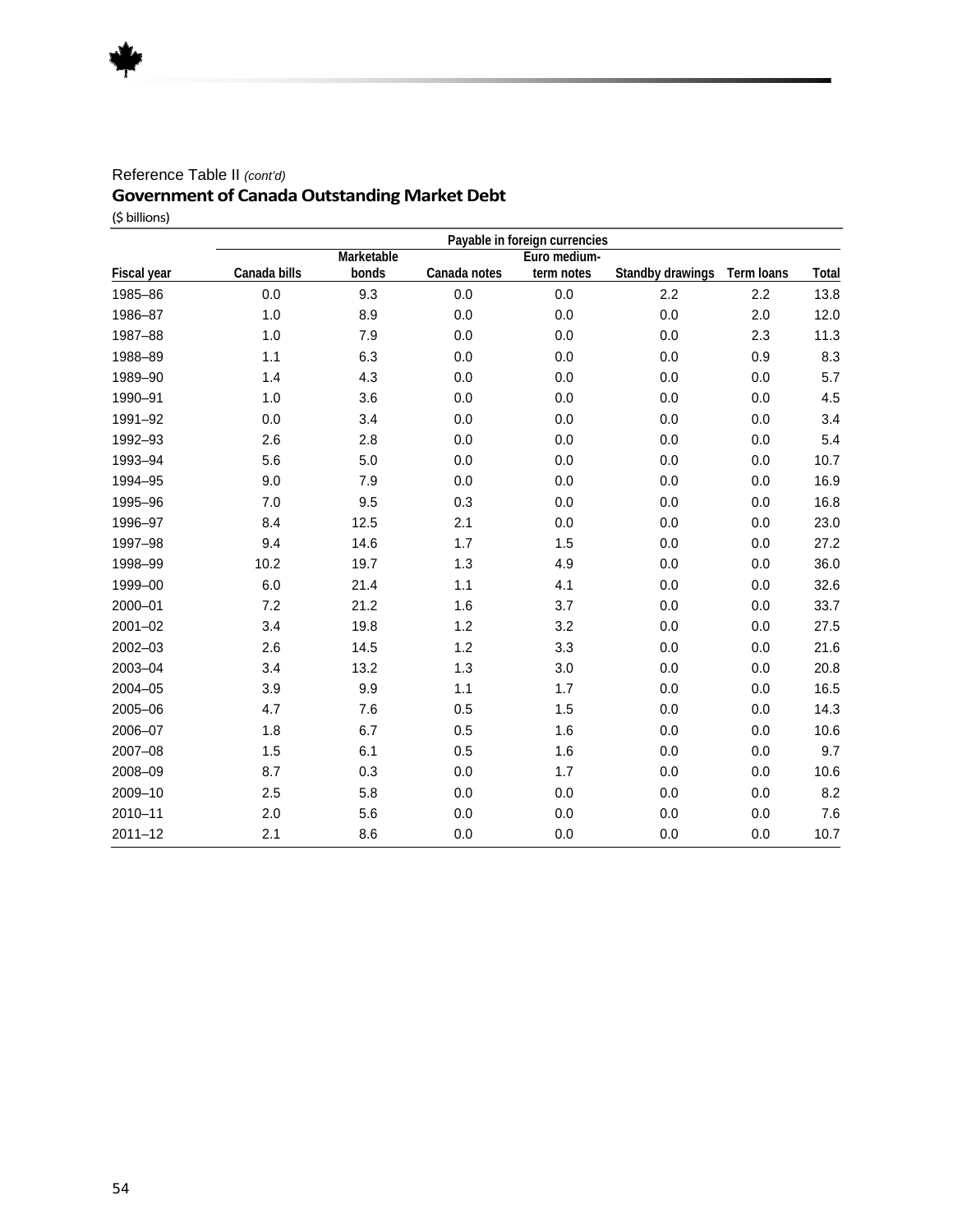Reference Table II *(cont'd)*

## Government of Canada Outstanding Market Debt

($ billions)

| Fiscal year | Payable in foreign currencies | | | | | | |
|---|---|---|---|---|---|---|---|
| | Canada bills | Marketable bonds | Canada notes | Euro medium-term notes | Standby drawings | Term loans | Total |
| 1985–86 | 0.0 | 9.3 | 0.0 | 0.0 | 2.2 | 2.2 | 13.8 |
| 1986–87 | 1.0 | 8.9 | 0.0 | 0.0 | 0.0 | 2.0 | 12.0 |
| 1987–88 | 1.0 | 7.9 | 0.0 | 0.0 | 0.0 | 2.3 | 11.3 |
| 1988–89 | 1.1 | 6.3 | 0.0 | 0.0 | 0.0 | 0.9 | 8.3 |
| 1989–90 | 1.4 | 4.3 | 0.0 | 0.0 | 0.0 | 0.0 | 5.7 |
| 1990–91 | 1.0 | 3.6 | 0.0 | 0.0 | 0.0 | 0.0 | 4.5 |
| 1991–92 | 0.0 | 3.4 | 0.0 | 0.0 | 0.0 | 0.0 | 3.4 |
| 1992–93 | 2.6 | 2.8 | 0.0 | 0.0 | 0.0 | 0.0 | 5.4 |
| 1993–94 | 5.6 | 5.0 | 0.0 | 0.0 | 0.0 | 0.0 | 10.7 |
| 1994–95 | 9.0 | 7.9 | 0.0 | 0.0 | 0.0 | 0.0 | 16.9 |
| 1995–96 | 7.0 | 9.5 | 0.3 | 0.0 | 0.0 | 0.0 | 16.8 |
| 1996–97 | 8.4 | 12.5 | 2.1 | 0.0 | 0.0 | 0.0 | 23.0 |
| 1997–98 | 9.4 | 14.6 | 1.7 | 1.5 | 0.0 | 0.0 | 27.2 |
| 1998–99 | 10.2 | 19.7 | 1.3 | 4.9 | 0.0 | 0.0 | 36.0 |
| 1999–00 | 6.0 | 21.4 | 1.1 | 4.1 | 0.0 | 0.0 | 32.6 |
| 2000–01 | 7.2 | 21.2 | 1.6 | 3.7 | 0.0 | 0.0 | 33.7 |
| 2001–02 | 3.4 | 19.8 | 1.2 | 3.2 | 0.0 | 0.0 | 27.5 |
| 2002–03 | 2.6 | 14.5 | 1.2 | 3.3 | 0.0 | 0.0 | 21.6 |
| 2003–04 | 3.4 | 13.2 | 1.3 | 3.0 | 0.0 | 0.0 | 20.8 |
| 2004–05 | 3.9 | 9.9 | 1.1 | 1.7 | 0.0 | 0.0 | 16.5 |
| 2005–06 | 4.7 | 7.6 | 0.5 | 1.5 | 0.0 | 0.0 | 14.3 |
| 2006–07 | 1.8 | 6.7 | 0.5 | 1.6 | 0.0 | 0.0 | 10.6 |
| 2007–08 | 1.5 | 6.1 | 0.5 | 1.6 | 0.0 | 0.0 | 9.7 |
| 2008–09 | 8.7 | 0.3 | 0.0 | 1.7 | 0.0 | 0.0 | 10.6 |
| 2009–10 | 2.5 | 5.8 | 0.0 | 0.0 | 0.0 | 0.0 | 8.2 |
| 2010–11 | 2.0 | 5.6 | 0.0 | 0.0 | 0.0 | 0.0 | 7.6 |
| 2011–12 | 2.1 | 8.6 | 0.0 | 0.0 | 0.0 | 0.0 | 10.7 |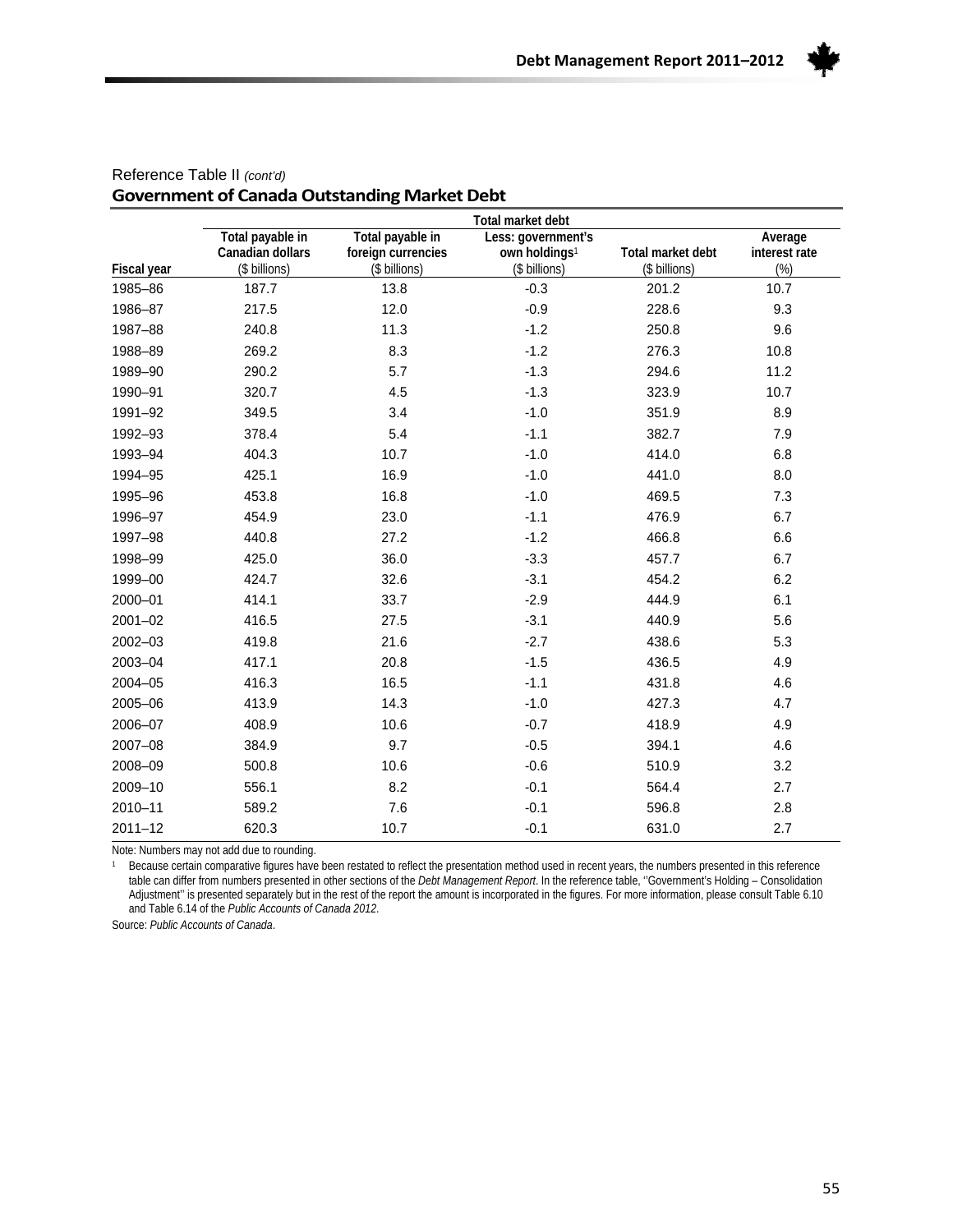Reference Table II *(cont'd)*

## Government of Canada Outstanding Market Debt

| | Total market debt | | | | |
|---|---|---|---|---|---|
| Fiscal year | Total payable in Canadian dollars ($ billions) | Total payable in foreign currencies ($ billions) | Less: government's own holdings[1] ($ billions) | Total market debt ($ billions) | Average interest rate (%) |
| 1985–86 | 187.7 | 13.8 | -0.3 | 201.2 | 10.7 |
| 1986–87 | 217.5 | 12.0 | -0.9 | 228.6 | 9.3 |
| 1987–88 | 240.8 | 11.3 | -1.2 | 250.8 | 9.6 |
| 1988–89 | 269.2 | 8.3 | -1.2 | 276.3 | 10.8 |
| 1989–90 | 290.2 | 5.7 | -1.3 | 294.6 | 11.2 |
| 1990–91 | 320.7 | 4.5 | -1.3 | 323.9 | 10.7 |
| 1991–92 | 349.5 | 3.4 | -1.0 | 351.9 | 8.9 |
| 1992–93 | 378.4 | 5.4 | -1.1 | 382.7 | 7.9 |
| 1993–94 | 404.3 | 10.7 | -1.0 | 414.0 | 6.8 |
| 1994–95 | 425.1 | 16.9 | -1.0 | 441.0 | 8.0 |
| 1995–96 | 453.8 | 16.8 | -1.0 | 469.5 | 7.3 |
| 1996–97 | 454.9 | 23.0 | -1.1 | 476.9 | 6.7 |
| 1997–98 | 440.8 | 27.2 | -1.2 | 466.8 | 6.6 |
| 1998–99 | 425.0 | 36.0 | -3.3 | 457.7 | 6.7 |
| 1999–00 | 424.7 | 32.6 | -3.1 | 454.2 | 6.2 |
| 2000–01 | 414.1 | 33.7 | -2.9 | 444.9 | 6.1 |
| 2001–02 | 416.5 | 27.5 | -3.1 | 440.9 | 5.6 |
| 2002–03 | 419.8 | 21.6 | -2.7 | 438.6 | 5.3 |
| 2003–04 | 417.1 | 20.8 | -1.5 | 436.5 | 4.9 |
| 2004–05 | 416.3 | 16.5 | -1.1 | 431.8 | 4.6 |
| 2005–06 | 413.9 | 14.3 | -1.0 | 427.3 | 4.7 |
| 2006–07 | 408.9 | 10.6 | -0.7 | 418.9 | 4.9 |
| 2007–08 | 384.9 | 9.7 | -0.5 | 394.1 | 4.6 |
| 2008–09 | 500.8 | 10.6 | -0.6 | 510.9 | 3.2 |
| 2009–10 | 556.1 | 8.2 | -0.1 | 564.4 | 2.7 |
| 2010–11 | 589.2 | 7.6 | -0.1 | 596.8 | 2.8 |
| 2011–12 | 620.3 | 10.7 | -0.1 | 631.0 | 2.7 |

Note: Numbers may not add due to rounding.

[1] Because certain comparative figures have been restated to reflect the presentation method used in recent years, the numbers presented in this reference table can differ from numbers presented in other sections of the *Debt Management Report*. In the reference table, ''Government's Holding – Consolidation Adjustment'' is presented separately but in the rest of the report the amount is incorporated in the figures. For more information, please consult Table 6.10 and Table 6.14 of the *Public Accounts of Canada 2012*.

Source: *Public Accounts of Canada*.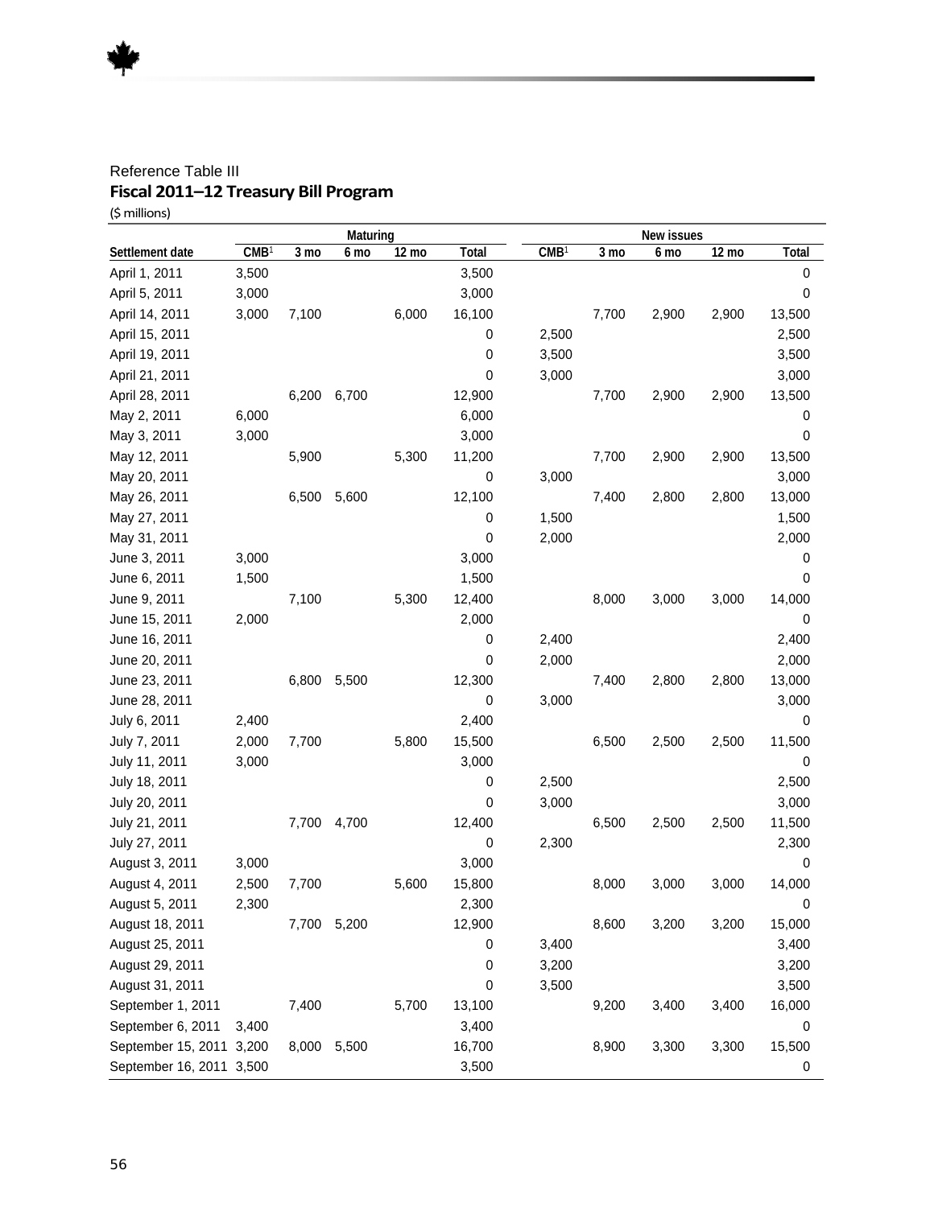Reference Table III

**Fiscal 2011–12 Treasury Bill Program**

($ millions)

| | Maturing | | | | | New issues | | | | |
|---|---|---|---|---|---|---|---|---|---|---|
| Settlement date | CMB[1] | 3 mo | 6 mo | 12 mo | Total | CMB[1] | 3 mo | 6 mo | 12 mo | Total |
| April 1, 2011 | 3,500 | | | | 3,500 | | | | | 0 |
| April 5, 2011 | 3,000 | | | | 3,000 | | | | | 0 |
| April 14, 2011 | 3,000 | 7,100 | | 6,000 | 16,100 | | 7,700 | 2,900 | 2,900 | 13,500 |
| April 15, 2011 | | | | | 0 | 2,500 | | | | 2,500 |
| April 19, 2011 | | | | | 0 | 3,500 | | | | 3,500 |
| April 21, 2011 | | | | | 0 | 3,000 | | | | 3,000 |
| April 28, 2011 | | 6,200 | 6,700 | | 12,900 | | 7,700 | 2,900 | 2,900 | 13,500 |
| May 2, 2011 | 6,000 | | | | 6,000 | | | | | 0 |
| May 3, 2011 | 3,000 | | | | 3,000 | | | | | 0 |
| May 12, 2011 | | 5,900 | | 5,300 | 11,200 | | 7,700 | 2,900 | 2,900 | 13,500 |
| May 20, 2011 | | | | | 0 | 3,000 | | | | 3,000 |
| May 26, 2011 | | 6,500 | 5,600 | | 12,100 | | 7,400 | 2,800 | 2,800 | 13,000 |
| May 27, 2011 | | | | | 0 | 1,500 | | | | 1,500 |
| May 31, 2011 | | | | | 0 | 2,000 | | | | 2,000 |
| June 3, 2011 | 3,000 | | | | 3,000 | | | | | 0 |
| June 6, 2011 | 1,500 | | | | 1,500 | | | | | 0 |
| June 9, 2011 | | 7,100 | | 5,300 | 12,400 | | 8,000 | 3,000 | 3,000 | 14,000 |
| June 15, 2011 | 2,000 | | | | 2,000 | | | | | 0 |
| June 16, 2011 | | | | | 0 | 2,400 | | | | 2,400 |
| June 20, 2011 | | | | | 0 | 2,000 | | | | 2,000 |
| June 23, 2011 | | 6,800 | 5,500 | | 12,300 | | 7,400 | 2,800 | 2,800 | 13,000 |
| June 28, 2011 | | | | | 0 | 3,000 | | | | 3,000 |
| July 6, 2011 | 2,400 | | | | 2,400 | | | | | 0 |
| July 7, 2011 | 2,000 | 7,700 | | 5,800 | 15,500 | | 6,500 | 2,500 | 2,500 | 11,500 |
| July 11, 2011 | 3,000 | | | | 3,000 | | | | | 0 |
| July 18, 2011 | | | | | 0 | 2,500 | | | | 2,500 |
| July 20, 2011 | | | | | 0 | 3,000 | | | | 3,000 |
| July 21, 2011 | | 7,700 | 4,700 | | 12,400 | | 6,500 | 2,500 | 2,500 | 11,500 |
| July 27, 2011 | | | | | 0 | 2,300 | | | | 2,300 |
| August 3, 2011 | 3,000 | | | | 3,000 | | | | | 0 |
| August 4, 2011 | 2,500 | 7,700 | | 5,600 | 15,800 | | 8,000 | 3,000 | 3,000 | 14,000 |
| August 5, 2011 | 2,300 | | | | 2,300 | | | | | 0 |
| August 18, 2011 | | 7,700 | 5,200 | | 12,900 | | 8,600 | 3,200 | 3,200 | 15,000 |
| August 25, 2011 | | | | | 0 | 3,400 | | | | 3,400 |
| August 29, 2011 | | | | | 0 | 3,200 | | | | 3,200 |
| August 31, 2011 | | | | | 0 | 3,500 | | | | 3,500 |
| September 1, 2011 | | 7,400 | | 5,700 | 13,100 | | 9,200 | 3,400 | 3,400 | 16,000 |
| September 6, 2011 | 3,400 | | | | 3,400 | | | | | 0 |
| September 15, 2011 | 3,200 | 8,000 | 5,500 | | 16,700 | | 8,900 | 3,300 | 3,300 | 15,500 |
| September 16, 2011 | 3,500 | | | | 3,500 | | | | | 0 |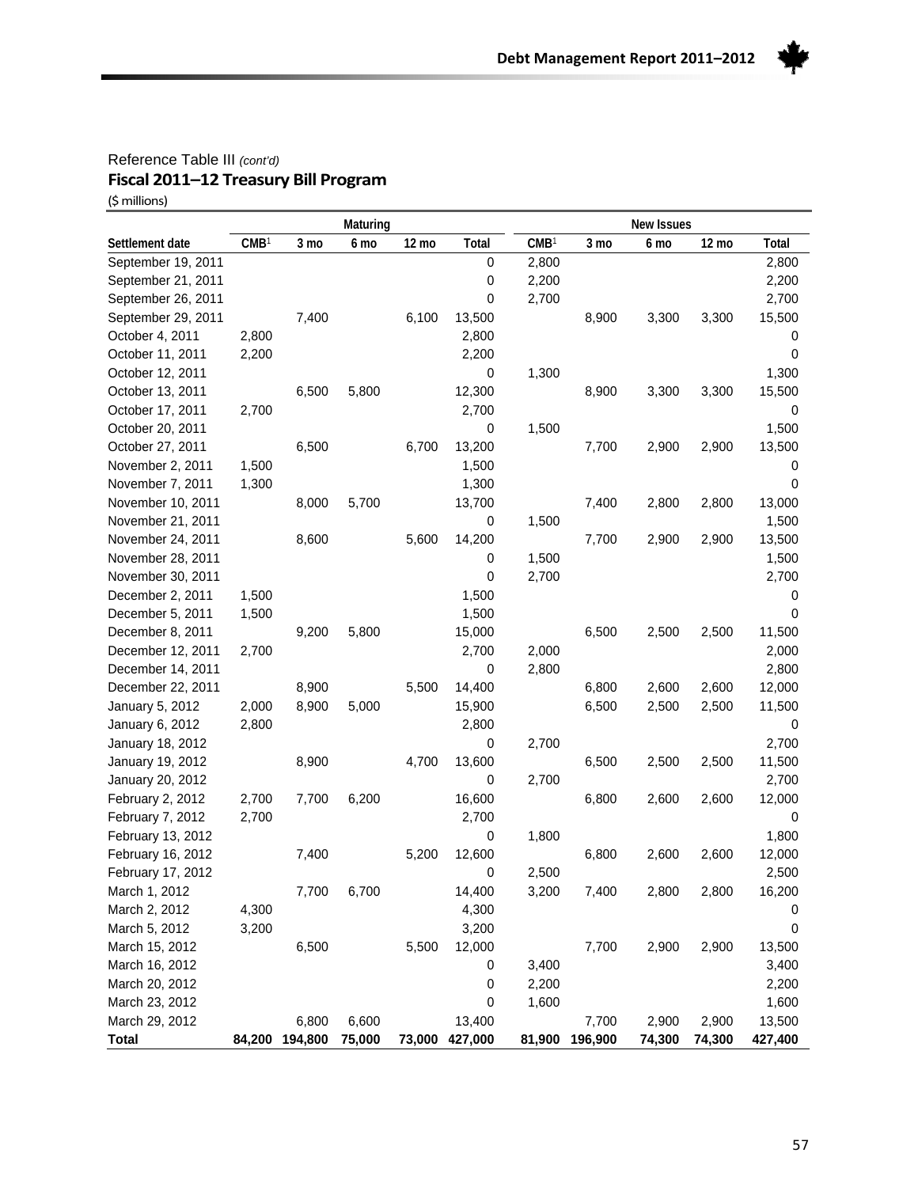Reference Table III *(cont'd)*

**Fiscal 2011–12 Treasury Bill Program**

($ millions)

| | Maturing | | | | | New Issues | | | | |
|---|---|---|---|---|---|---|---|---|---|---|
| Settlement date | CMB[1] | 3 mo | 6 mo | 12 mo | Total | CMB[1] | 3 mo | 6 mo | 12 mo | Total |
| September 19, 2011 | | | | | 0 | 2,800 | | | | 2,800 |
| September 21, 2011 | | | | | 0 | 2,200 | | | | 2,200 |
| September 26, 2011 | | | | | 0 | 2,700 | | | | 2,700 |
| September 29, 2011 | | 7,400 | | 6,100 | 13,500 | | 8,900 | 3,300 | 3,300 | 15,500 |
| October 4, 2011 | 2,800 | | | | 2,800 | | | | | 0 |
| October 11, 2011 | 2,200 | | | | 2,200 | | | | | 0 |
| October 12, 2011 | | | | | 0 | 1,300 | | | | 1,300 |
| October 13, 2011 | | 6,500 | 5,800 | | 12,300 | | 8,900 | 3,300 | 3,300 | 15,500 |
| October 17, 2011 | 2,700 | | | | 2,700 | | | | | 0 |
| October 20, 2011 | | | | | 0 | 1,500 | | | | 1,500 |
| October 27, 2011 | | 6,500 | | 6,700 | 13,200 | | 7,700 | 2,900 | 2,900 | 13,500 |
| November 2, 2011 | 1,500 | | | | 1,500 | | | | | 0 |
| November 7, 2011 | 1,300 | | | | 1,300 | | | | | 0 |
| November 10, 2011 | | 8,000 | 5,700 | | 13,700 | | 7,400 | 2,800 | 2,800 | 13,000 |
| November 21, 2011 | | | | | 0 | 1,500 | | | | 1,500 |
| November 24, 2011 | | 8,600 | | 5,600 | 14,200 | | 7,700 | 2,900 | 2,900 | 13,500 |
| November 28, 2011 | | | | | 0 | 1,500 | | | | 1,500 |
| November 30, 2011 | | | | | 0 | 2,700 | | | | 2,700 |
| December 2, 2011 | 1,500 | | | | 1,500 | | | | | 0 |
| December 5, 2011 | 1,500 | | | | 1,500 | | | | | 0 |
| December 8, 2011 | | 9,200 | 5,800 | | 15,000 | | 6,500 | 2,500 | 2,500 | 11,500 |
| December 12, 2011 | 2,700 | | | | 2,700 | 2,000 | | | | 2,000 |
| December 14, 2011 | | | | | 0 | 2,800 | | | | 2,800 |
| December 22, 2011 | | 8,900 | | 5,500 | 14,400 | | 6,800 | 2,600 | 2,600 | 12,000 |
| January 5, 2012 | 2,000 | 8,900 | 5,000 | | 15,900 | | 6,500 | 2,500 | 2,500 | 11,500 |
| January 6, 2012 | 2,800 | | | | 2,800 | | | | | 0 |
| January 18, 2012 | | | | | 0 | 2,700 | | | | 2,700 |
| January 19, 2012 | | 8,900 | | 4,700 | 13,600 | | 6,500 | 2,500 | 2,500 | 11,500 |
| January 20, 2012 | | | | | 0 | 2,700 | | | | 2,700 |
| February 2, 2012 | 2,700 | 7,700 | 6,200 | | 16,600 | | 6,800 | 2,600 | 2,600 | 12,000 |
| February 7, 2012 | 2,700 | | | | 2,700 | | | | | 0 |
| February 13, 2012 | | | | | 0 | 1,800 | | | | 1,800 |
| February 16, 2012 | | 7,400 | | 5,200 | 12,600 | | 6,800 | 2,600 | 2,600 | 12,000 |
| February 17, 2012 | | | | | 0 | 2,500 | | | | 2,500 |
| March 1, 2012 | | 7,700 | 6,700 | | 14,400 | 3,200 | 7,400 | 2,800 | 2,800 | 16,200 |
| March 2, 2012 | 4,300 | | | | 4,300 | | | | | 0 |
| March 5, 2012 | 3,200 | | | | 3,200 | | | | | 0 |
| March 15, 2012 | | 6,500 | | 5,500 | 12,000 | | 7,700 | 2,900 | 2,900 | 13,500 |
| March 16, 2012 | | | | | 0 | 3,400 | | | | 3,400 |
| March 20, 2012 | | | | | 0 | 2,200 | | | | 2,200 |
| March 23, 2012 | | | | | 0 | 1,600 | | | | 1,600 |
| March 29, 2012 | | 6,800 | 6,600 | | 13,400 | | 7,700 | 2,900 | 2,900 | 13,500 |
| **Total** | **84,200** | **194,800** | **75,000** | **73,000** | **427,000** | **81,900** | **196,900** | **74,300** | **74,300** | **427,400** |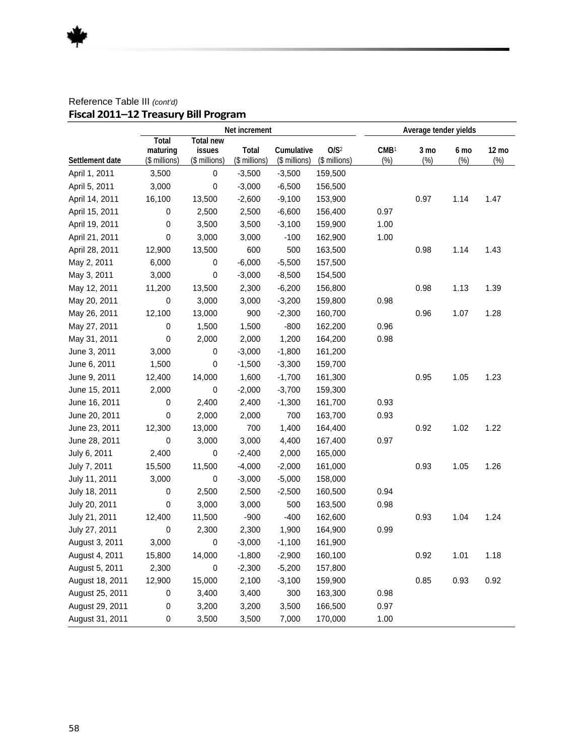Reference Table III *(cont'd)*

**Fiscal 2011–12 Treasury Bill Program**

| | Net increment | | | | | Average tender yields | | | |
|---|---|---|---|---|---|---|---|---|---|
| Settlement date | Total maturing ($ millions) | Total new issues ($ millions) | Total ($ millions) | Cumulative ($ millions) | O/S[2] ($ millions) | CMB[1] (%) | 3 mo (%) | 6 mo (%) | 12 mo (%) |
| April 1, 2011 | 3,500 | 0 | -3,500 | -3,500 | 159,500 | | | | |
| April 5, 2011 | 3,000 | 0 | -3,000 | -6,500 | 156,500 | | | | |
| April 14, 2011 | 16,100 | 13,500 | -2,600 | -9,100 | 153,900 | | 0.97 | 1.14 | 1.47 |
| April 15, 2011 | 0 | 2,500 | 2,500 | -6,600 | 156,400 | 0.97 | | | |
| April 19, 2011 | 0 | 3,500 | 3,500 | -3,100 | 159,900 | 1.00 | | | |
| April 21, 2011 | 0 | 3,000 | 3,000 | -100 | 162,900 | 1.00 | | | |
| April 28, 2011 | 12,900 | 13,500 | 600 | 500 | 163,500 | | 0.98 | 1.14 | 1.43 |
| May 2, 2011 | 6,000 | 0 | -6,000 | -5,500 | 157,500 | | | | |
| May 3, 2011 | 3,000 | 0 | -3,000 | -8,500 | 154,500 | | | | |
| May 12, 2011 | 11,200 | 13,500 | 2,300 | -6,200 | 156,800 | | 0.98 | 1.13 | 1.39 |
| May 20, 2011 | 0 | 3,000 | 3,000 | -3,200 | 159,800 | 0.98 | | | |
| May 26, 2011 | 12,100 | 13,000 | 900 | -2,300 | 160,700 | | 0.96 | 1.07 | 1.28 |
| May 27, 2011 | 0 | 1,500 | 1,500 | -800 | 162,200 | 0.96 | | | |
| May 31, 2011 | 0 | 2,000 | 2,000 | 1,200 | 164,200 | 0.98 | | | |
| June 3, 2011 | 3,000 | 0 | -3,000 | -1,800 | 161,200 | | | | |
| June 6, 2011 | 1,500 | 0 | -1,500 | -3,300 | 159,700 | | | | |
| June 9, 2011 | 12,400 | 14,000 | 1,600 | -1,700 | 161,300 | | 0.95 | 1.05 | 1.23 |
| June 15, 2011 | 2,000 | 0 | -2,000 | -3,700 | 159,300 | | | | |
| June 16, 2011 | 0 | 2,400 | 2,400 | -1,300 | 161,700 | 0.93 | | | |
| June 20, 2011 | 0 | 2,000 | 2,000 | 700 | 163,700 | 0.93 | | | |
| June 23, 2011 | 12,300 | 13,000 | 700 | 1,400 | 164,400 | | 0.92 | 1.02 | 1.22 |
| June 28, 2011 | 0 | 3,000 | 3,000 | 4,400 | 167,400 | 0.97 | | | |
| July 6, 2011 | 2,400 | 0 | -2,400 | 2,000 | 165,000 | | | | |
| July 7, 2011 | 15,500 | 11,500 | -4,000 | -2,000 | 161,000 | | 0.93 | 1.05 | 1.26 |
| July 11, 2011 | 3,000 | 0 | -3,000 | -5,000 | 158,000 | | | | |
| July 18, 2011 | 0 | 2,500 | 2,500 | -2,500 | 160,500 | 0.94 | | | |
| July 20, 2011 | 0 | 3,000 | 3,000 | 500 | 163,500 | 0.98 | | | |
| July 21, 2011 | 12,400 | 11,500 | -900 | -400 | 162,600 | | 0.93 | 1.04 | 1.24 |
| July 27, 2011 | 0 | 2,300 | 2,300 | 1,900 | 164,900 | 0.99 | | | |
| August 3, 2011 | 3,000 | 0 | -3,000 | -1,100 | 161,900 | | | | |
| August 4, 2011 | 15,800 | 14,000 | -1,800 | -2,900 | 160,100 | | 0.92 | 1.01 | 1.18 |
| August 5, 2011 | 2,300 | 0 | -2,300 | -5,200 | 157,800 | | | | |
| August 18, 2011 | 12,900 | 15,000 | 2,100 | -3,100 | 159,900 | | 0.85 | 0.93 | 0.92 |
| August 25, 2011 | 0 | 3,400 | 3,400 | 300 | 163,300 | 0.98 | | | |
| August 29, 2011 | 0 | 3,200 | 3,200 | 3,500 | 166,500 | 0.97 | | | |
| August 31, 2011 | 0 | 3,500 | 3,500 | 7,000 | 170,000 | 1.00 | | | |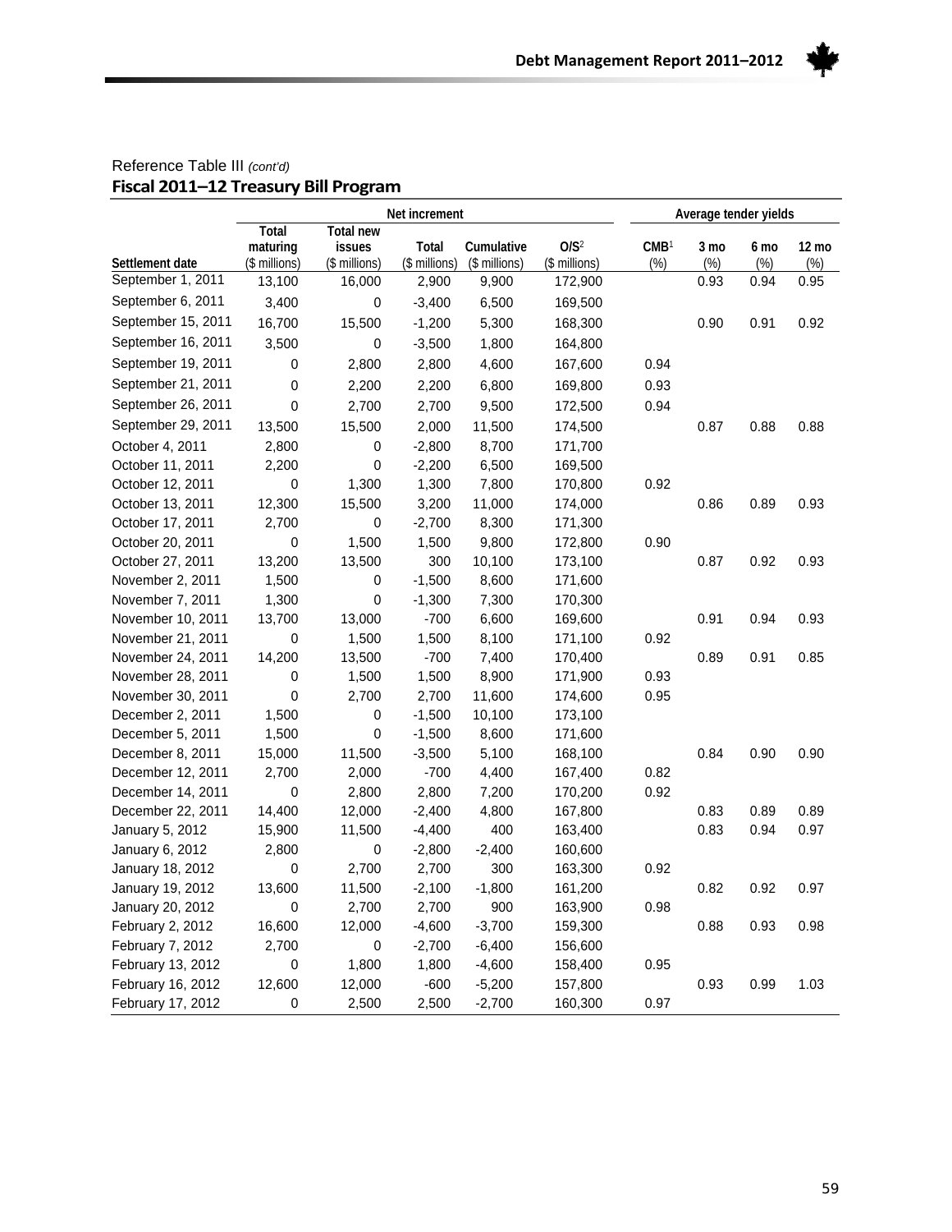Reference Table III *(cont'd)*

**Fiscal 2011–12 Treasury Bill Program**

| Settlement date | Net increment | | | | | Average tender yields | | | |
|---|---|---|---|---|---|---|---|---|---|
| | Total maturing ($ millions) | Total new issues ($ millions) | Total ($ millions) | Cumulative ($ millions) | O/S[2] ($ millions) | CMB[1] (%) | 3 mo (%) | 6 mo (%) | 12 mo (%) |
| September 1, 2011 | 13,100 | 16,000 | 2,900 | 9,900 | 172,900 | | 0.93 | 0.94 | 0.95 |
| September 6, 2011 | 3,400 | 0 | -3,400 | 6,500 | 169,500 | | | | |
| September 15, 2011 | 16,700 | 15,500 | -1,200 | 5,300 | 168,300 | | 0.90 | 0.91 | 0.92 |
| September 16, 2011 | 3,500 | 0 | -3,500 | 1,800 | 164,800 | | | | |
| September 19, 2011 | 0 | 2,800 | 2,800 | 4,600 | 167,600 | 0.94 | | | |
| September 21, 2011 | 0 | 2,200 | 2,200 | 6,800 | 169,800 | 0.93 | | | |
| September 26, 2011 | 0 | 2,700 | 2,700 | 9,500 | 172,500 | 0.94 | | | |
| September 29, 2011 | 13,500 | 15,500 | 2,000 | 11,500 | 174,500 | | 0.87 | 0.88 | 0.88 |
| October 4, 2011 | 2,800 | 0 | -2,800 | 8,700 | 171,700 | | | | |
| October 11, 2011 | 2,200 | 0 | -2,200 | 6,500 | 169,500 | | | | |
| October 12, 2011 | 0 | 1,300 | 1,300 | 7,800 | 170,800 | 0.92 | | | |
| October 13, 2011 | 12,300 | 15,500 | 3,200 | 11,000 | 174,000 | | 0.86 | 0.89 | 0.93 |
| October 17, 2011 | 2,700 | 0 | -2,700 | 8,300 | 171,300 | | | | |
| October 20, 2011 | 0 | 1,500 | 1,500 | 9,800 | 172,800 | 0.90 | | | |
| October 27, 2011 | 13,200 | 13,500 | 300 | 10,100 | 173,100 | | 0.87 | 0.92 | 0.93 |
| November 2, 2011 | 1,500 | 0 | -1,500 | 8,600 | 171,600 | | | | |
| November 7, 2011 | 1,300 | 0 | -1,300 | 7,300 | 170,300 | | | | |
| November 10, 2011 | 13,700 | 13,000 | -700 | 6,600 | 169,600 | | 0.91 | 0.94 | 0.93 |
| November 21, 2011 | 0 | 1,500 | 1,500 | 8,100 | 171,100 | 0.92 | | | |
| November 24, 2011 | 14,200 | 13,500 | -700 | 7,400 | 170,400 | | 0.89 | 0.91 | 0.85 |
| November 28, 2011 | 0 | 1,500 | 1,500 | 8,900 | 171,900 | 0.93 | | | |
| November 30, 2011 | 0 | 2,700 | 2,700 | 11,600 | 174,600 | 0.95 | | | |
| December 2, 2011 | 1,500 | 0 | -1,500 | 10,100 | 173,100 | | | | |
| December 5, 2011 | 1,500 | 0 | -1,500 | 8,600 | 171,600 | | | | |
| December 8, 2011 | 15,000 | 11,500 | -3,500 | 5,100 | 168,100 | | 0.84 | 0.90 | 0.90 |
| December 12, 2011 | 2,700 | 2,000 | -700 | 4,400 | 167,400 | 0.82 | | | |
| December 14, 2011 | 0 | 2,800 | 2,800 | 7,200 | 170,200 | 0.92 | | | |
| December 22, 2011 | 14,400 | 12,000 | -2,400 | 4,800 | 167,800 | | 0.83 | 0.89 | 0.89 |
| January 5, 2012 | 15,900 | 11,500 | -4,400 | 400 | 163,400 | | 0.83 | 0.94 | 0.97 |
| January 6, 2012 | 2,800 | 0 | -2,800 | -2,400 | 160,600 | | | | |
| January 18, 2012 | 0 | 2,700 | 2,700 | 300 | 163,300 | 0.92 | | | |
| January 19, 2012 | 13,600 | 11,500 | -2,100 | -1,800 | 161,200 | | 0.82 | 0.92 | 0.97 |
| January 20, 2012 | 0 | 2,700 | 2,700 | 900 | 163,900 | 0.98 | | | |
| February 2, 2012 | 16,600 | 12,000 | -4,600 | -3,700 | 159,300 | | 0.88 | 0.93 | 0.98 |
| February 7, 2012 | 2,700 | 0 | -2,700 | -6,400 | 156,600 | | | | |
| February 13, 2012 | 0 | 1,800 | 1,800 | -4,600 | 158,400 | 0.95 | | | |
| February 16, 2012 | 12,600 | 12,000 | -600 | -5,200 | 157,800 | | 0.93 | 0.99 | 1.03 |
| February 17, 2012 | 0 | 2,500 | 2,500 | -2,700 | 160,300 | 0.97 | | | |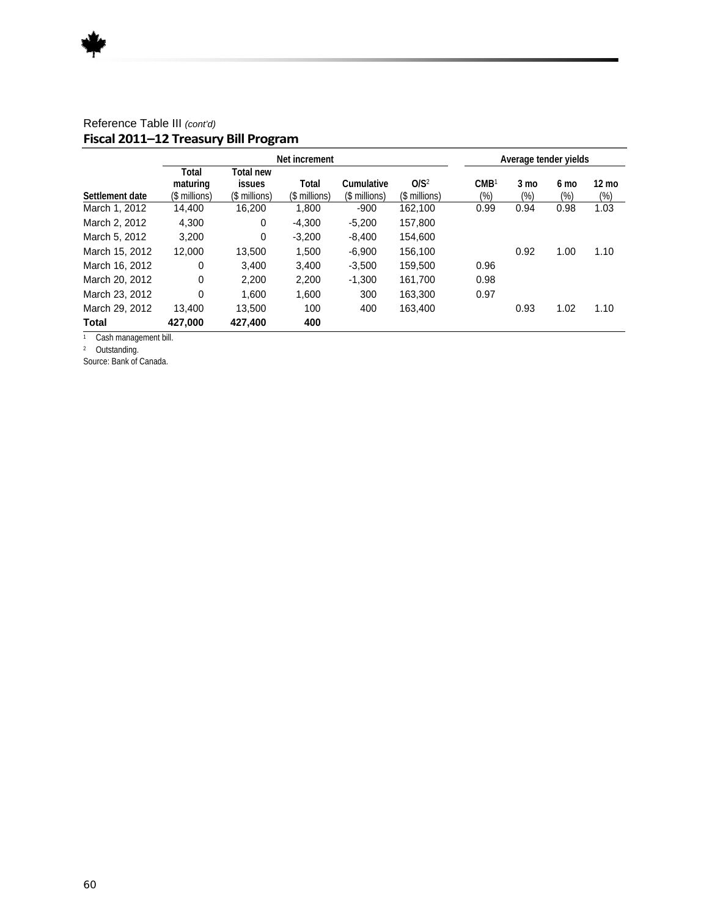Reference Table III *(cont'd)*

**Fiscal 2011–12 Treasury Bill Program**

| | Net increment | | | | | Average tender yields | | | |
|---|---|---|---|---|---|---|---|---|---|
| Settlement date | Total maturing ($ millions) | Total new issues ($ millions) | Total ($ millions) | Cumulative ($ millions) | O/S[2] ($ millions) | CMB[1] (%) | 3 mo (%) | 6 mo (%) | 12 mo (%) |
| March 1, 2012 | 14,400 | 16,200 | 1,800 | -900 | 162,100 | 0.99 | 0.94 | 0.98 | 1.03 |
| March 2, 2012 | 4,300 | 0 | -4,300 | -5,200 | 157,800 | | | | |
| March 5, 2012 | 3,200 | 0 | -3,200 | -8,400 | 154,600 | | | | |
| March 15, 2012 | 12,000 | 13,500 | 1,500 | -6,900 | 156,100 | | 0.92 | 1.00 | 1.10 |
| March 16, 2012 | 0 | 3,400 | 3,400 | -3,500 | 159,500 | 0.96 | | | |
| March 20, 2012 | 0 | 2,200 | 2,200 | -1,300 | 161,700 | 0.98 | | | |
| March 23, 2012 | 0 | 1,600 | 1,600 | 300 | 163,300 | 0.97 | | | |
| March 29, 2012 | 13,400 | 13,500 | 100 | 400 | 163,400 | | 0.93 | 1.02 | 1.10 |
| **Total** | **427,000** | **427,400** | **400** | | | | | | |

[1] Cash management bill.

[2] Outstanding.

Source: Bank of Canada.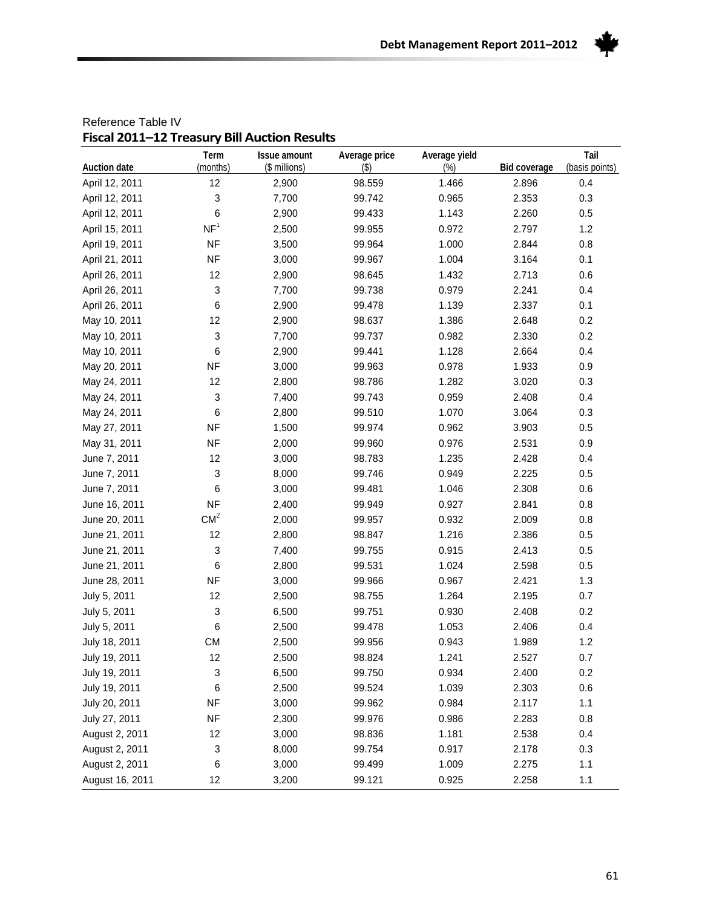Reference Table IV

**Fiscal 2011–12 Treasury Bill Auction Results**

| Auction date | Term (months) | Issue amount ($ millions) | Average price ($) | Average yield (%) | Bid coverage | Tail (basis points) |
|---|---|---|---|---|---|---|
| April 12, 2011 | 12 | 2,900 | 98.559 | 1.466 | 2.896 | 0.4 |
| April 12, 2011 | 3 | 7,700 | 99.742 | 0.965 | 2.353 | 0.3 |
| April 12, 2011 | 6 | 2,900 | 99.433 | 1.143 | 2.260 | 0.5 |
| April 15, 2011 | NF[1] | 2,500 | 99.955 | 0.972 | 2.797 | 1.2 |
| April 19, 2011 | NF | 3,500 | 99.964 | 1.000 | 2.844 | 0.8 |
| April 21, 2011 | NF | 3,000 | 99.967 | 1.004 | 3.164 | 0.1 |
| April 26, 2011 | 12 | 2,900 | 98.645 | 1.432 | 2.713 | 0.6 |
| April 26, 2011 | 3 | 7,700 | 99.738 | 0.979 | 2.241 | 0.4 |
| April 26, 2011 | 6 | 2,900 | 99.478 | 1.139 | 2.337 | 0.1 |
| May 10, 2011 | 12 | 2,900 | 98.637 | 1.386 | 2.648 | 0.2 |
| May 10, 2011 | 3 | 7,700 | 99.737 | 0.982 | 2.330 | 0.2 |
| May 10, 2011 | 6 | 2,900 | 99.441 | 1.128 | 2.664 | 0.4 |
| May 20, 2011 | NF | 3,000 | 99.963 | 0.978 | 1.933 | 0.9 |
| May 24, 2011 | 12 | 2,800 | 98.786 | 1.282 | 3.020 | 0.3 |
| May 24, 2011 | 3 | 7,400 | 99.743 | 0.959 | 2.408 | 0.4 |
| May 24, 2011 | 6 | 2,800 | 99.510 | 1.070 | 3.064 | 0.3 |
| May 27, 2011 | NF | 1,500 | 99.974 | 0.962 | 3.903 | 0.5 |
| May 31, 2011 | NF | 2,000 | 99.960 | 0.976 | 2.531 | 0.9 |
| June 7, 2011 | 12 | 3,000 | 98.783 | 1.235 | 2.428 | 0.4 |
| June 7, 2011 | 3 | 8,000 | 99.746 | 0.949 | 2.225 | 0.5 |
| June 7, 2011 | 6 | 3,000 | 99.481 | 1.046 | 2.308 | 0.6 |
| June 16, 2011 | NF | 2,400 | 99.949 | 0.927 | 2.841 | 0.8 |
| June 20, 2011 | CM[2] | 2,000 | 99.957 | 0.932 | 2.009 | 0.8 |
| June 21, 2011 | 12 | 2,800 | 98.847 | 1.216 | 2.386 | 0.5 |
| June 21, 2011 | 3 | 7,400 | 99.755 | 0.915 | 2.413 | 0.5 |
| June 21, 2011 | 6 | 2,800 | 99.531 | 1.024 | 2.598 | 0.5 |
| June 28, 2011 | NF | 3,000 | 99.966 | 0.967 | 2.421 | 1.3 |
| July 5, 2011 | 12 | 2,500 | 98.755 | 1.264 | 2.195 | 0.7 |
| July 5, 2011 | 3 | 6,500 | 99.751 | 0.930 | 2.408 | 0.2 |
| July 5, 2011 | 6 | 2,500 | 99.478 | 1.053 | 2.406 | 0.4 |
| July 18, 2011 | CM | 2,500 | 99.956 | 0.943 | 1.989 | 1.2 |
| July 19, 2011 | 12 | 2,500 | 98.824 | 1.241 | 2.527 | 0.7 |
| July 19, 2011 | 3 | 6,500 | 99.750 | 0.934 | 2.400 | 0.2 |
| July 19, 2011 | 6 | 2,500 | 99.524 | 1.039 | 2.303 | 0.6 |
| July 20, 2011 | NF | 3,000 | 99.962 | 0.984 | 2.117 | 1.1 |
| July 27, 2011 | NF | 2,300 | 99.976 | 0.986 | 2.283 | 0.8 |
| August 2, 2011 | 12 | 3,000 | 98.836 | 1.181 | 2.538 | 0.4 |
| August 2, 2011 | 3 | 8,000 | 99.754 | 0.917 | 2.178 | 0.3 |
| August 2, 2011 | 6 | 3,000 | 99.499 | 1.009 | 2.275 | 1.1 |
| August 16, 2011 | 12 | 3,200 | 99.121 | 0.925 | 2.258 | 1.1 |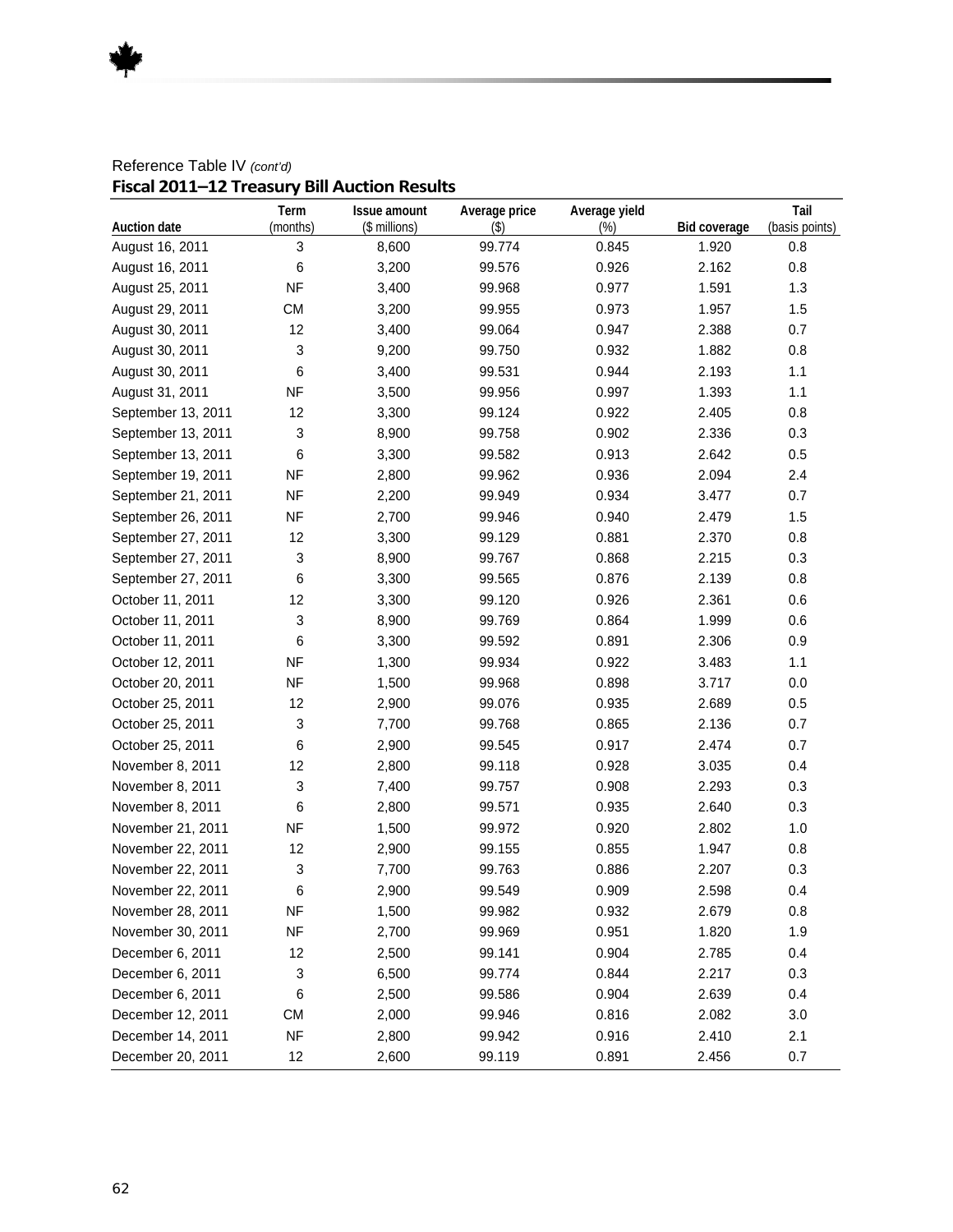Reference Table IV *(cont'd)*

**Fiscal 2011–12 Treasury Bill Auction Results**

| Auction date | Term (months) | Issue amount ($ millions) | Average price ($) | Average yield (%) | Bid coverage | Tail (basis points) |
|---|---|---|---|---|---|---|
| August 16, 2011 | 3 | 8,600 | 99.774 | 0.845 | 1.920 | 0.8 |
| August 16, 2011 | 6 | 3,200 | 99.576 | 0.926 | 2.162 | 0.8 |
| August 25, 2011 | NF | 3,400 | 99.968 | 0.977 | 1.591 | 1.3 |
| August 29, 2011 | CM | 3,200 | 99.955 | 0.973 | 1.957 | 1.5 |
| August 30, 2011 | 12 | 3,400 | 99.064 | 0.947 | 2.388 | 0.7 |
| August 30, 2011 | 3 | 9,200 | 99.750 | 0.932 | 1.882 | 0.8 |
| August 30, 2011 | 6 | 3,400 | 99.531 | 0.944 | 2.193 | 1.1 |
| August 31, 2011 | NF | 3,500 | 99.956 | 0.997 | 1.393 | 1.1 |
| September 13, 2011 | 12 | 3,300 | 99.124 | 0.922 | 2.405 | 0.8 |
| September 13, 2011 | 3 | 8,900 | 99.758 | 0.902 | 2.336 | 0.3 |
| September 13, 2011 | 6 | 3,300 | 99.582 | 0.913 | 2.642 | 0.5 |
| September 19, 2011 | NF | 2,800 | 99.962 | 0.936 | 2.094 | 2.4 |
| September 21, 2011 | NF | 2,200 | 99.949 | 0.934 | 3.477 | 0.7 |
| September 26, 2011 | NF | 2,700 | 99.946 | 0.940 | 2.479 | 1.5 |
| September 27, 2011 | 12 | 3,300 | 99.129 | 0.881 | 2.370 | 0.8 |
| September 27, 2011 | 3 | 8,900 | 99.767 | 0.868 | 2.215 | 0.3 |
| September 27, 2011 | 6 | 3,300 | 99.565 | 0.876 | 2.139 | 0.8 |
| October 11, 2011 | 12 | 3,300 | 99.120 | 0.926 | 2.361 | 0.6 |
| October 11, 2011 | 3 | 8,900 | 99.769 | 0.864 | 1.999 | 0.6 |
| October 11, 2011 | 6 | 3,300 | 99.592 | 0.891 | 2.306 | 0.9 |
| October 12, 2011 | NF | 1,300 | 99.934 | 0.922 | 3.483 | 1.1 |
| October 20, 2011 | NF | 1,500 | 99.968 | 0.898 | 3.717 | 0.0 |
| October 25, 2011 | 12 | 2,900 | 99.076 | 0.935 | 2.689 | 0.5 |
| October 25, 2011 | 3 | 7,700 | 99.768 | 0.865 | 2.136 | 0.7 |
| October 25, 2011 | 6 | 2,900 | 99.545 | 0.917 | 2.474 | 0.7 |
| November 8, 2011 | 12 | 2,800 | 99.118 | 0.928 | 3.035 | 0.4 |
| November 8, 2011 | 3 | 7,400 | 99.757 | 0.908 | 2.293 | 0.3 |
| November 8, 2011 | 6 | 2,800 | 99.571 | 0.935 | 2.640 | 0.3 |
| November 21, 2011 | NF | 1,500 | 99.972 | 0.920 | 2.802 | 1.0 |
| November 22, 2011 | 12 | 2,900 | 99.155 | 0.855 | 1.947 | 0.8 |
| November 22, 2011 | 3 | 7,700 | 99.763 | 0.886 | 2.207 | 0.3 |
| November 22, 2011 | 6 | 2,900 | 99.549 | 0.909 | 2.598 | 0.4 |
| November 28, 2011 | NF | 1,500 | 99.982 | 0.932 | 2.679 | 0.8 |
| November 30, 2011 | NF | 2,700 | 99.969 | 0.951 | 1.820 | 1.9 |
| December 6, 2011 | 12 | 2,500 | 99.141 | 0.904 | 2.785 | 0.4 |
| December 6, 2011 | 3 | 6,500 | 99.774 | 0.844 | 2.217 | 0.3 |
| December 6, 2011 | 6 | 2,500 | 99.586 | 0.904 | 2.639 | 0.4 |
| December 12, 2011 | CM | 2,000 | 99.946 | 0.816 | 2.082 | 3.0 |
| December 14, 2011 | NF | 2,800 | 99.942 | 0.916 | 2.410 | 2.1 |
| December 20, 2011 | 12 | 2,600 | 99.119 | 0.891 | 2.456 | 0.7 |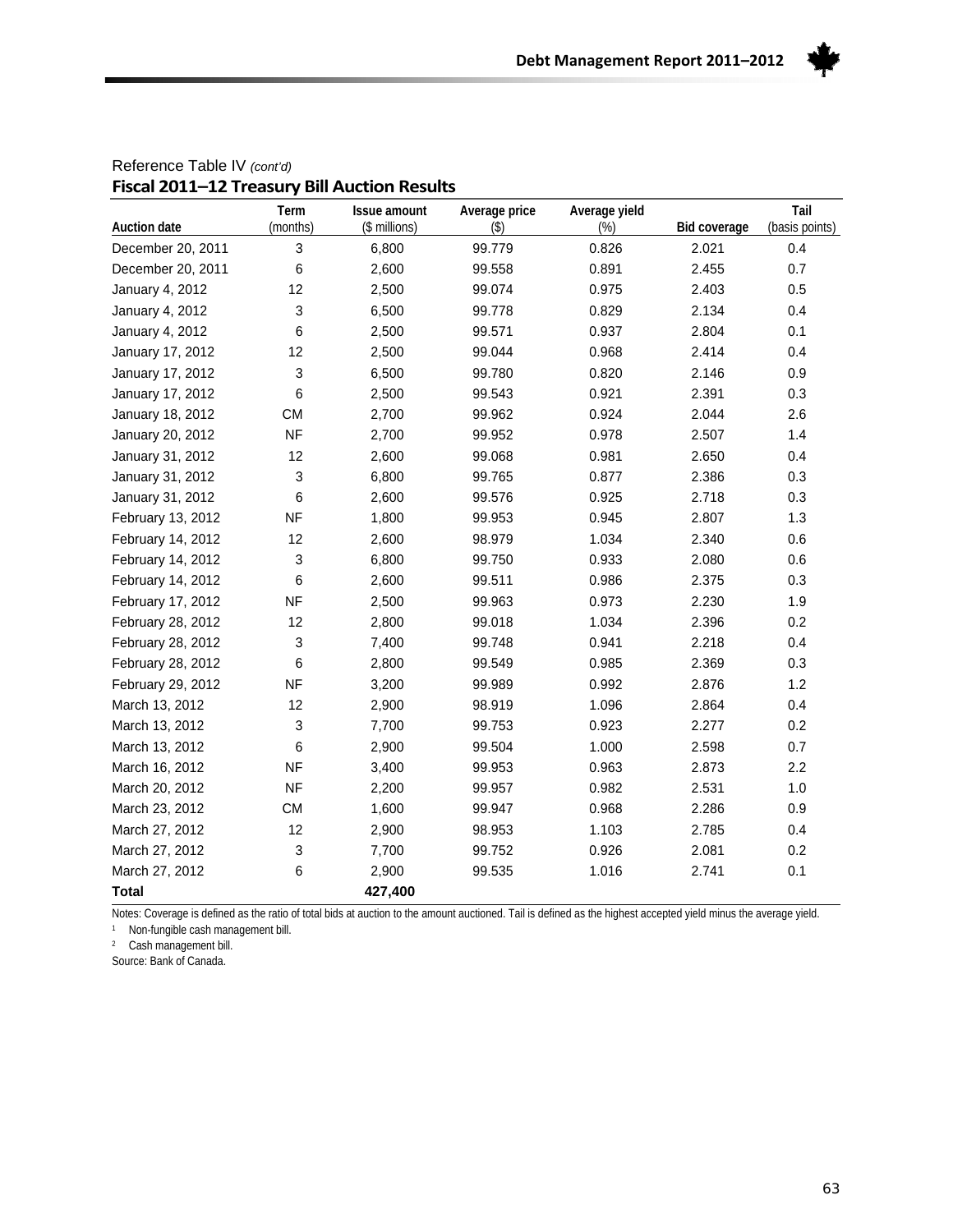Reference Table IV *(cont'd)*

**Fiscal 2011–12 Treasury Bill Auction Results**

| Auction date | Term (months) | Issue amount ($ millions) | Average price ($) | Average yield (%) | Bid coverage | Tail (basis points) |
|---|---|---|---|---|---|---|
| December 20, 2011 | 3 | 6,800 | 99.779 | 0.826 | 2.021 | 0.4 |
| December 20, 2011 | 6 | 2,600 | 99.558 | 0.891 | 2.455 | 0.7 |
| January 4, 2012 | 12 | 2,500 | 99.074 | 0.975 | 2.403 | 0.5 |
| January 4, 2012 | 3 | 6,500 | 99.778 | 0.829 | 2.134 | 0.4 |
| January 4, 2012 | 6 | 2,500 | 99.571 | 0.937 | 2.804 | 0.1 |
| January 17, 2012 | 12 | 2,500 | 99.044 | 0.968 | 2.414 | 0.4 |
| January 17, 2012 | 3 | 6,500 | 99.780 | 0.820 | 2.146 | 0.9 |
| January 17, 2012 | 6 | 2,500 | 99.543 | 0.921 | 2.391 | 0.3 |
| January 18, 2012 | CM | 2,700 | 99.962 | 0.924 | 2.044 | 2.6 |
| January 20, 2012 | NF | 2,700 | 99.952 | 0.978 | 2.507 | 1.4 |
| January 31, 2012 | 12 | 2,600 | 99.068 | 0.981 | 2.650 | 0.4 |
| January 31, 2012 | 3 | 6,800 | 99.765 | 0.877 | 2.386 | 0.3 |
| January 31, 2012 | 6 | 2,600 | 99.576 | 0.925 | 2.718 | 0.3 |
| February 13, 2012 | NF | 1,800 | 99.953 | 0.945 | 2.807 | 1.3 |
| February 14, 2012 | 12 | 2,600 | 98.979 | 1.034 | 2.340 | 0.6 |
| February 14, 2012 | 3 | 6,800 | 99.750 | 0.933 | 2.080 | 0.6 |
| February 14, 2012 | 6 | 2,600 | 99.511 | 0.986 | 2.375 | 0.3 |
| February 17, 2012 | NF | 2,500 | 99.963 | 0.973 | 2.230 | 1.9 |
| February 28, 2012 | 12 | 2,800 | 99.018 | 1.034 | 2.396 | 0.2 |
| February 28, 2012 | 3 | 7,400 | 99.748 | 0.941 | 2.218 | 0.4 |
| February 28, 2012 | 6 | 2,800 | 99.549 | 0.985 | 2.369 | 0.3 |
| February 29, 2012 | NF | 3,200 | 99.989 | 0.992 | 2.876 | 1.2 |
| March 13, 2012 | 12 | 2,900 | 98.919 | 1.096 | 2.864 | 0.4 |
| March 13, 2012 | 3 | 7,700 | 99.753 | 0.923 | 2.277 | 0.2 |
| March 13, 2012 | 6 | 2,900 | 99.504 | 1.000 | 2.598 | 0.7 |
| March 16, 2012 | NF | 3,400 | 99.953 | 0.963 | 2.873 | 2.2 |
| March 20, 2012 | NF | 2,200 | 99.957 | 0.982 | 2.531 | 1.0 |
| March 23, 2012 | CM | 1,600 | 99.947 | 0.968 | 2.286 | 0.9 |
| March 27, 2012 | 12 | 2,900 | 98.953 | 1.103 | 2.785 | 0.4 |
| March 27, 2012 | 3 | 7,700 | 99.752 | 0.926 | 2.081 | 0.2 |
| March 27, 2012 | 6 | 2,900 | 99.535 | 1.016 | 2.741 | 0.1 |
| **Total** | | **427,400** | | | | |

Notes: Coverage is defined as the ratio of total bids at auction to the amount auctioned. Tail is defined as the highest accepted yield minus the average yield.

[1] Non-fungible cash management bill.

[2] Cash management bill.

Source: Bank of Canada.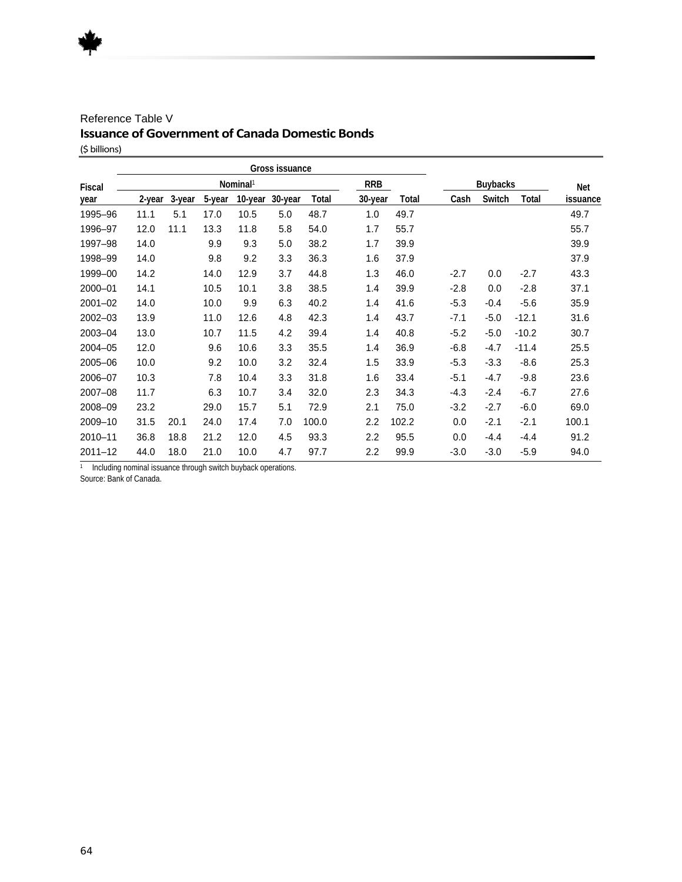Reference Table V

## Issuance of Government of Canada Domestic Bonds

($ billions)

| Fiscal year | Gross issuance | | | | | | | | Buybacks | | | Net issuance |
|---|---|---|---|---|---|---|---|---|---|---|---|---|
| | Nominal[1] | | | | | | RRB | | | | | |
| | 2-year | 3-year | 5-year | 10-year | 30-year | Total | 30-year | Total | Cash | Switch | Total | |
| 1995–96 | 11.1 | 5.1 | 17.0 | 10.5 | 5.0 | 48.7 | 1.0 | 49.7 | | | | 49.7 |
| 1996–97 | 12.0 | 11.1 | 13.3 | 11.8 | 5.8 | 54.0 | 1.7 | 55.7 | | | | 55.7 |
| 1997–98 | 14.0 | | 9.9 | 9.3 | 5.0 | 38.2 | 1.7 | 39.9 | | | | 39.9 |
| 1998–99 | 14.0 | | 9.8 | 9.2 | 3.3 | 36.3 | 1.6 | 37.9 | | | | 37.9 |
| 1999–00 | 14.2 | | 14.0 | 12.9 | 3.7 | 44.8 | 1.3 | 46.0 | -2.7 | 0.0 | -2.7 | 43.3 |
| 2000–01 | 14.1 | | 10.5 | 10.1 | 3.8 | 38.5 | 1.4 | 39.9 | -2.8 | 0.0 | -2.8 | 37.1 |
| 2001–02 | 14.0 | | 10.0 | 9.9 | 6.3 | 40.2 | 1.4 | 41.6 | -5.3 | -0.4 | -5.6 | 35.9 |
| 2002–03 | 13.9 | | 11.0 | 12.6 | 4.8 | 42.3 | 1.4 | 43.7 | -7.1 | -5.0 | -12.1 | 31.6 |
| 2003–04 | 13.0 | | 10.7 | 11.5 | 4.2 | 39.4 | 1.4 | 40.8 | -5.2 | -5.0 | -10.2 | 30.7 |
| 2004–05 | 12.0 | | 9.6 | 10.6 | 3.3 | 35.5 | 1.4 | 36.9 | -6.8 | -4.7 | -11.4 | 25.5 |
| 2005–06 | 10.0 | | 9.2 | 10.0 | 3.2 | 32.4 | 1.5 | 33.9 | -5.3 | -3.3 | -8.6 | 25.3 |
| 2006–07 | 10.3 | | 7.8 | 10.4 | 3.3 | 31.8 | 1.6 | 33.4 | -5.1 | -4.7 | -9.8 | 23.6 |
| 2007–08 | 11.7 | | 6.3 | 10.7 | 3.4 | 32.0 | 2.3 | 34.3 | -4.3 | -2.4 | -6.7 | 27.6 |
| 2008–09 | 23.2 | | 29.0 | 15.7 | 5.1 | 72.9 | 2.1 | 75.0 | -3.2 | -2.7 | -6.0 | 69.0 |
| 2009–10 | 31.5 | 20.1 | 24.0 | 17.4 | 7.0 | 100.0 | 2.2 | 102.2 | 0.0 | -2.1 | -2.1 | 100.1 |
| 2010–11 | 36.8 | 18.8 | 21.2 | 12.0 | 4.5 | 93.3 | 2.2 | 95.5 | 0.0 | -4.4 | -4.4 | 91.2 |
| 2011–12 | 44.0 | 18.0 | 21.0 | 10.0 | 4.7 | 97.7 | 2.2 | 99.9 | -3.0 | -3.0 | -5.9 | 94.0 |

[1] Including nominal issuance through switch buyback operations.

Source: Bank of Canada.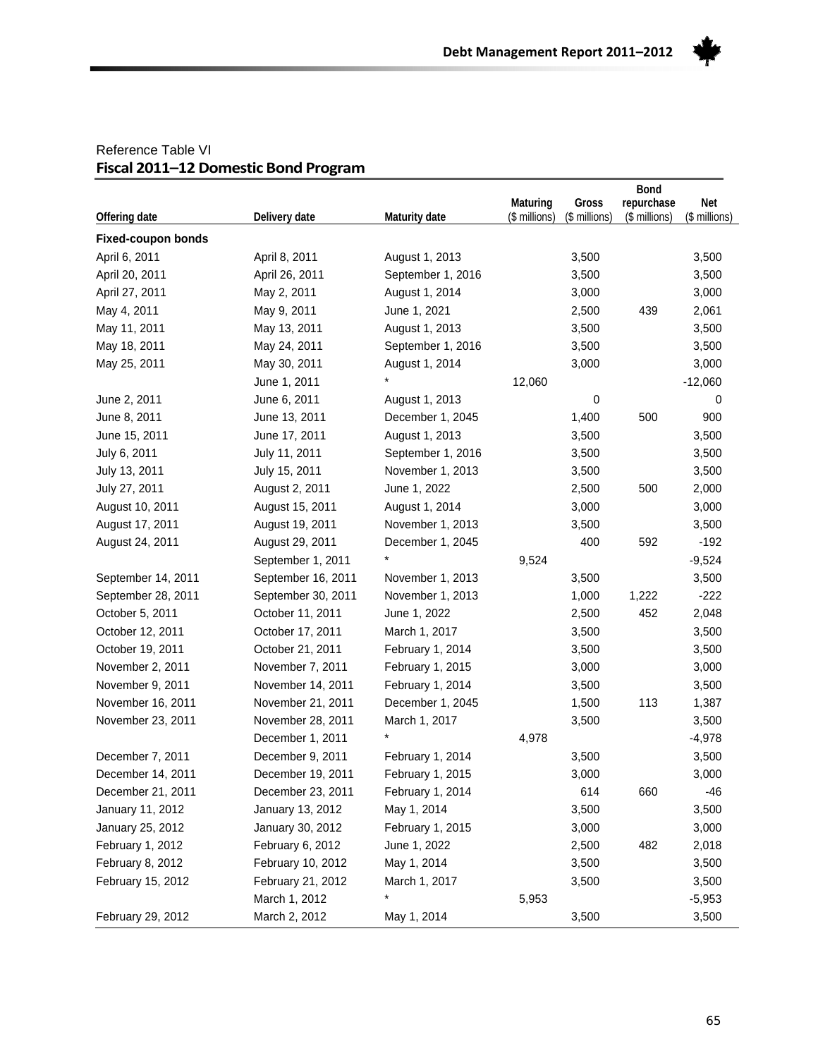Reference Table VI

**Fiscal 2011–12 Domestic Bond Program**

| Offering date | Delivery date | Maturity date | Maturing ($ millions) | Gross ($ millions) | Bond repurchase ($ millions) | Net ($ millions) |
|---|---|---|---|---|---|---|
| **Fixed-coupon bonds** | | | | | | |
| April 6, 2011 | April 8, 2011 | August 1, 2013 | | 3,500 | | 3,500 |
| April 20, 2011 | April 26, 2011 | September 1, 2016 | | 3,500 | | 3,500 |
| April 27, 2011 | May 2, 2011 | August 1, 2014 | | 3,000 | | 3,000 |
| May 4, 2011 | May 9, 2011 | June 1, 2021 | | 2,500 | 439 | 2,061 |
| May 11, 2011 | May 13, 2011 | August 1, 2013 | | 3,500 | | 3,500 |
| May 18, 2011 | May 24, 2011 | September 1, 2016 | | 3,500 | | 3,500 |
| May 25, 2011 | May 30, 2011 | August 1, 2014 | | 3,000 | | 3,000 |
| | June 1, 2011 | * | 12,060 | | | -12,060 |
| June 2, 2011 | June 6, 2011 | August 1, 2013 | | 0 | | 0 |
| June 8, 2011 | June 13, 2011 | December 1, 2045 | | 1,400 | 500 | 900 |
| June 15, 2011 | June 17, 2011 | August 1, 2013 | | 3,500 | | 3,500 |
| July 6, 2011 | July 11, 2011 | September 1, 2016 | | 3,500 | | 3,500 |
| July 13, 2011 | July 15, 2011 | November 1, 2013 | | 3,500 | | 3,500 |
| July 27, 2011 | August 2, 2011 | June 1, 2022 | | 2,500 | 500 | 2,000 |
| August 10, 2011 | August 15, 2011 | August 1, 2014 | | 3,000 | | 3,000 |
| August 17, 2011 | August 19, 2011 | November 1, 2013 | | 3,500 | | 3,500 |
| August 24, 2011 | August 29, 2011 | December 1, 2045 | | 400 | 592 | -192 |
| | September 1, 2011 | * | 9,524 | | | -9,524 |
| September 14, 2011 | September 16, 2011 | November 1, 2013 | | 3,500 | | 3,500 |
| September 28, 2011 | September 30, 2011 | November 1, 2013 | | 1,000 | 1,222 | -222 |
| October 5, 2011 | October 11, 2011 | June 1, 2022 | | 2,500 | 452 | 2,048 |
| October 12, 2011 | October 17, 2011 | March 1, 2017 | | 3,500 | | 3,500 |
| October 19, 2011 | October 21, 2011 | February 1, 2014 | | 3,500 | | 3,500 |
| November 2, 2011 | November 7, 2011 | February 1, 2015 | | 3,000 | | 3,000 |
| November 9, 2011 | November 14, 2011 | February 1, 2014 | | 3,500 | | 3,500 |
| November 16, 2011 | November 21, 2011 | December 1, 2045 | | 1,500 | 113 | 1,387 |
| November 23, 2011 | November 28, 2011 | March 1, 2017 | | 3,500 | | 3,500 |
| | December 1, 2011 | * | 4,978 | | | -4,978 |
| December 7, 2011 | December 9, 2011 | February 1, 2014 | | 3,500 | | 3,500 |
| December 14, 2011 | December 19, 2011 | February 1, 2015 | | 3,000 | | 3,000 |
| December 21, 2011 | December 23, 2011 | February 1, 2014 | | 614 | 660 | -46 |
| January 11, 2012 | January 13, 2012 | May 1, 2014 | | 3,500 | | 3,500 |
| January 25, 2012 | January 30, 2012 | February 1, 2015 | | 3,000 | | 3,000 |
| February 1, 2012 | February 6, 2012 | June 1, 2022 | | 2,500 | 482 | 2,018 |
| February 8, 2012 | February 10, 2012 | May 1, 2014 | | 3,500 | | 3,500 |
| February 15, 2012 | February 21, 2012 | March 1, 2017 | | 3,500 | | 3,500 |
| | March 1, 2012 | * | 5,953 | | | -5,953 |
| February 29, 2012 | March 2, 2012 | May 1, 2014 | | 3,500 | | 3,500 |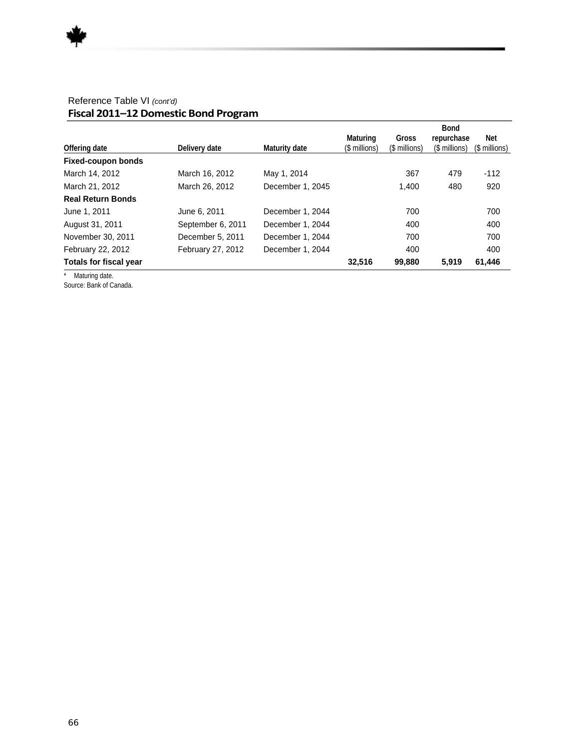Reference Table VI *(cont'd)*

## Fiscal 2011–12 Domestic Bond Program

| Offering date | Delivery date | Maturity date | Maturing ($ millions) | Gross ($ millions) | Bond repurchase ($ millions) | Net ($ millions) |
|---|---|---|---|---|---|---|
| **Fixed-coupon bonds** | | | | | | |
| March 14, 2012 | March 16, 2012 | May 1, 2014 | | 367 | 479 | -112 |
| March 21, 2012 | March 26, 2012 | December 1, 2045 | | 1,400 | 480 | 920 |
| **Real Return Bonds** | | | | | | |
| June 1, 2011 | June 6, 2011 | December 1, 2044 | | 700 | | 700 |
| August 31, 2011 | September 6, 2011 | December 1, 2044 | | 400 | | 400 |
| November 30, 2011 | December 5, 2011 | December 1, 2044 | | 700 | | 700 |
| February 22, 2012 | February 27, 2012 | December 1, 2044 | | 400 | | 400 |
| **Totals for fiscal year** | | | **32,516** | **99,880** | **5,919** | **61,446** |

\* Maturing date.
Source: Bank of Canada.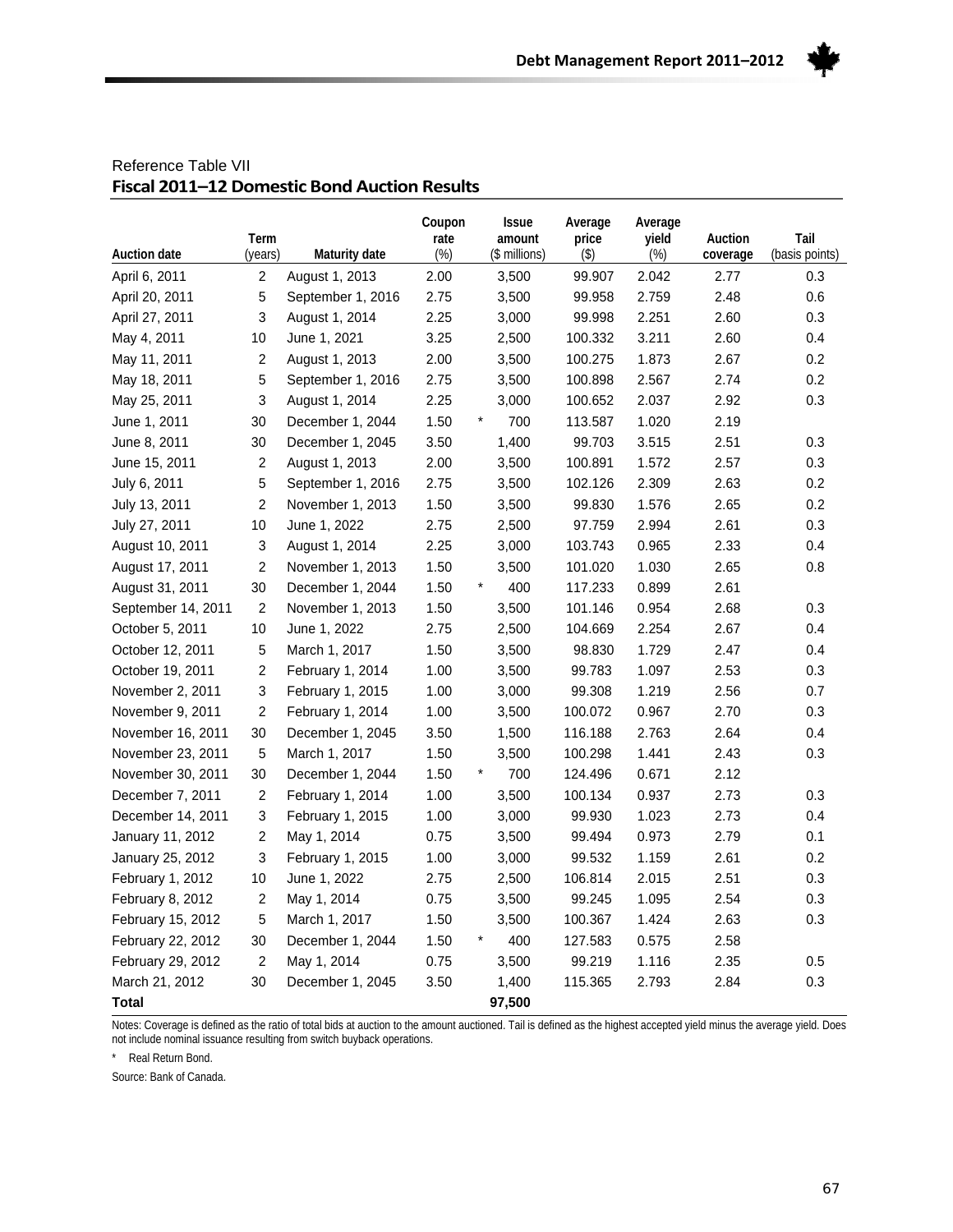Reference Table VII

## Fiscal 2011–12 Domestic Bond Auction Results

| Auction date | Term (years) | Maturity date | Coupon rate (%) | Issue amount ($ millions) | Average price ($) | Average yield (%) | Auction coverage | Tail (basis points) |
|---|---|---|---|---|---|---|---|---|
| April 6, 2011 | 2 | August 1, 2013 | 2.00 | 3,500 | 99.907 | 2.042 | 2.77 | 0.3 |
| April 20, 2011 | 5 | September 1, 2016 | 2.75 | 3,500 | 99.958 | 2.759 | 2.48 | 0.6 |
| April 27, 2011 | 3 | August 1, 2014 | 2.25 | 3,000 | 99.998 | 2.251 | 2.60 | 0.3 |
| May 4, 2011 | 10 | June 1, 2021 | 3.25 | 2,500 | 100.332 | 3.211 | 2.60 | 0.4 |
| May 11, 2011 | 2 | August 1, 2013 | 2.00 | 3,500 | 100.275 | 1.873 | 2.67 | 0.2 |
| May 18, 2011 | 5 | September 1, 2016 | 2.75 | 3,500 | 100.898 | 2.567 | 2.74 | 0.2 |
| May 25, 2011 | 3 | August 1, 2014 | 2.25 | 3,000 | 100.652 | 2.037 | 2.92 | 0.3 |
| June 1, 2011 | 30 | December 1, 2044 | 1.50 | * 700 | 113.587 | 1.020 | 2.19 | |
| June 8, 2011 | 30 | December 1, 2045 | 3.50 | 1,400 | 99.703 | 3.515 | 2.51 | 0.3 |
| June 15, 2011 | 2 | August 1, 2013 | 2.00 | 3,500 | 100.891 | 1.572 | 2.57 | 0.3 |
| July 6, 2011 | 5 | September 1, 2016 | 2.75 | 3,500 | 102.126 | 2.309 | 2.63 | 0.2 |
| July 13, 2011 | 2 | November 1, 2013 | 1.50 | 3,500 | 99.830 | 1.576 | 2.65 | 0.2 |
| July 27, 2011 | 10 | June 1, 2022 | 2.75 | 2,500 | 97.759 | 2.994 | 2.61 | 0.3 |
| August 10, 2011 | 3 | August 1, 2014 | 2.25 | 3,000 | 103.743 | 0.965 | 2.33 | 0.4 |
| August 17, 2011 | 2 | November 1, 2013 | 1.50 | 3,500 | 101.020 | 1.030 | 2.65 | 0.8 |
| August 31, 2011 | 30 | December 1, 2044 | 1.50 | * 400 | 117.233 | 0.899 | 2.61 | |
| September 14, 2011 | 2 | November 1, 2013 | 1.50 | 3,500 | 101.146 | 0.954 | 2.68 | 0.3 |
| October 5, 2011 | 10 | June 1, 2022 | 2.75 | 2,500 | 104.669 | 2.254 | 2.67 | 0.4 |
| October 12, 2011 | 5 | March 1, 2017 | 1.50 | 3,500 | 98.830 | 1.729 | 2.47 | 0.4 |
| October 19, 2011 | 2 | February 1, 2014 | 1.00 | 3,500 | 99.783 | 1.097 | 2.53 | 0.3 |
| November 2, 2011 | 3 | February 1, 2015 | 1.00 | 3,000 | 99.308 | 1.219 | 2.56 | 0.7 |
| November 9, 2011 | 2 | February 1, 2014 | 1.00 | 3,500 | 100.072 | 0.967 | 2.70 | 0.3 |
| November 16, 2011 | 30 | December 1, 2045 | 3.50 | 1,500 | 116.188 | 2.763 | 2.64 | 0.4 |
| November 23, 2011 | 5 | March 1, 2017 | 1.50 | 3,500 | 100.298 | 1.441 | 2.43 | 0.3 |
| November 30, 2011 | 30 | December 1, 2044 | 1.50 | * 700 | 124.496 | 0.671 | 2.12 | |
| December 7, 2011 | 2 | February 1, 2014 | 1.00 | 3,500 | 100.134 | 0.937 | 2.73 | 0.3 |
| December 14, 2011 | 3 | February 1, 2015 | 1.00 | 3,000 | 99.930 | 1.023 | 2.73 | 0.4 |
| January 11, 2012 | 2 | May 1, 2014 | 0.75 | 3,500 | 99.494 | 0.973 | 2.79 | 0.1 |
| January 25, 2012 | 3 | February 1, 2015 | 1.00 | 3,000 | 99.532 | 1.159 | 2.61 | 0.2 |
| February 1, 2012 | 10 | June 1, 2022 | 2.75 | 2,500 | 106.814 | 2.015 | 2.51 | 0.3 |
| February 8, 2012 | 2 | May 1, 2014 | 0.75 | 3,500 | 99.245 | 1.095 | 2.54 | 0.3 |
| February 15, 2012 | 5 | March 1, 2017 | 1.50 | 3,500 | 100.367 | 1.424 | 2.63 | 0.3 |
| February 22, 2012 | 30 | December 1, 2044 | 1.50 | * 400 | 127.583 | 0.575 | 2.58 | |
| February 29, 2012 | 2 | May 1, 2014 | 0.75 | 3,500 | 99.219 | 1.116 | 2.35 | 0.5 |
| March 21, 2012 | 30 | December 1, 2045 | 3.50 | 1,400 | 115.365 | 2.793 | 2.84 | 0.3 |
| **Total** | | | | **97,500** | | | | |

Notes: Coverage is defined as the ratio of total bids at auction to the amount auctioned. Tail is defined as the highest accepted yield minus the average yield. Does not include nominal issuance resulting from switch buyback operations.

\* Real Return Bond.

Source: Bank of Canada.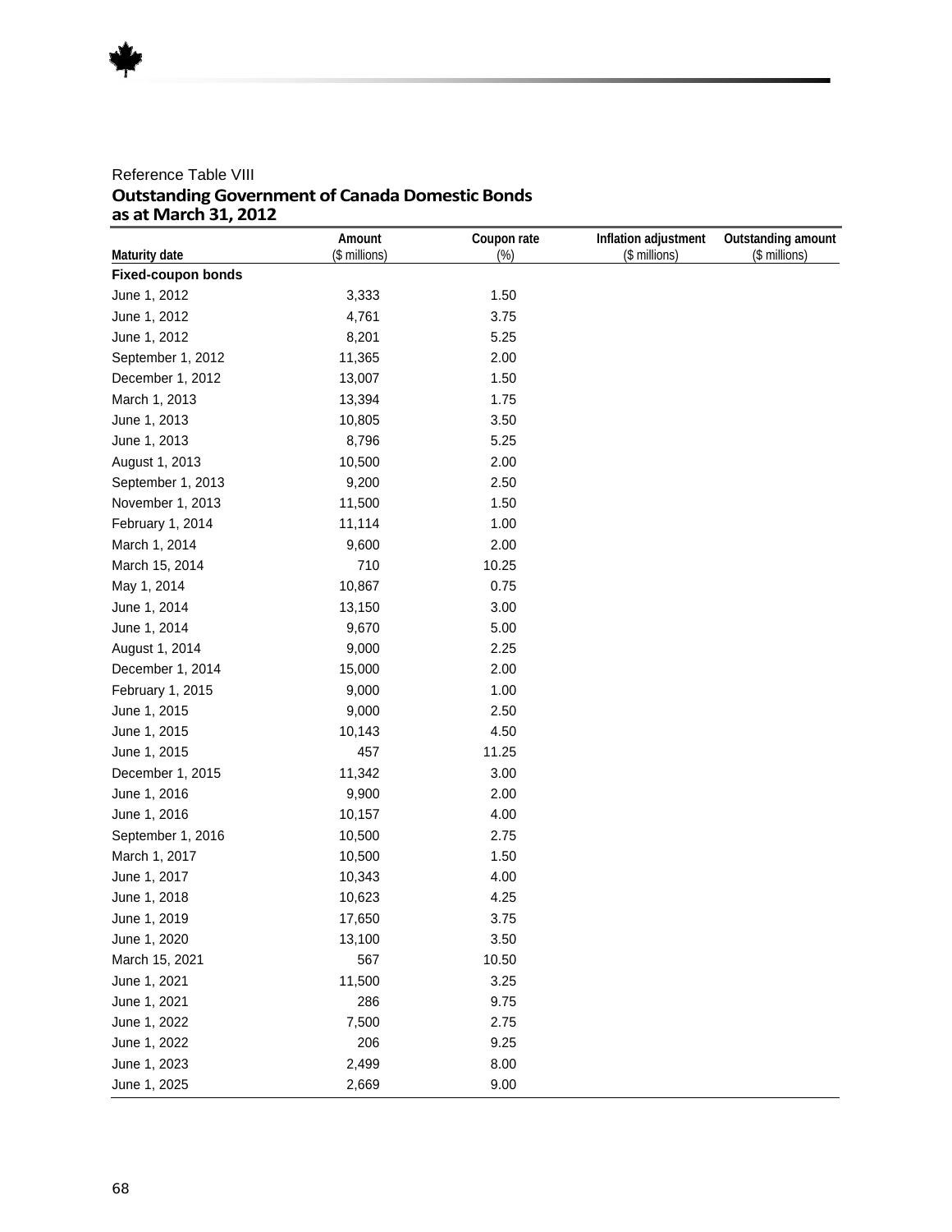Reference Table VIII

**Outstanding Government of Canada Domestic Bonds as at March 31, 2012**

| Maturity date | Amount ($ millions) | Coupon rate (%) | Inflation adjustment ($ millions) | Outstanding amount ($ millions) |
|---|---|---|---|---|
| **Fixed-coupon bonds** | | | | |
| June 1, 2012 | 3,333 | 1.50 | | |
| June 1, 2012 | 4,761 | 3.75 | | |
| June 1, 2012 | 8,201 | 5.25 | | |
| September 1, 2012 | 11,365 | 2.00 | | |
| December 1, 2012 | 13,007 | 1.50 | | |
| March 1, 2013 | 13,394 | 1.75 | | |
| June 1, 2013 | 10,805 | 3.50 | | |
| June 1, 2013 | 8,796 | 5.25 | | |
| August 1, 2013 | 10,500 | 2.00 | | |
| September 1, 2013 | 9,200 | 2.50 | | |
| November 1, 2013 | 11,500 | 1.50 | | |
| February 1, 2014 | 11,114 | 1.00 | | |
| March 1, 2014 | 9,600 | 2.00 | | |
| March 15, 2014 | 710 | 10.25 | | |
| May 1, 2014 | 10,867 | 0.75 | | |
| June 1, 2014 | 13,150 | 3.00 | | |
| June 1, 2014 | 9,670 | 5.00 | | |
| August 1, 2014 | 9,000 | 2.25 | | |
| December 1, 2014 | 15,000 | 2.00 | | |
| February 1, 2015 | 9,000 | 1.00 | | |
| June 1, 2015 | 9,000 | 2.50 | | |
| June 1, 2015 | 10,143 | 4.50 | | |
| June 1, 2015 | 457 | 11.25 | | |
| December 1, 2015 | 11,342 | 3.00 | | |
| June 1, 2016 | 9,900 | 2.00 | | |
| June 1, 2016 | 10,157 | 4.00 | | |
| September 1, 2016 | 10,500 | 2.75 | | |
| March 1, 2017 | 10,500 | 1.50 | | |
| June 1, 2017 | 10,343 | 4.00 | | |
| June 1, 2018 | 10,623 | 4.25 | | |
| June 1, 2019 | 17,650 | 3.75 | | |
| June 1, 2020 | 13,100 | 3.50 | | |
| March 15, 2021 | 567 | 10.50 | | |
| June 1, 2021 | 11,500 | 3.25 | | |
| June 1, 2021 | 286 | 9.75 | | |
| June 1, 2022 | 7,500 | 2.75 | | |
| June 1, 2022 | 206 | 9.25 | | |
| June 1, 2023 | 2,499 | 8.00 | | |
| June 1, 2025 | 2,669 | 9.00 | | |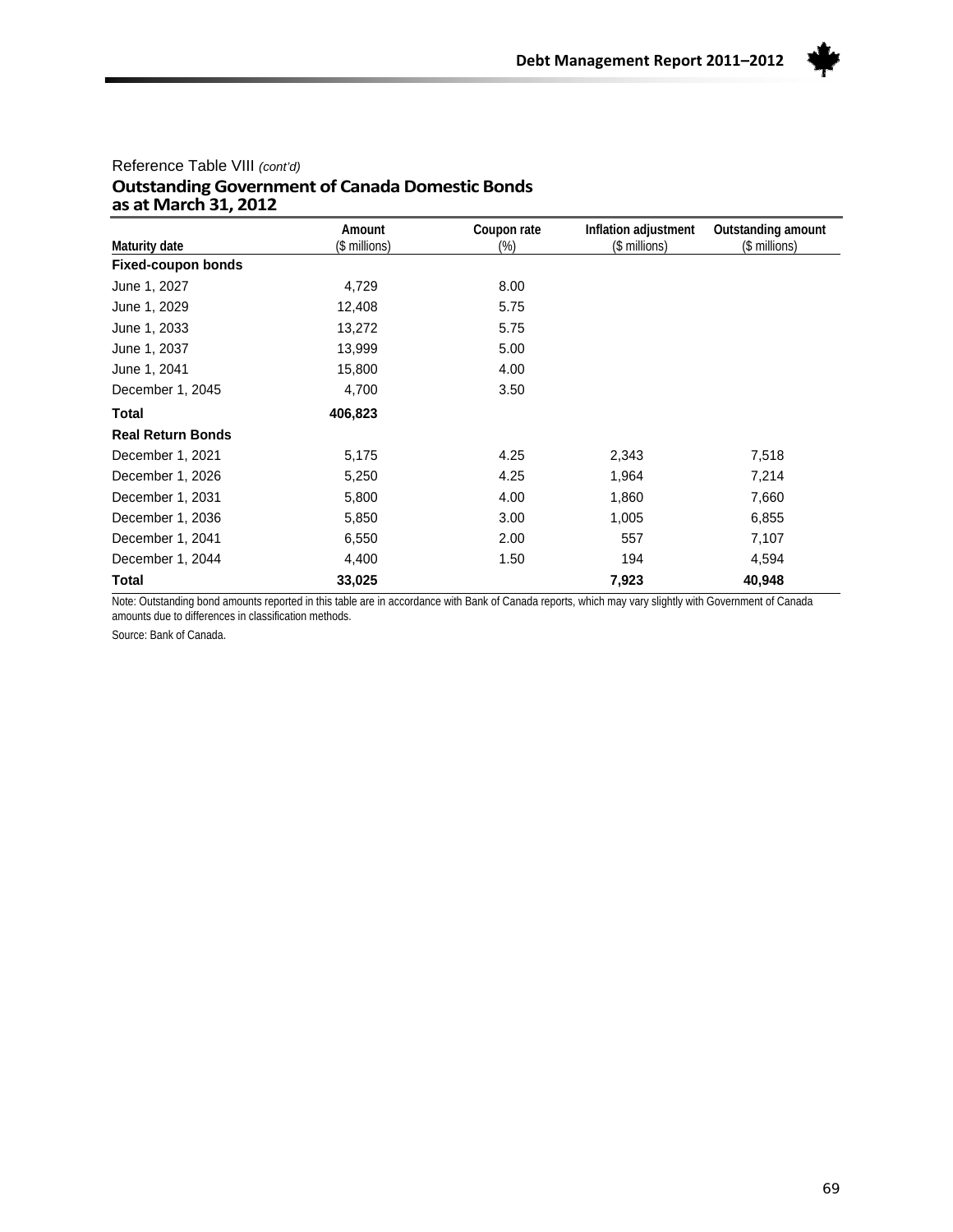Reference Table VIII *(cont'd)*

### Outstanding Government of Canada Domestic Bonds as at March 31, 2012

| Maturity date | Amount ($ millions) | Coupon rate (%) | Inflation adjustment ($ millions) | Outstanding amount ($ millions) |
|---|---|---|---|---|
| **Fixed-coupon bonds** | | | | |
| June 1, 2027 | 4,729 | 8.00 | | |
| June 1, 2029 | 12,408 | 5.75 | | |
| June 1, 2033 | 13,272 | 5.75 | | |
| June 1, 2037 | 13,999 | 5.00 | | |
| June 1, 2041 | 15,800 | 4.00 | | |
| December 1, 2045 | 4,700 | 3.50 | | |
| **Total** | **406,823** | | | |
| **Real Return Bonds** | | | | |
| December 1, 2021 | 5,175 | 4.25 | 2,343 | 7,518 |
| December 1, 2026 | 5,250 | 4.25 | 1,964 | 7,214 |
| December 1, 2031 | 5,800 | 4.00 | 1,860 | 7,660 |
| December 1, 2036 | 5,850 | 3.00 | 1,005 | 6,855 |
| December 1, 2041 | 6,550 | 2.00 | 557 | 7,107 |
| December 1, 2044 | 4,400 | 1.50 | 194 | 4,594 |
| **Total** | **33,025** | | **7,923** | **40,948** |

Note: Outstanding bond amounts reported in this table are in accordance with Bank of Canada reports, which may vary slightly with Government of Canada amounts due to differences in classification methods.

Source: Bank of Canada.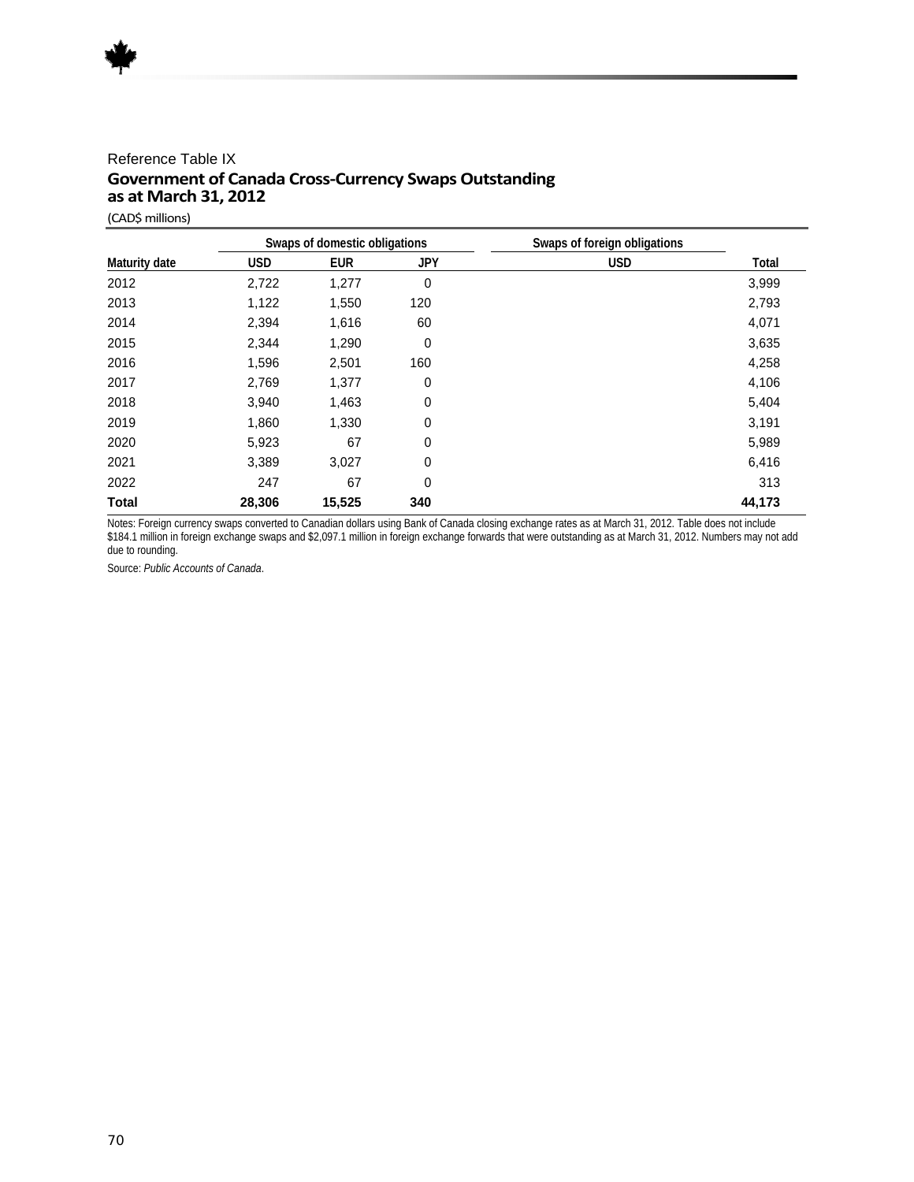Reference Table IX

## Government of Canada Cross-Currency Swaps Outstanding as at March 31, 2012

(CAD$ millions)

| | Swaps of domestic obligations | | | Swaps of foreign obligations | |
|---|---|---|---|---|---|
| Maturity date | USD | EUR | JPY | USD | Total |
| 2012 | 2,722 | 1,277 | 0 | | 3,999 |
| 2013 | 1,122 | 1,550 | 120 | | 2,793 |
| 2014 | 2,394 | 1,616 | 60 | | 4,071 |
| 2015 | 2,344 | 1,290 | 0 | | 3,635 |
| 2016 | 1,596 | 2,501 | 160 | | 4,258 |
| 2017 | 2,769 | 1,377 | 0 | | 4,106 |
| 2018 | 3,940 | 1,463 | 0 | | 5,404 |
| 2019 | 1,860 | 1,330 | 0 | | 3,191 |
| 2020 | 5,923 | 67 | 0 | | 5,989 |
| 2021 | 3,389 | 3,027 | 0 | | 6,416 |
| 2022 | 247 | 67 | 0 | | 313 |
| **Total** | **28,306** | **15,525** | **340** | | **44,173** |

Notes: Foreign currency swaps converted to Canadian dollars using Bank of Canada closing exchange rates as at March 31, 2012. Table does not include $184.1 million in foreign exchange swaps and $2,097.1 million in foreign exchange forwards that were outstanding as at March 31, 2012. Numbers may not add due to rounding.

Source: *Public Accounts of Canada*.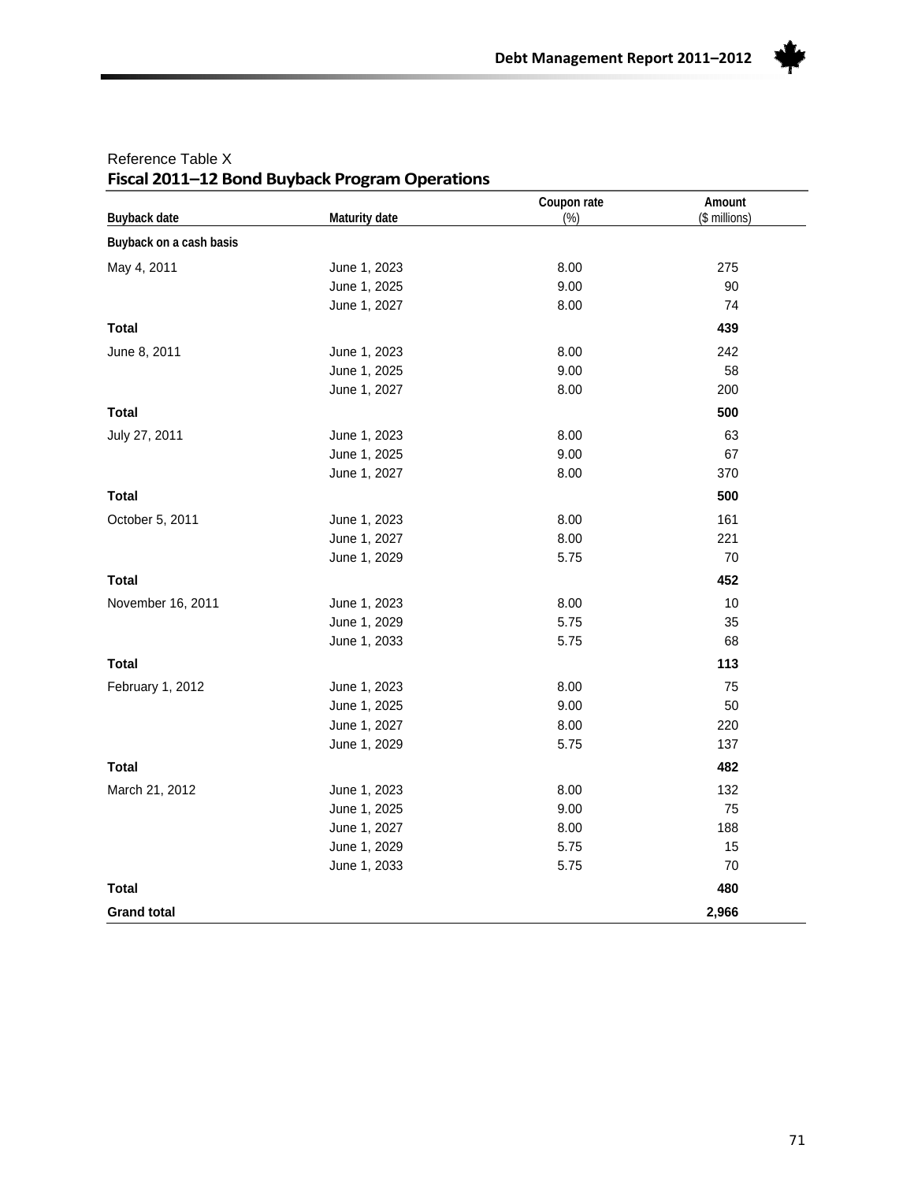Reference Table X

## Fiscal 2011–12 Bond Buyback Program Operations

| Buyback date | Maturity date | Coupon rate (%) | Amount ($ millions) |
|---|---|---|---|
| **Buyback on a cash basis** | | | |
| May 4, 2011 | June 1, 2023 | 8.00 | 275 |
| | June 1, 2025 | 9.00 | 90 |
| | June 1, 2027 | 8.00 | 74 |
| **Total** | | | **439** |
| June 8, 2011 | June 1, 2023 | 8.00 | 242 |
| | June 1, 2025 | 9.00 | 58 |
| | June 1, 2027 | 8.00 | 200 |
| **Total** | | | **500** |
| July 27, 2011 | June 1, 2023 | 8.00 | 63 |
| | June 1, 2025 | 9.00 | 67 |
| | June 1, 2027 | 8.00 | 370 |
| **Total** | | | **500** |
| October 5, 2011 | June 1, 2023 | 8.00 | 161 |
| | June 1, 2027 | 8.00 | 221 |
| | June 1, 2029 | 5.75 | 70 |
| **Total** | | | **452** |
| November 16, 2011 | June 1, 2023 | 8.00 | 10 |
| | June 1, 2029 | 5.75 | 35 |
| | June 1, 2033 | 5.75 | 68 |
| **Total** | | | **113** |
| February 1, 2012 | June 1, 2023 | 8.00 | 75 |
| | June 1, 2025 | 9.00 | 50 |
| | June 1, 2027 | 8.00 | 220 |
| | June 1, 2029 | 5.75 | 137 |
| **Total** | | | **482** |
| March 21, 2012 | June 1, 2023 | 8.00 | 132 |
| | June 1, 2025 | 9.00 | 75 |
| | June 1, 2027 | 8.00 | 188 |
| | June 1, 2029 | 5.75 | 15 |
| | June 1, 2033 | 5.75 | 70 |
| **Total** | | | **480** |
| **Grand total** | | | **2,966** |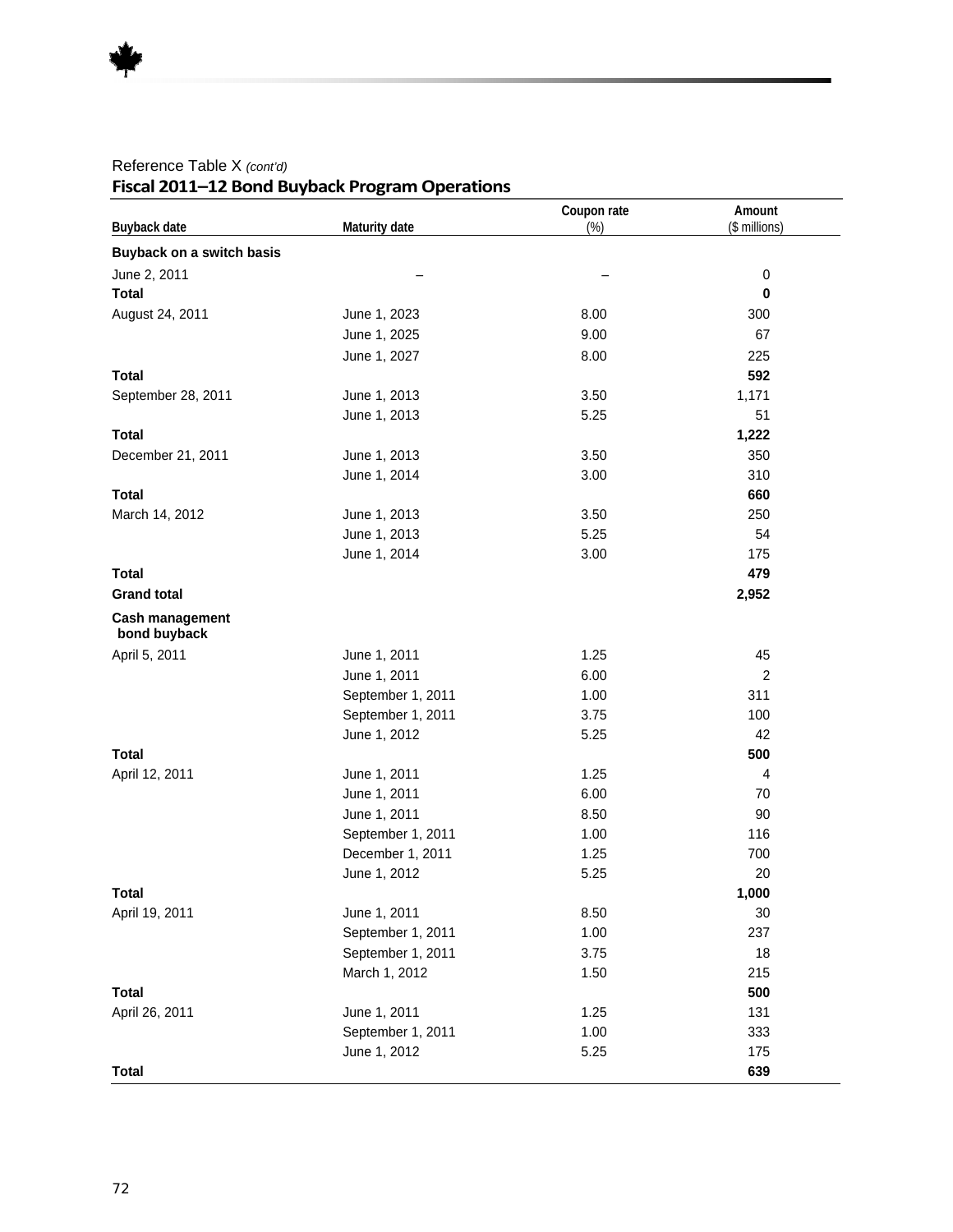Reference Table X *(cont'd)*

**Fiscal 2011–12 Bond Buyback Program Operations**

| Buyback date | Maturity date | Coupon rate (%) | Amount ($ millions) |
|---|---|---|---|
| **Buyback on a switch basis** | | | |
| June 2, 2011 | – | – | 0 |
| **Total** | | | **0** |
| August 24, 2011 | June 1, 2023 | 8.00 | 300 |
| | June 1, 2025 | 9.00 | 67 |
| | June 1, 2027 | 8.00 | 225 |
| **Total** | | | **592** |
| September 28, 2011 | June 1, 2013 | 3.50 | 1,171 |
| | June 1, 2013 | 5.25 | 51 |
| **Total** | | | **1,222** |
| December 21, 2011 | June 1, 2013 | 3.50 | 350 |
| | June 1, 2014 | 3.00 | 310 |
| **Total** | | | **660** |
| March 14, 2012 | June 1, 2013 | 3.50 | 250 |
| | June 1, 2013 | 5.25 | 54 |
| | June 1, 2014 | 3.00 | 175 |
| **Total** | | | **479** |
| **Grand total** | | | **2,952** |
| **Cash management bond buyback** | | | |
| April 5, 2011 | June 1, 2011 | 1.25 | 45 |
| | June 1, 2011 | 6.00 | 2 |
| | September 1, 2011 | 1.00 | 311 |
| | September 1, 2011 | 3.75 | 100 |
| | June 1, 2012 | 5.25 | 42 |
| **Total** | | | **500** |
| April 12, 2011 | June 1, 2011 | 1.25 | 4 |
| | June 1, 2011 | 6.00 | 70 |
| | June 1, 2011 | 8.50 | 90 |
| | September 1, 2011 | 1.00 | 116 |
| | December 1, 2011 | 1.25 | 700 |
| | June 1, 2012 | 5.25 | 20 |
| **Total** | | | **1,000** |
| April 19, 2011 | June 1, 2011 | 8.50 | 30 |
| | September 1, 2011 | 1.00 | 237 |
| | September 1, 2011 | 3.75 | 18 |
| | March 1, 2012 | 1.50 | 215 |
| **Total** | | | **500** |
| April 26, 2011 | June 1, 2011 | 1.25 | 131 |
| | September 1, 2011 | 1.00 | 333 |
| | June 1, 2012 | 5.25 | 175 |
| **Total** | | | **639** |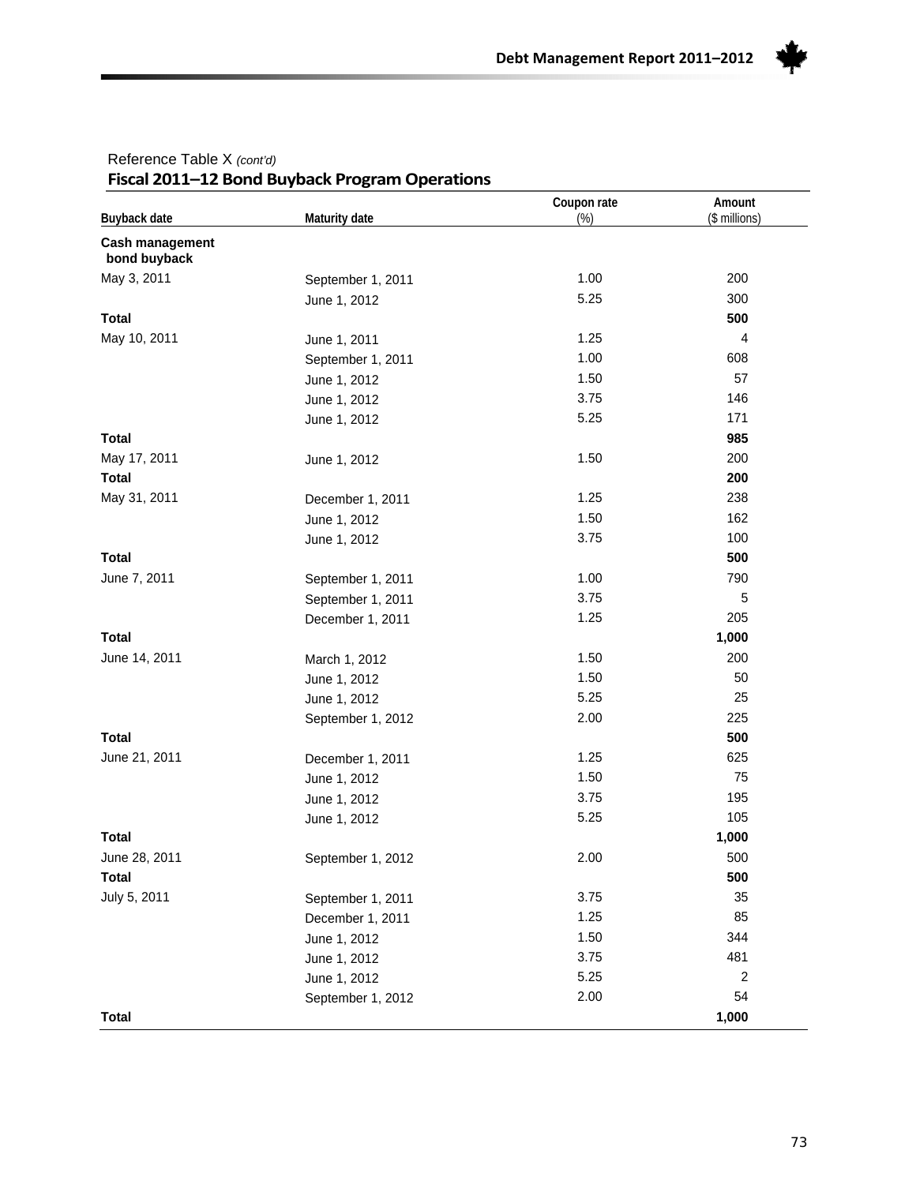Reference Table X *(cont'd)*

**Fiscal 2011–12 Bond Buyback Program Operations**

| Buyback date | Maturity date | Coupon rate (%) | Amount ($ millions) |
|---|---|---|---|
| **Cash management bond buyback** | | | |
| May 3, 2011 | September 1, 2011 | 1.00 | 200 |
| | June 1, 2012 | 5.25 | 300 |
| **Total** | | | **500** |
| May 10, 2011 | June 1, 2011 | 1.25 | 4 |
| | September 1, 2011 | 1.00 | 608 |
| | June 1, 2012 | 1.50 | 57 |
| | June 1, 2012 | 3.75 | 146 |
| | June 1, 2012 | 5.25 | 171 |
| **Total** | | | **985** |
| May 17, 2011 | June 1, 2012 | 1.50 | 200 |
| **Total** | | | **200** |
| May 31, 2011 | December 1, 2011 | 1.25 | 238 |
| | June 1, 2012 | 1.50 | 162 |
| | June 1, 2012 | 3.75 | 100 |
| **Total** | | | **500** |
| June 7, 2011 | September 1, 2011 | 1.00 | 790 |
| | September 1, 2011 | 3.75 | 5 |
| | December 1, 2011 | 1.25 | 205 |
| **Total** | | | **1,000** |
| June 14, 2011 | March 1, 2012 | 1.50 | 200 |
| | June 1, 2012 | 1.50 | 50 |
| | June 1, 2012 | 5.25 | 25 |
| | September 1, 2012 | 2.00 | 225 |
| **Total** | | | **500** |
| June 21, 2011 | December 1, 2011 | 1.25 | 625 |
| | June 1, 2012 | 1.50 | 75 |
| | June 1, 2012 | 3.75 | 195 |
| | June 1, 2012 | 5.25 | 105 |
| **Total** | | | **1,000** |
| June 28, 2011 | September 1, 2012 | 2.00 | 500 |
| **Total** | | | **500** |
| July 5, 2011 | September 1, 2011 | 3.75 | 35 |
| | December 1, 2011 | 1.25 | 85 |
| | June 1, 2012 | 1.50 | 344 |
| | June 1, 2012 | 3.75 | 481 |
| | June 1, 2012 | 5.25 | 2 |
| | September 1, 2012 | 2.00 | 54 |
| **Total** | | | **1,000** |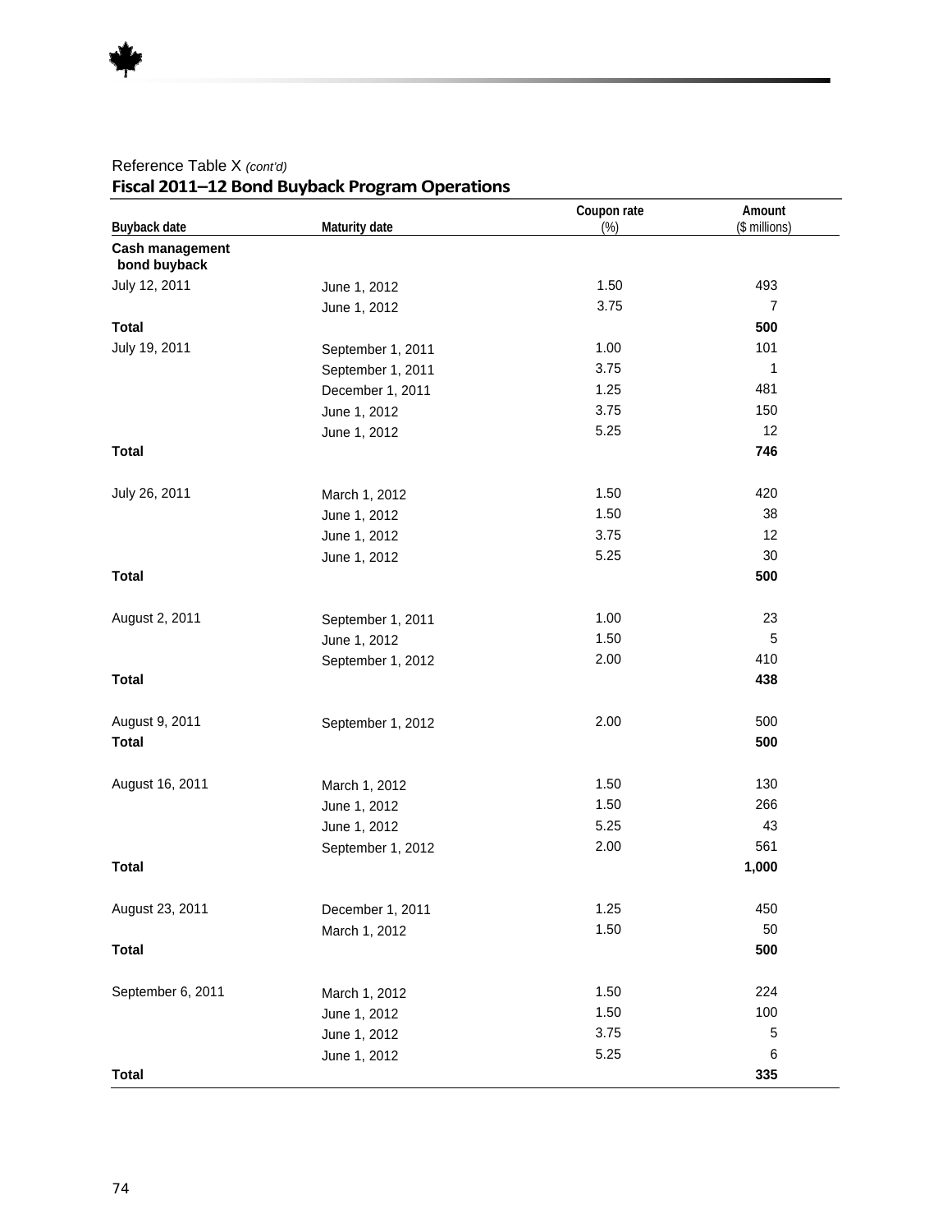Reference Table X *(cont'd)*

**Fiscal 2011–12 Bond Buyback Program Operations**

| Buyback date | Maturity date | Coupon rate (%) | Amount ($ millions) |
|---|---|---|---|
| **Cash management bond buyback** | | | |
| July 12, 2011 | June 1, 2012 | 1.50 | 493 |
| | June 1, 2012 | 3.75 | 7 |
| **Total** | | | **500** |
| July 19, 2011 | September 1, 2011 | 1.00 | 101 |
| | September 1, 2011 | 3.75 | 1 |
| | December 1, 2011 | 1.25 | 481 |
| | June 1, 2012 | 3.75 | 150 |
| | June 1, 2012 | 5.25 | 12 |
| **Total** | | | **746** |
| July 26, 2011 | March 1, 2012 | 1.50 | 420 |
| | June 1, 2012 | 1.50 | 38 |
| | June 1, 2012 | 3.75 | 12 |
| | June 1, 2012 | 5.25 | 30 |
| **Total** | | | **500** |
| August 2, 2011 | September 1, 2011 | 1.00 | 23 |
| | June 1, 2012 | 1.50 | 5 |
| | September 1, 2012 | 2.00 | 410 |
| **Total** | | | **438** |
| August 9, 2011 | September 1, 2012 | 2.00 | 500 |
| **Total** | | | **500** |
| August 16, 2011 | March 1, 2012 | 1.50 | 130 |
| | June 1, 2012 | 1.50 | 266 |
| | June 1, 2012 | 5.25 | 43 |
| | September 1, 2012 | 2.00 | 561 |
| **Total** | | | **1,000** |
| August 23, 2011 | December 1, 2011 | 1.25 | 450 |
| | March 1, 2012 | 1.50 | 50 |
| **Total** | | | **500** |
| September 6, 2011 | March 1, 2012 | 1.50 | 224 |
| | June 1, 2012 | 1.50 | 100 |
| | June 1, 2012 | 3.75 | 5 |
| | June 1, 2012 | 5.25 | 6 |
| **Total** | | | **335** |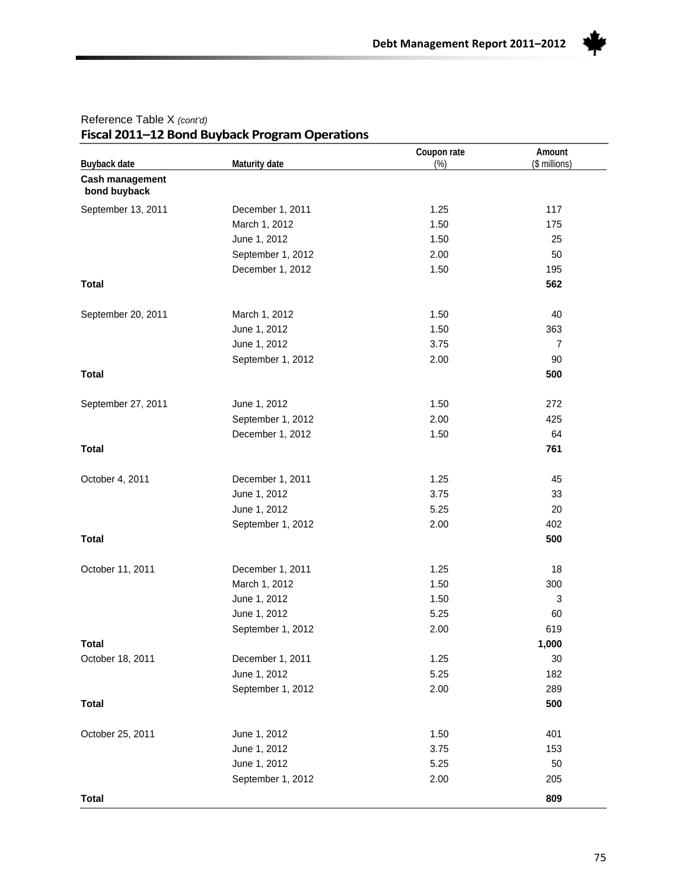Reference Table X *(cont'd)*

**Fiscal 2011–12 Bond Buyback Program Operations**

| Buyback date | Maturity date | Coupon rate (%) | Amount ($ millions) |
|---|---|---|---|
| **Cash management bond buyback** | | | |
| September 13, 2011 | December 1, 2011 | 1.25 | 117 |
| | March 1, 2012 | 1.50 | 175 |
| | June 1, 2012 | 1.50 | 25 |
| | September 1, 2012 | 2.00 | 50 |
| | December 1, 2012 | 1.50 | 195 |
| **Total** | | | **562** |
| September 20, 2011 | March 1, 2012 | 1.50 | 40 |
| | June 1, 2012 | 1.50 | 363 |
| | June 1, 2012 | 3.75 | 7 |
| | September 1, 2012 | 2.00 | 90 |
| **Total** | | | **500** |
| September 27, 2011 | June 1, 2012 | 1.50 | 272 |
| | September 1, 2012 | 2.00 | 425 |
| | December 1, 2012 | 1.50 | 64 |
| **Total** | | | **761** |
| October 4, 2011 | December 1, 2011 | 1.25 | 45 |
| | June 1, 2012 | 3.75 | 33 |
| | June 1, 2012 | 5.25 | 20 |
| | September 1, 2012 | 2.00 | 402 |
| **Total** | | | **500** |
| October 11, 2011 | December 1, 2011 | 1.25 | 18 |
| | March 1, 2012 | 1.50 | 300 |
| | June 1, 2012 | 1.50 | 3 |
| | June 1, 2012 | 5.25 | 60 |
| | September 1, 2012 | 2.00 | 619 |
| **Total** | | | **1,000** |
| October 18, 2011 | December 1, 2011 | 1.25 | 30 |
| | June 1, 2012 | 5.25 | 182 |
| | September 1, 2012 | 2.00 | 289 |
| **Total** | | | **500** |
| October 25, 2011 | June 1, 2012 | 1.50 | 401 |
| | June 1, 2012 | 3.75 | 153 |
| | June 1, 2012 | 5.25 | 50 |
| | September 1, 2012 | 2.00 | 205 |
| **Total** | | | **809** |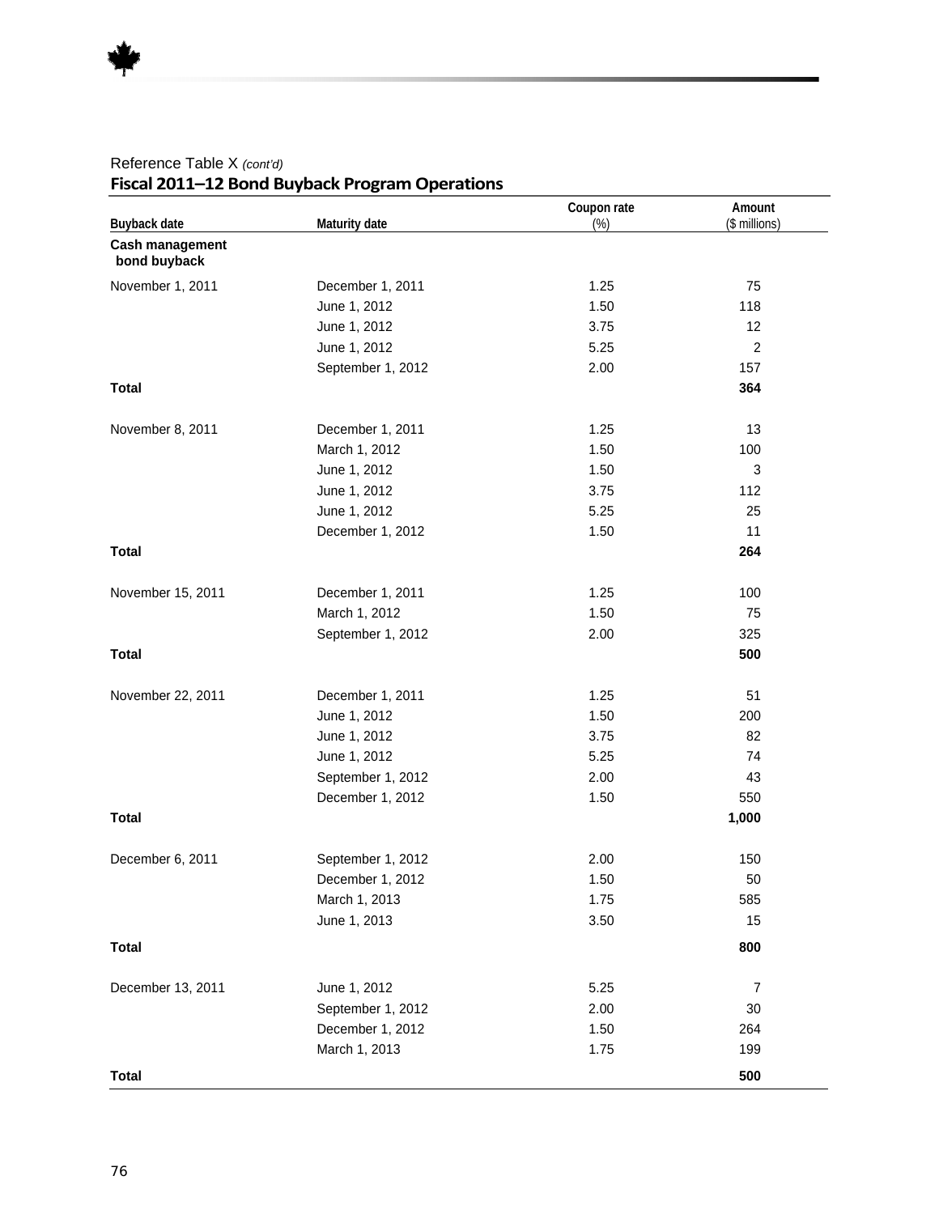Reference Table X *(cont'd)*

**Fiscal 2011–12 Bond Buyback Program Operations**

| Buyback date | Maturity date | Coupon rate (%) | Amount ($ millions) |
|---|---|---|---|
| **Cash management bond buyback** | | | |
| November 1, 2011 | December 1, 2011 | 1.25 | 75 |
| | June 1, 2012 | 1.50 | 118 |
| | June 1, 2012 | 3.75 | 12 |
| | June 1, 2012 | 5.25 | 2 |
| | September 1, 2012 | 2.00 | 157 |
| **Total** | | | **364** |
| November 8, 2011 | December 1, 2011 | 1.25 | 13 |
| | March 1, 2012 | 1.50 | 100 |
| | June 1, 2012 | 1.50 | 3 |
| | June 1, 2012 | 3.75 | 112 |
| | June 1, 2012 | 5.25 | 25 |
| | December 1, 2012 | 1.50 | 11 |
| **Total** | | | **264** |
| November 15, 2011 | December 1, 2011 | 1.25 | 100 |
| | March 1, 2012 | 1.50 | 75 |
| | September 1, 2012 | 2.00 | 325 |
| **Total** | | | **500** |
| November 22, 2011 | December 1, 2011 | 1.25 | 51 |
| | June 1, 2012 | 1.50 | 200 |
| | June 1, 2012 | 3.75 | 82 |
| | June 1, 2012 | 5.25 | 74 |
| | September 1, 2012 | 2.00 | 43 |
| | December 1, 2012 | 1.50 | 550 |
| **Total** | | | **1,000** |
| December 6, 2011 | September 1, 2012 | 2.00 | 150 |
| | December 1, 2012 | 1.50 | 50 |
| | March 1, 2013 | 1.75 | 585 |
| | June 1, 2013 | 3.50 | 15 |
| **Total** | | | **800** |
| December 13, 2011 | June 1, 2012 | 5.25 | 7 |
| | September 1, 2012 | 2.00 | 30 |
| | December 1, 2012 | 1.50 | 264 |
| | March 1, 2013 | 1.75 | 199 |
| **Total** | | | **500** |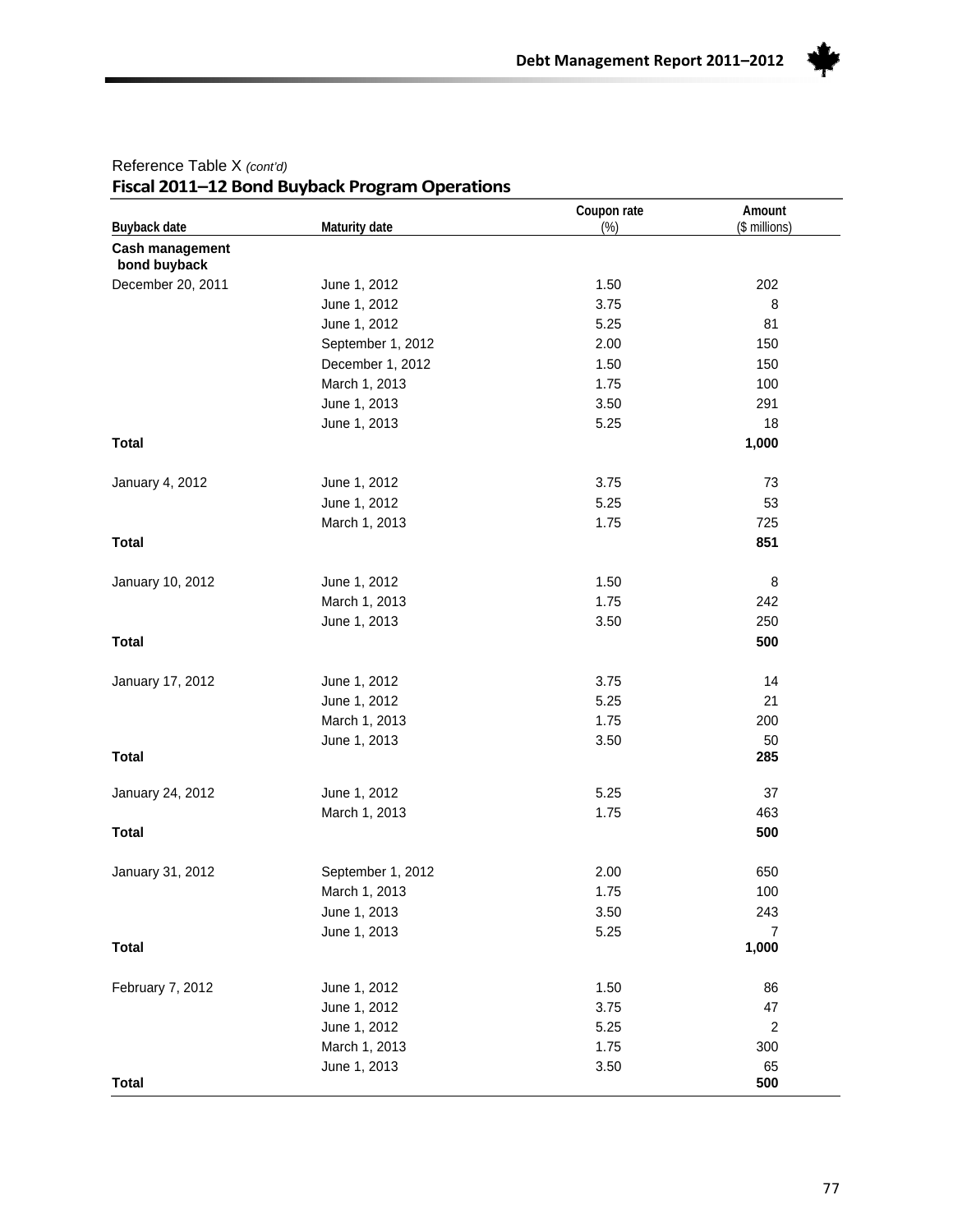Reference Table X *(cont'd)*

## Fiscal 2011–12 Bond Buyback Program Operations

| Buyback date | Maturity date | Coupon rate (%) | Amount ($ millions) |
|---|---|---|---|
| **Cash management bond buyback** | | | |
| December 20, 2011 | June 1, 2012 | 1.50 | 202 |
| | June 1, 2012 | 3.75 | 8 |
| | June 1, 2012 | 5.25 | 81 |
| | September 1, 2012 | 2.00 | 150 |
| | December 1, 2012 | 1.50 | 150 |
| | March 1, 2013 | 1.75 | 100 |
| | June 1, 2013 | 3.50 | 291 |
| | June 1, 2013 | 5.25 | 18 |
| **Total** | | | **1,000** |
| January 4, 2012 | June 1, 2012 | 3.75 | 73 |
| | June 1, 2012 | 5.25 | 53 |
| | March 1, 2013 | 1.75 | 725 |
| **Total** | | | **851** |
| January 10, 2012 | June 1, 2012 | 1.50 | 8 |
| | March 1, 2013 | 1.75 | 242 |
| | June 1, 2013 | 3.50 | 250 |
| **Total** | | | **500** |
| January 17, 2012 | June 1, 2012 | 3.75 | 14 |
| | June 1, 2012 | 5.25 | 21 |
| | March 1, 2013 | 1.75 | 200 |
| | June 1, 2013 | 3.50 | 50 |
| **Total** | | | **285** |
| January 24, 2012 | June 1, 2012 | 5.25 | 37 |
| | March 1, 2013 | 1.75 | 463 |
| **Total** | | | **500** |
| January 31, 2012 | September 1, 2012 | 2.00 | 650 |
| | March 1, 2013 | 1.75 | 100 |
| | June 1, 2013 | 3.50 | 243 |
| | June 1, 2013 | 5.25 | 7 |
| **Total** | | | **1,000** |
| February 7, 2012 | June 1, 2012 | 1.50 | 86 |
| | June 1, 2012 | 3.75 | 47 |
| | June 1, 2012 | 5.25 | 2 |
| | March 1, 2013 | 1.75 | 300 |
| | June 1, 2013 | 3.50 | 65 |
| **Total** | | | **500** |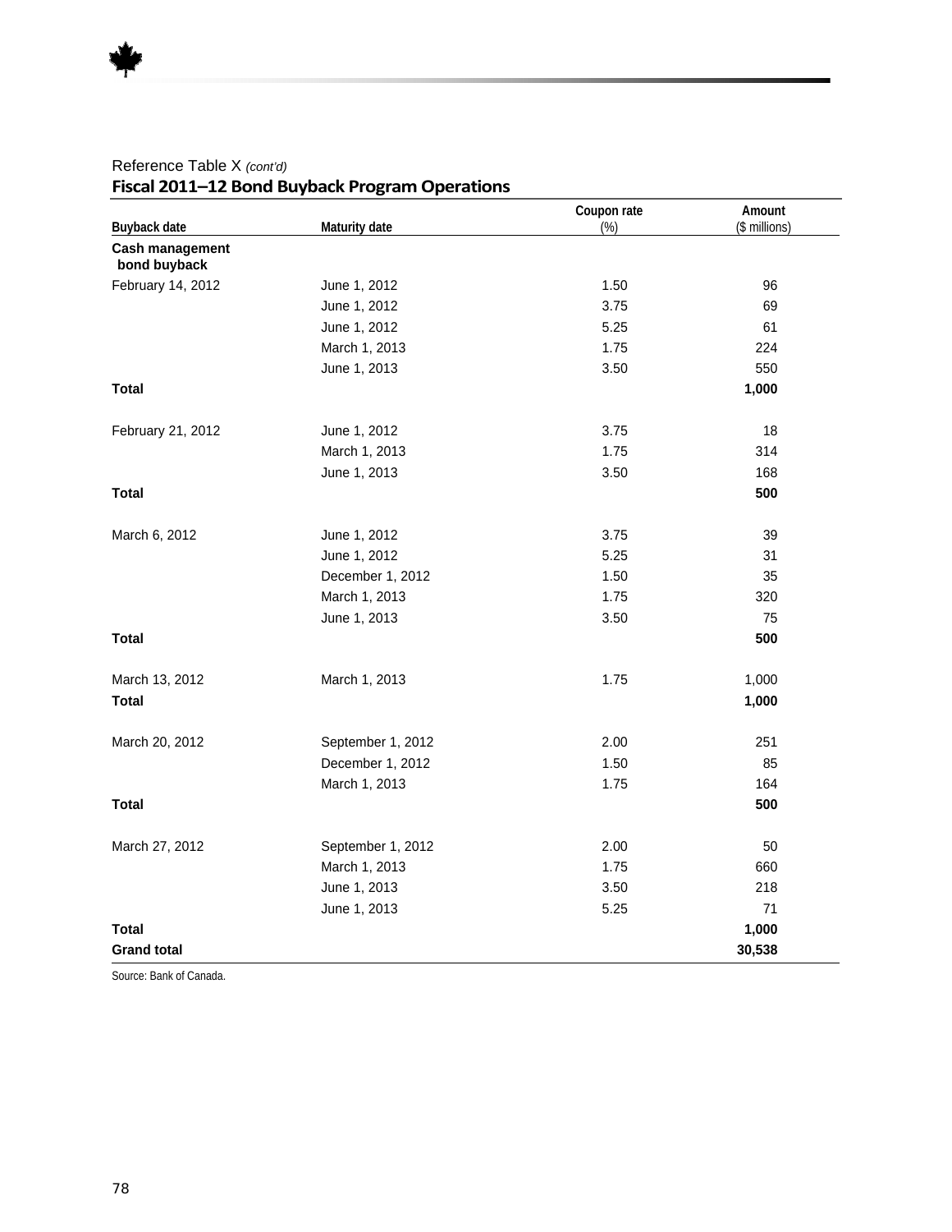Reference Table X *(cont'd)*

## Fiscal 2011–12 Bond Buyback Program Operations

| Buyback date | Maturity date | Coupon rate (%) | Amount ($ millions) |
|---|---|---|---|
| **Cash management bond buyback** | | | |
| February 14, 2012 | June 1, 2012 | 1.50 | 96 |
| | June 1, 2012 | 3.75 | 69 |
| | June 1, 2012 | 5.25 | 61 |
| | March 1, 2013 | 1.75 | 224 |
| | June 1, 2013 | 3.50 | 550 |
| **Total** | | | **1,000** |
| February 21, 2012 | June 1, 2012 | 3.75 | 18 |
| | March 1, 2013 | 1.75 | 314 |
| | June 1, 2013 | 3.50 | 168 |
| **Total** | | | **500** |
| March 6, 2012 | June 1, 2012 | 3.75 | 39 |
| | June 1, 2012 | 5.25 | 31 |
| | December 1, 2012 | 1.50 | 35 |
| | March 1, 2013 | 1.75 | 320 |
| | June 1, 2013 | 3.50 | 75 |
| **Total** | | | **500** |
| March 13, 2012 | March 1, 2013 | 1.75 | 1,000 |
| **Total** | | | **1,000** |
| March 20, 2012 | September 1, 2012 | 2.00 | 251 |
| | December 1, 2012 | 1.50 | 85 |
| | March 1, 2013 | 1.75 | 164 |
| **Total** | | | **500** |
| March 27, 2012 | September 1, 2012 | 2.00 | 50 |
| | March 1, 2013 | 1.75 | 660 |
| | June 1, 2013 | 3.50 | 218 |
| | June 1, 2013 | 5.25 | 71 |
| **Total** | | | **1,000** |
| **Grand total** | | | **30,538** |

Source: Bank of Canada.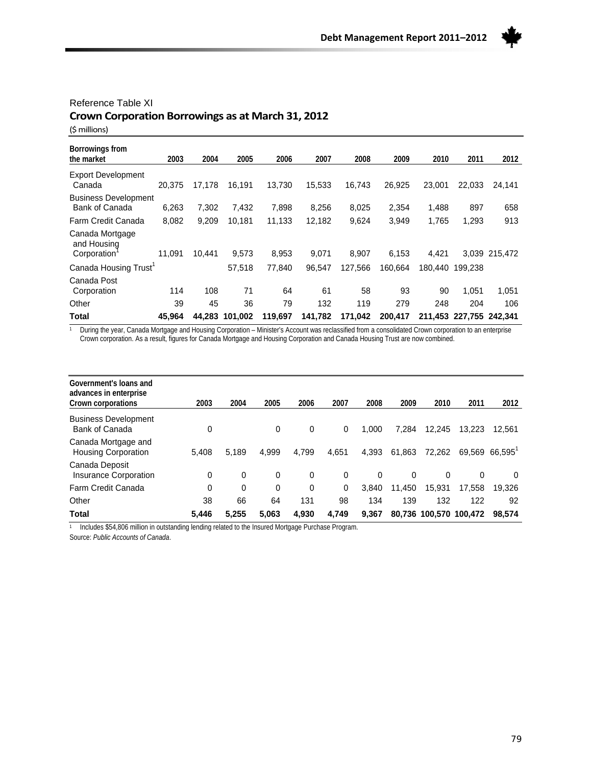Reference Table XI

## Crown Corporation Borrowings as at March 31, 2012

($ millions)

| Borrowings from the market | 2003 | 2004 | 2005 | 2006 | 2007 | 2008 | 2009 | 2010 | 2011 | 2012 |
|---|---|---|---|---|---|---|---|---|---|---|
| Export Development Canada | 20,375 | 17,178 | 16,191 | 13,730 | 15,533 | 16,743 | 26,925 | 23,001 | 22,033 | 24,141 |
| Business Development Bank of Canada | 6,263 | 7,302 | 7,432 | 7,898 | 8,256 | 8,025 | 2,354 | 1,488 | 897 | 658 |
| Farm Credit Canada | 8,082 | 9,209 | 10,181 | 11,133 | 12,182 | 9,624 | 3,949 | 1,765 | 1,293 | 913 |
| Canada Mortgage and Housing Corporation[1] | 11,091 | 10,441 | 9,573 | 8,953 | 9,071 | 8,907 | 6,153 | 4,421 | 3,039 | 215,472 |
| Canada Housing Trust[1] | | | 57,518 | 77,840 | 96,547 | 127,566 | 160,664 | 180,440 | 199,238 | |
| Canada Post Corporation | 114 | 108 | 71 | 64 | 61 | 58 | 93 | 90 | 1,051 | 1,051 |
| Other | 39 | 45 | 36 | 79 | 132 | 119 | 279 | 248 | 204 | 106 |
| **Total** | **45,964** | **44,283** | **101,002** | **119,697** | **141,782** | **171,042** | **200,417** | **211,453** | **227,755** | **242,341** |

[1] During the year, Canada Mortgage and Housing Corporation – Minister's Account was reclassified from a consolidated Crown corporation to an enterprise Crown corporation. As a result, figures for Canada Mortgage and Housing Corporation and Canada Housing Trust are now combined.

| Government's loans and advances in enterprise Crown corporations | 2003 | 2004 | 2005 | 2006 | 2007 | 2008 | 2009 | 2010 | 2011 | 2012 |
|---|---|---|---|---|---|---|---|---|---|---|
| Business Development Bank of Canada | 0 | | 0 | 0 | 0 | 1,000 | 7,284 | 12,245 | 13,223 | 12,561 |
| Canada Mortgage and Housing Corporation | 5,408 | 5,189 | 4,999 | 4,799 | 4,651 | 4,393 | 61,863 | 72,262 | 69,569 | 66,595[1] |
| Canada Deposit Insurance Corporation | 0 | 0 | 0 | 0 | 0 | 0 | 0 | 0 | 0 | 0 |
| Farm Credit Canada | 0 | 0 | 0 | 0 | 0 | 3,840 | 11,450 | 15,931 | 17,558 | 19,326 |
| Other | 38 | 66 | 64 | 131 | 98 | 134 | 139 | 132 | 122 | 92 |
| **Total** | **5,446** | **5,255** | **5,063** | **4,930** | **4,749** | **9,367** | **80,736** | **100,570** | **100,472** | **98,574** |

[1] Includes $54,806 million in outstanding lending related to the Insured Mortgage Purchase Program.

Source: *Public Accounts of Canada*.